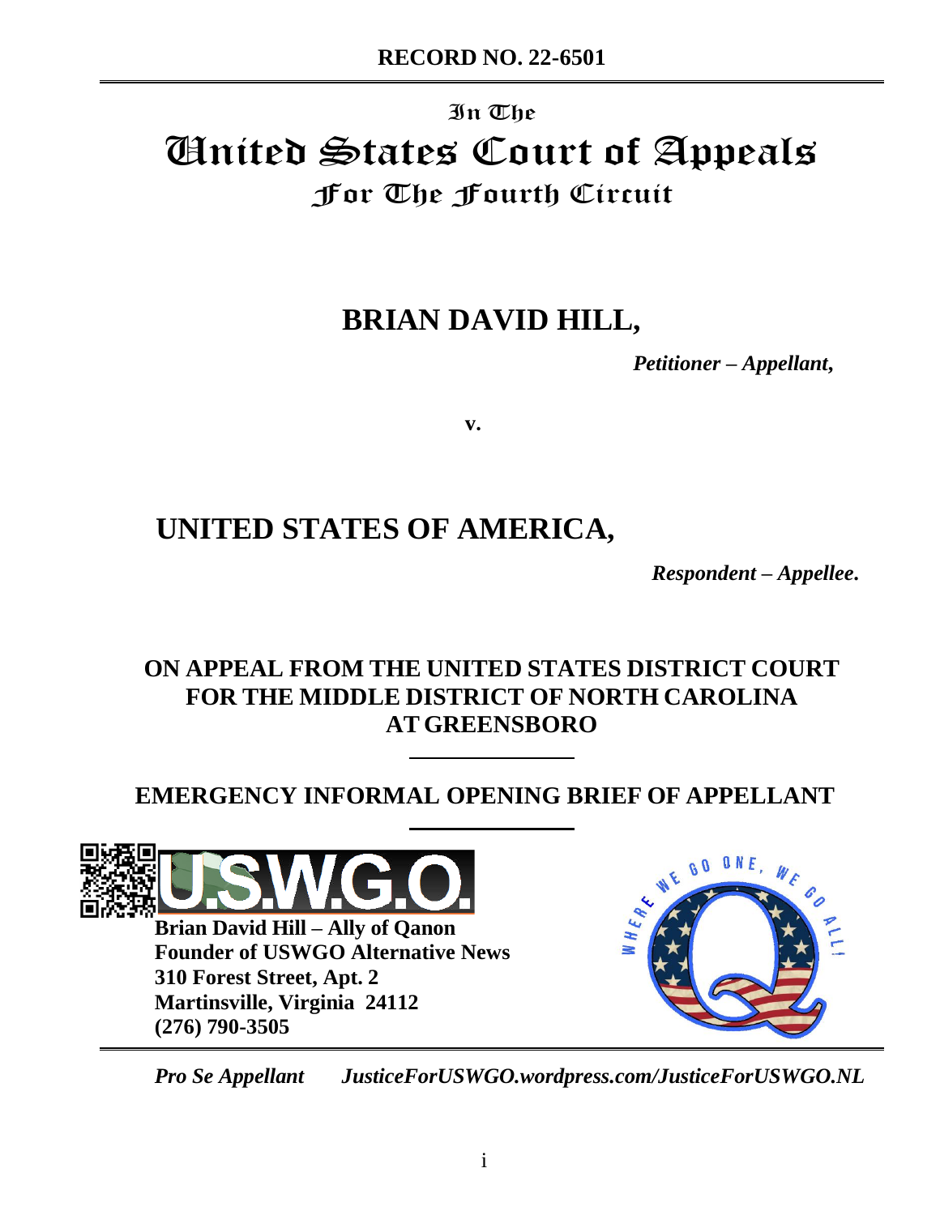**RECORD NO. 22-6501**

In The

# United States Court of Appeals

## For The Fourth Circuit

**BRIAN DAVID HILL,**

***Petitioner – Appellant,***

**v.**

**UNITED STATES OF AMERICA,**

***Respondent – Appellee.***

**ON APPEAL FROM THE UNITED STATES DISTRICT COURT FOR THE MIDDLE DISTRICT OF NORTH CAROLINA AT GREENSBORO**

**EMERGENCY INFORMAL OPENING BRIEF OF APPELLANT**

**Brian David Hill – Ally of Qanon**
**Founder of USWGO Alternative News**
**310 Forest Street, Apt. 2**
**Martinsville, Virginia 24112**
**(276) 790-3505**

***Pro Se Appellant*** ***JusticeForUSWGO.wordpress.com/JusticeForUSWGO.NL***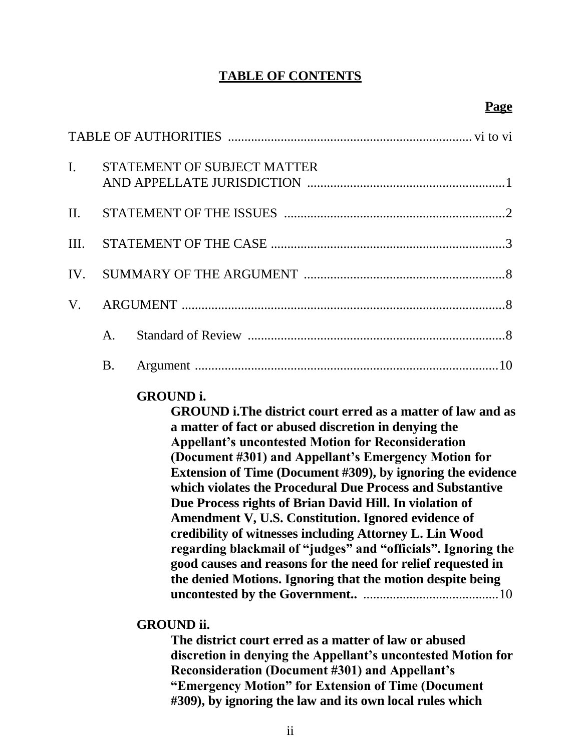# TABLE OF CONTENTS

**Page**

TABLE OF AUTHORITIES .......................................................................... vi to vi

I. STATEMENT OF SUBJECT MATTER AND APPELLATE JURISDICTION ............................................................1

II. STATEMENT OF THE ISSUES ...................................................................2

III. STATEMENT OF THE CASE .......................................................................3

IV. SUMMARY OF THE ARGUMENT .............................................................8

V. ARGUMENT ..................................................................................................8

A. Standard of Review ..............................................................................8

B. Argument ............................................................................................10

**GROUND i.**

**GROUND i.The district court erred as a matter of law and as a matter of fact or abused discretion in denying the Appellant's uncontested Motion for Reconsideration (Document #301) and Appellant's Emergency Motion for Extension of Time (Document #309), by ignoring the evidence which violates the Procedural Due Process and Substantive Due Process rights of Brian David Hill. In violation of Amendment V, U.S. Constitution. Ignored evidence of credibility of witnesses including Attorney L. Lin Wood regarding blackmail of "judges" and "officials". Ignoring the good causes and reasons for the need for relief requested in the denied Motions. Ignoring that the motion despite being uncontested by the Government..** ..........................................10

**GROUND ii.**

**The district court erred as a matter of law or abused discretion in denying the Appellant's uncontested Motion for Reconsideration (Document #301) and Appellant's "Emergency Motion" for Extension of Time (Document #309), by ignoring the law and its own local rules which**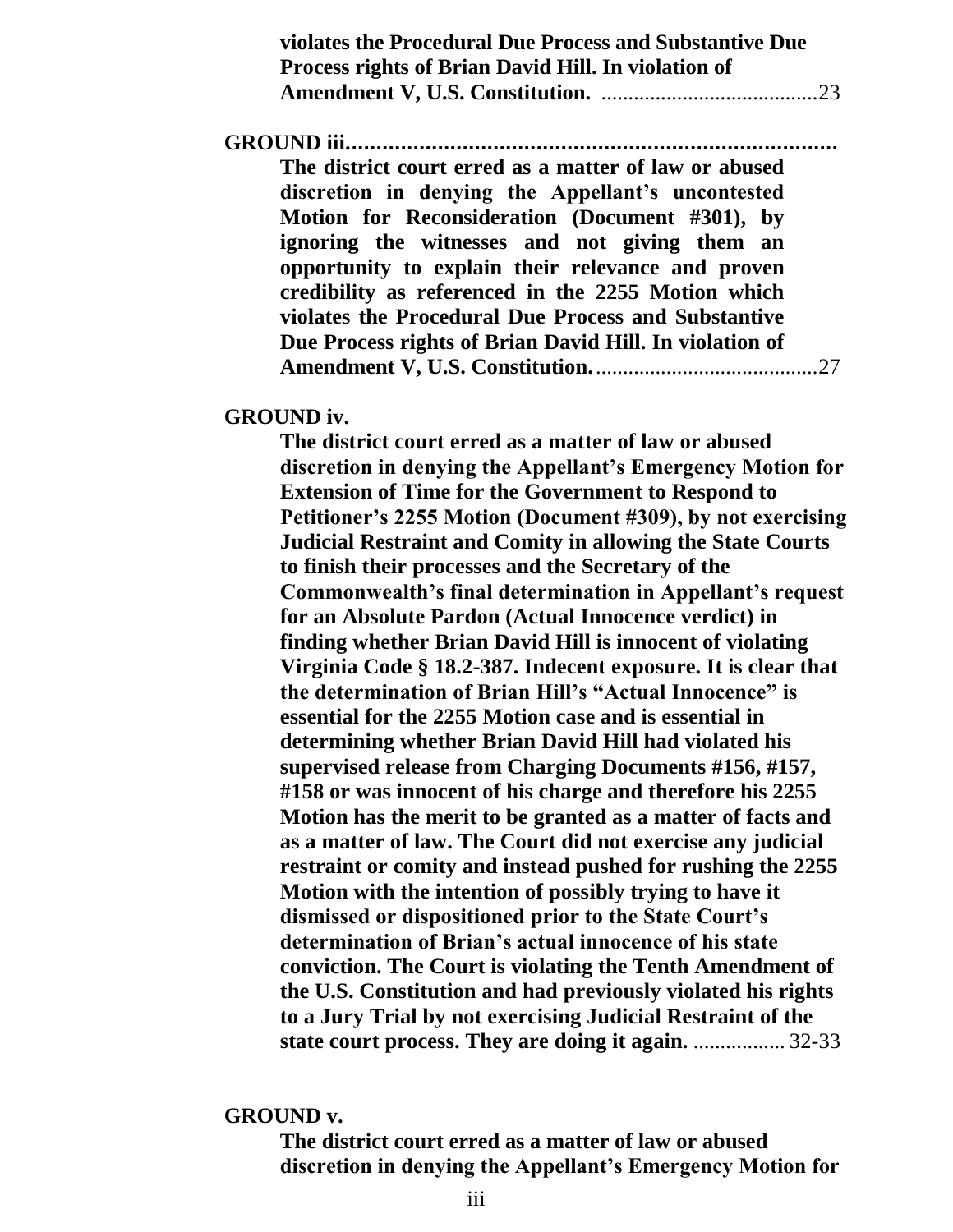**violates the Procedural Due Process and Substantive Due Process rights of Brian David Hill. In violation of Amendment V, U.S. Constitution.** .......................................23

**GROUND iii.................................................................................**

**The district court erred as a matter of law or abused discretion in denying the Appellant's uncontested Motion for Reconsideration (Document #301), by ignoring the witnesses and not giving them an opportunity to explain their relevance and proven credibility as referenced in the 2255 Motion which violates the Procedural Due Process and Substantive Due Process rights of Brian David Hill. In violation of Amendment V, U.S. Constitution.**.........................................27

**GROUND iv.**

**The district court erred as a matter of law or abused discretion in denying the Appellant's Emergency Motion for Extension of Time for the Government to Respond to Petitioner's 2255 Motion (Document #309), by not exercising Judicial Restraint and Comity in allowing the State Courts to finish their processes and the Secretary of the Commonwealth's final determination in Appellant's request for an Absolute Pardon (Actual Innocence verdict) in finding whether Brian David Hill is innocent of violating Virginia Code § 18.2-387. Indecent exposure. It is clear that the determination of Brian Hill's "Actual Innocence" is essential for the 2255 Motion case and is essential in determining whether Brian David Hill had violated his supervised release from Charging Documents #156, #157, #158 or was innocent of his charge and therefore his 2255 Motion has the merit to be granted as a matter of facts and as a matter of law. The Court did not exercise any judicial restraint or comity and instead pushed for rushing the 2255 Motion with the intention of possibly trying to have it dismissed or dispositioned prior to the State Court's determination of Brian's actual innocence of his state conviction. The Court is violating the Tenth Amendment of the U.S. Constitution and had previously violated his rights to a Jury Trial by not exercising Judicial Restraint of the state court process. They are doing it again.** ................. 32-33

**GROUND v.**

**The district court erred as a matter of law or abused discretion in denying the Appellant's Emergency Motion for**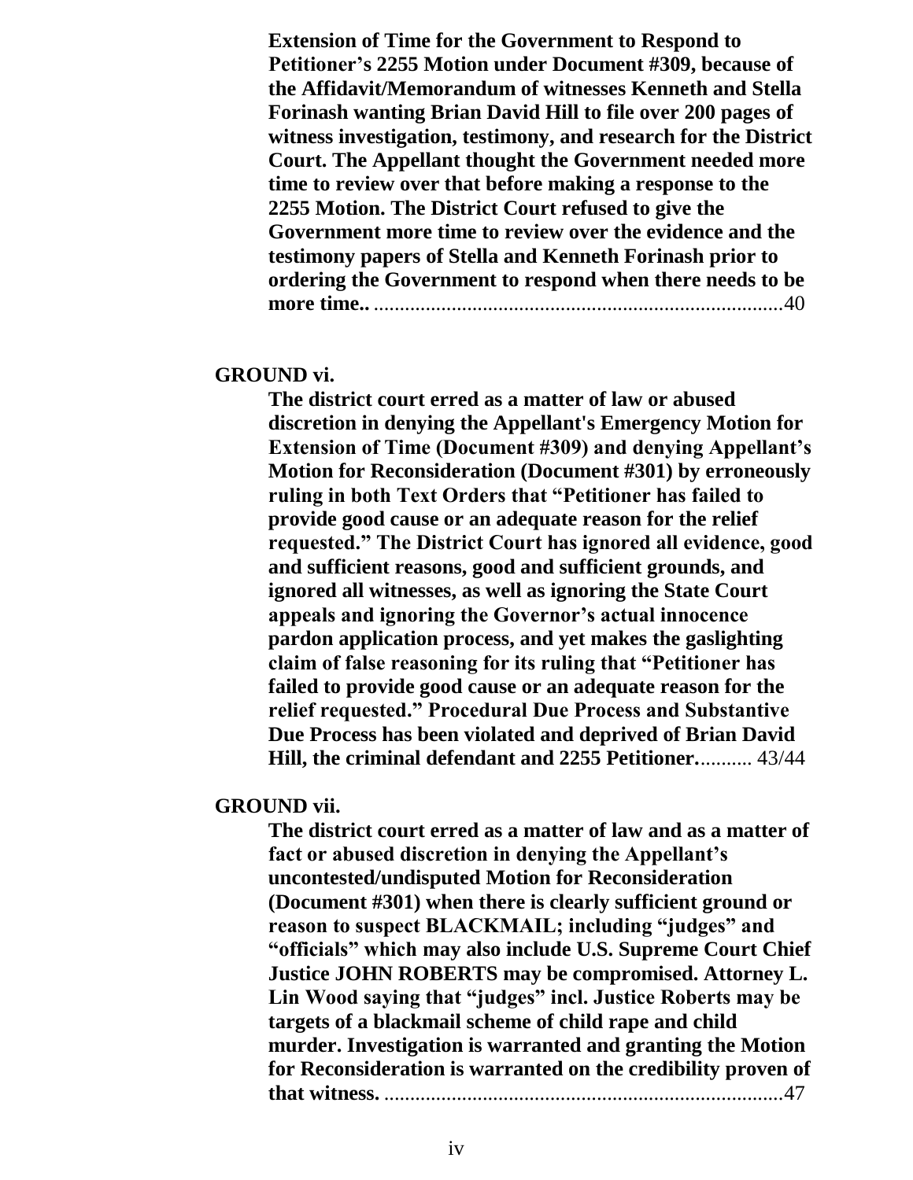**Extension of Time for the Government to Respond to Petitioner's 2255 Motion under Document #309, because of the Affidavit/Memorandum of witnesses Kenneth and Stella Forinash wanting Brian David Hill to file over 200 pages of witness investigation, testimony, and research for the District Court. The Appellant thought the Government needed more time to review over that before making a response to the 2255 Motion. The District Court refused to give the Government more time to review over the evidence and the testimony papers of Stella and Kenneth Forinash prior to ordering the Government to respond when there needs to be more time..** ...............................................................................40

**GROUND vi.**

**The district court erred as a matter of law or abused discretion in denying the Appellant's Emergency Motion for Extension of Time (Document #309) and denying Appellant's Motion for Reconsideration (Document #301) by erroneously ruling in both Text Orders that "Petitioner has failed to provide good cause or an adequate reason for the relief requested." The District Court has ignored all evidence, good and sufficient reasons, good and sufficient grounds, and ignored all witnesses, as well as ignoring the State Court appeals and ignoring the Governor's actual innocence pardon application process, and yet makes the gaslighting claim of false reasoning for its ruling that "Petitioner has failed to provide good cause or an adequate reason for the relief requested." Procedural Due Process and Substantive Due Process has been violated and deprived of Brian David Hill, the criminal defendant and 2255 Petitioner.**.......... 43/44

**GROUND vii.**

**The district court erred as a matter of law and as a matter of fact or abused discretion in denying the Appellant's uncontested/undisputed Motion for Reconsideration (Document #301) when there is clearly sufficient ground or reason to suspect BLACKMAIL; including "judges" and "officials" which may also include U.S. Supreme Court Chief Justice JOHN ROBERTS may be compromised. Attorney L. Lin Wood saying that "judges" incl. Justice Roberts may be targets of a blackmail scheme of child rape and child murder. Investigation is warranted and granting the Motion for Reconsideration is warranted on the credibility proven of that witness.** ............................................................................47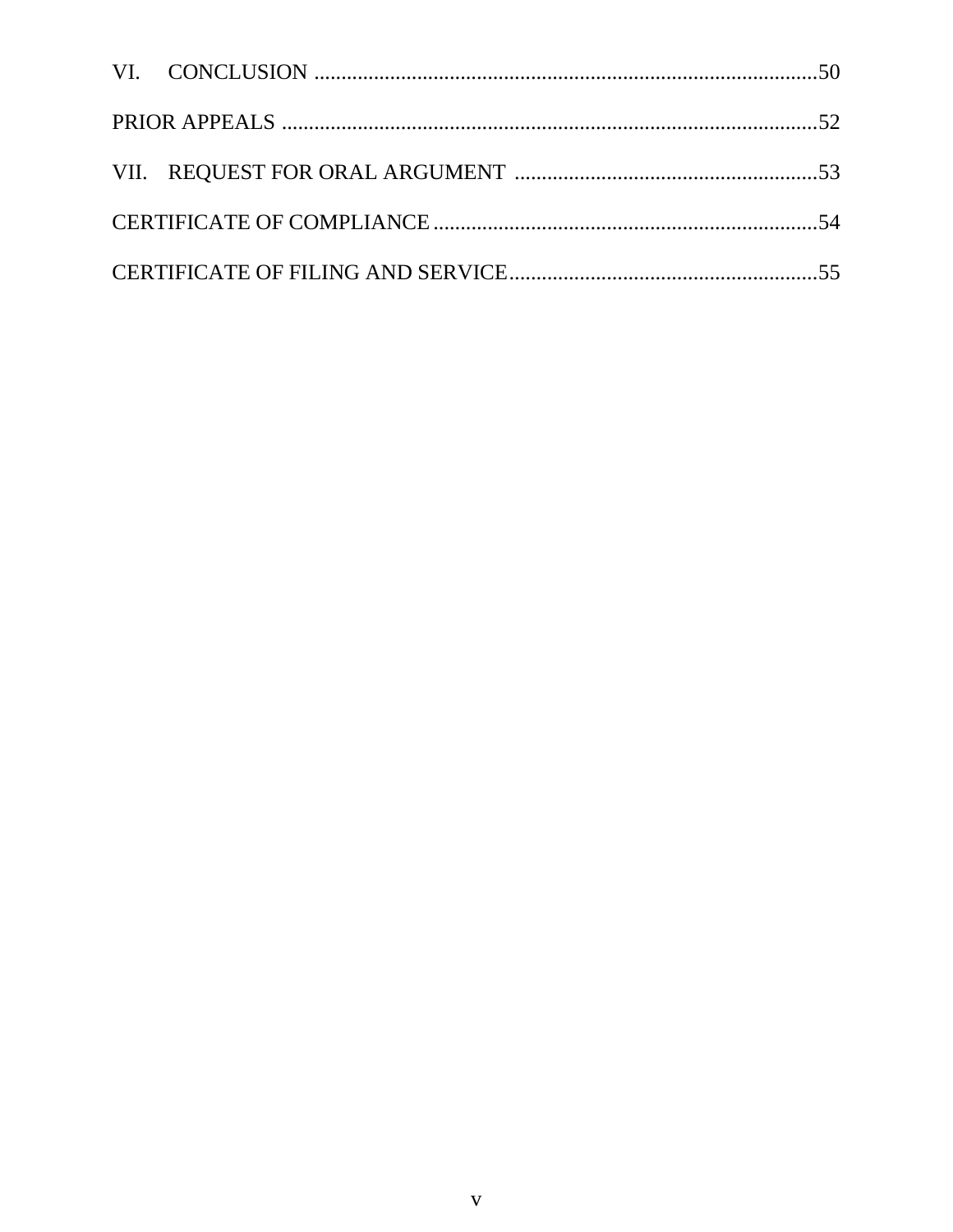VI. CONCLUSION ....................................................................................................50

PRIOR APPEALS ...................................................................................................52

VII. REQUEST FOR ORAL ARGUMENT ..........................................................53

CERTIFICATE OF COMPLIANCE .......................................................................54

CERTIFICATE OF FILING AND SERVICE.........................................................55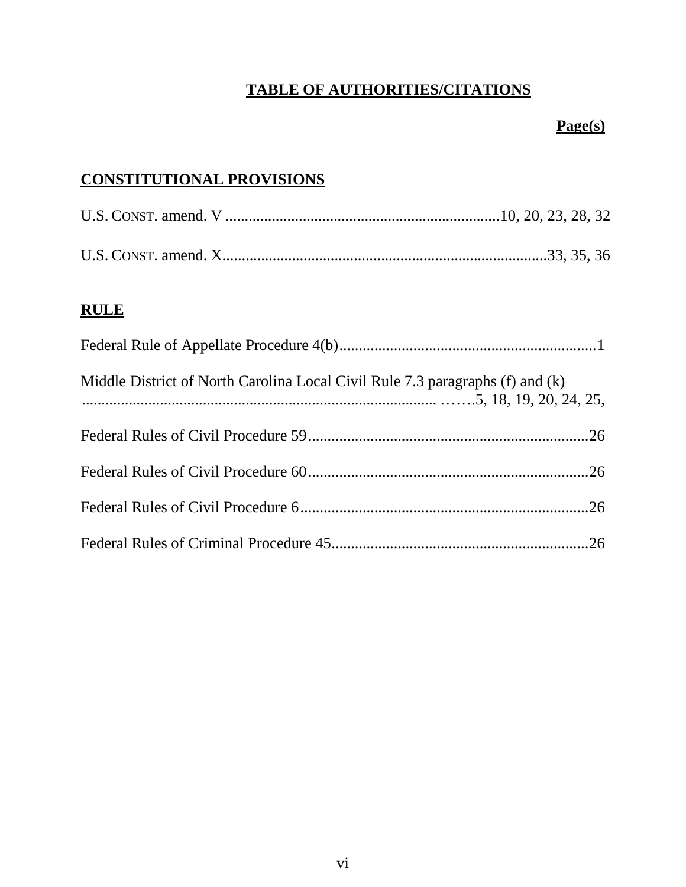# TABLE OF AUTHORITIES/CITATIONS

**Page(s)**

## CONSTITUTIONAL PROVISIONS

U.S. CONST. amend. V ......................................................................10, 20, 23, 28, 32

U.S. CONST. amend. X...................................................................................33, 35, 36

## RULE

Federal Rule of Appellate Procedure 4(b)..................................................................1

Middle District of North Carolina Local Civil Rule 7.3 paragraphs (f) and (k) ........................................................................................... …….5, 18, 19, 20, 24, 25,

Federal Rules of Civil Procedure 59........................................................................26

Federal Rules of Civil Procedure 60........................................................................26

Federal Rules of Civil Procedure 6..........................................................................26

Federal Rules of Criminal Procedure 45..................................................................26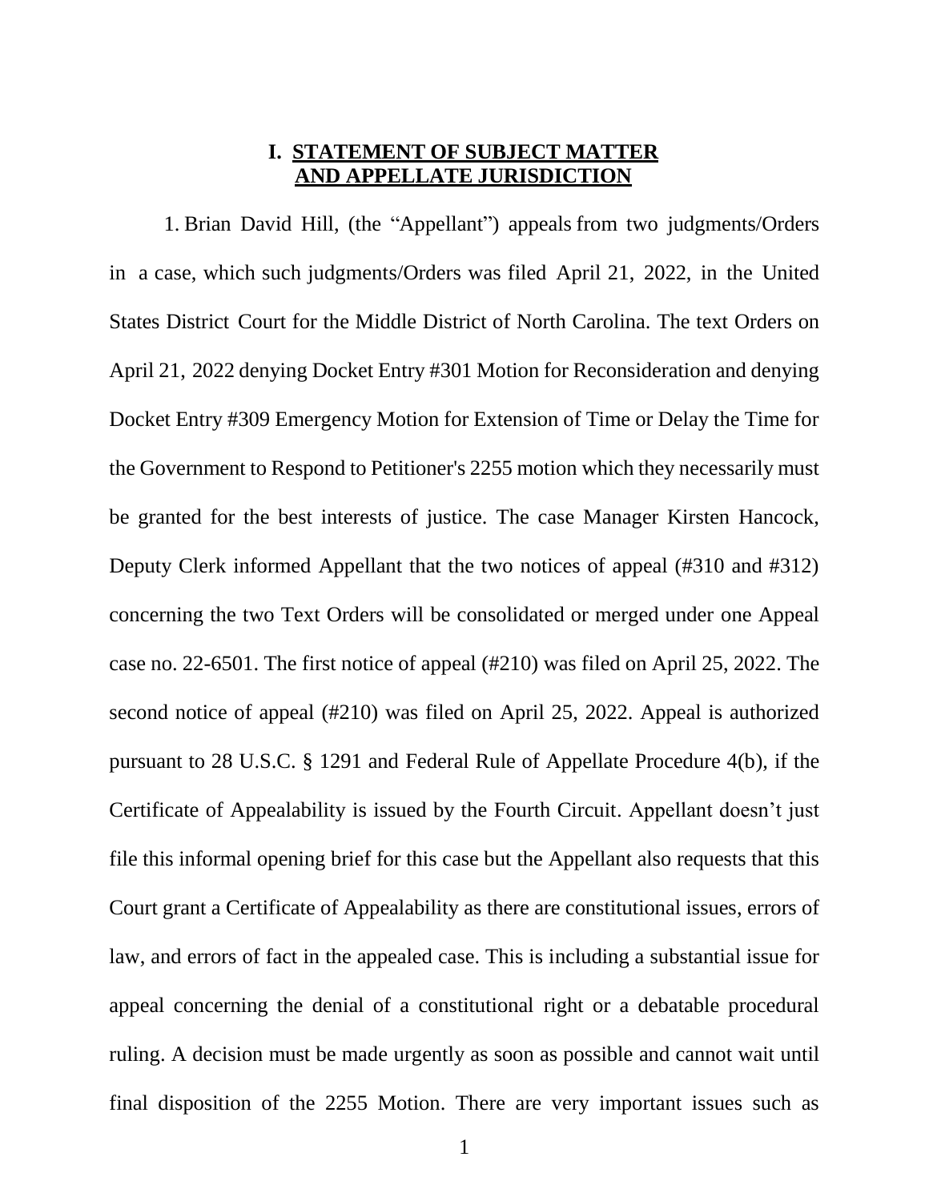## I. STATEMENT OF SUBJECT MATTER AND APPELLATE JURISDICTION

1. Brian David Hill, (the "Appellant") appeals from two judgments/Orders in a case, which such judgments/Orders was filed April 21, 2022, in the United States District Court for the Middle District of North Carolina. The text Orders on April 21, 2022 denying Docket Entry #301 Motion for Reconsideration and denying Docket Entry #309 Emergency Motion for Extension of Time or Delay the Time for the Government to Respond to Petitioner's 2255 motion which they necessarily must be granted for the best interests of justice. The case Manager Kirsten Hancock, Deputy Clerk informed Appellant that the two notices of appeal (#310 and #312) concerning the two Text Orders will be consolidated or merged under one Appeal case no. 22-6501. The first notice of appeal (#210) was filed on April 25, 2022. The second notice of appeal (#210) was filed on April 25, 2022. Appeal is authorized pursuant to 28 U.S.C. § 1291 and Federal Rule of Appellate Procedure 4(b), if the Certificate of Appealability is issued by the Fourth Circuit. Appellant doesn't just file this informal opening brief for this case but the Appellant also requests that this Court grant a Certificate of Appealability as there are constitutional issues, errors of law, and errors of fact in the appealed case. This is including a substantial issue for appeal concerning the denial of a constitutional right or a debatable procedural ruling. A decision must be made urgently as soon as possible and cannot wait until final disposition of the 2255 Motion. There are very important issues such as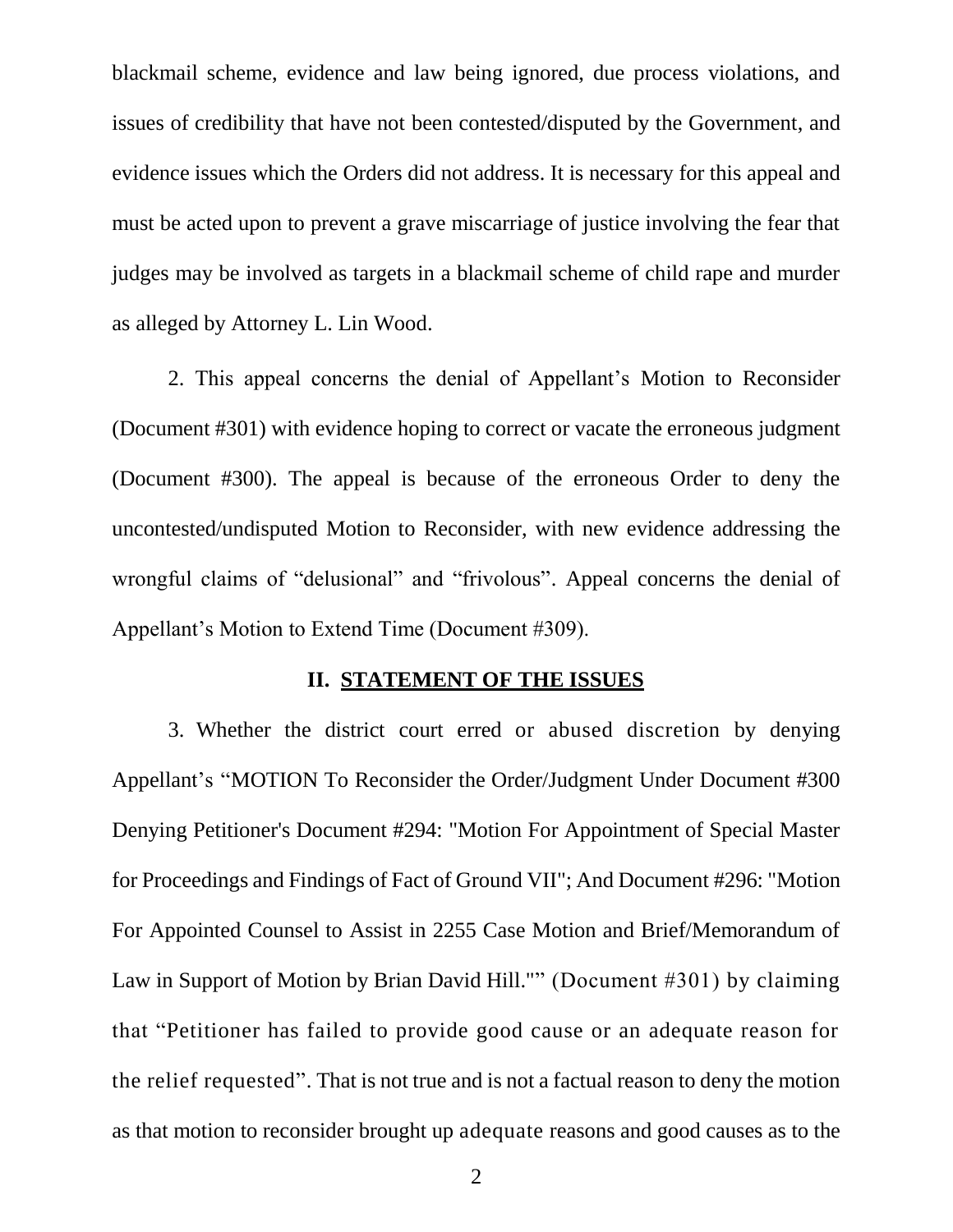blackmail scheme, evidence and law being ignored, due process violations, and issues of credibility that have not been contested/disputed by the Government, and evidence issues which the Orders did not address. It is necessary for this appeal and must be acted upon to prevent a grave miscarriage of justice involving the fear that judges may be involved as targets in a blackmail scheme of child rape and murder as alleged by Attorney L. Lin Wood.

2. This appeal concerns the denial of Appellant's Motion to Reconsider (Document #301) with evidence hoping to correct or vacate the erroneous judgment (Document #300). The appeal is because of the erroneous Order to deny the uncontested/undisputed Motion to Reconsider, with new evidence addressing the wrongful claims of "delusional" and "frivolous". Appeal concerns the denial of Appellant's Motion to Extend Time (Document #309).

## II. STATEMENT OF THE ISSUES

3. Whether the district court erred or abused discretion by denying Appellant's "MOTION To Reconsider the Order/Judgment Under Document #300 Denying Petitioner's Document #294: "Motion For Appointment of Special Master for Proceedings and Findings of Fact of Ground VII"; And Document #296: "Motion For Appointed Counsel to Assist in 2255 Case Motion and Brief/Memorandum of Law in Support of Motion by Brian David Hill."" (Document #301) by claiming that "Petitioner has failed to provide good cause or an adequate reason for the relief requested". That is not true and is not a factual reason to deny the motion as that motion to reconsider brought up adequate reasons and good causes as to the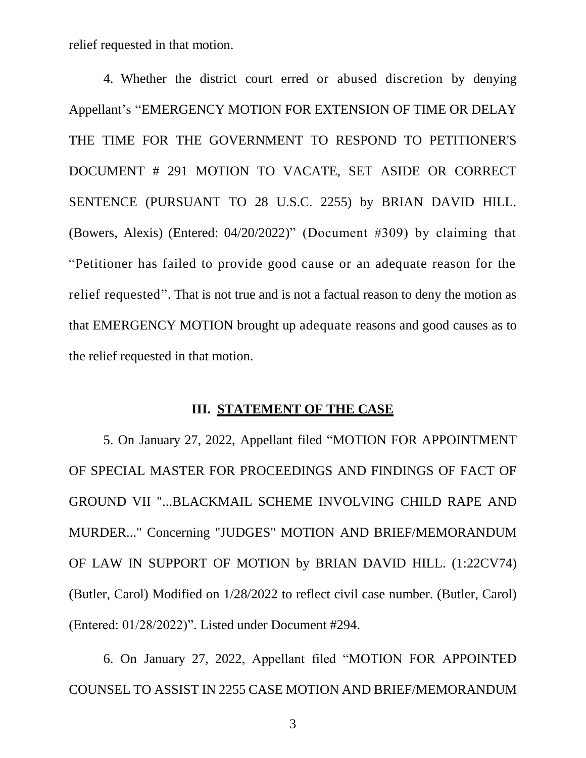relief requested in that motion.

4. Whether the district court erred or abused discretion by denying Appellant's "EMERGENCY MOTION FOR EXTENSION OF TIME OR DELAY THE TIME FOR THE GOVERNMENT TO RESPOND TO PETITIONER'S DOCUMENT # 291 MOTION TO VACATE, SET ASIDE OR CORRECT SENTENCE (PURSUANT TO 28 U.S.C. 2255) by BRIAN DAVID HILL. (Bowers, Alexis) (Entered: 04/20/2022)" (Document #309) by claiming that "Petitioner has failed to provide good cause or an adequate reason for the relief requested". That is not true and is not a factual reason to deny the motion as that EMERGENCY MOTION brought up adequate reasons and good causes as to the relief requested in that motion.

## III. STATEMENT OF THE CASE

5. On January 27, 2022, Appellant filed "MOTION FOR APPOINTMENT OF SPECIAL MASTER FOR PROCEEDINGS AND FINDINGS OF FACT OF GROUND VII "...BLACKMAIL SCHEME INVOLVING CHILD RAPE AND MURDER..." Concerning "JUDGES" MOTION AND BRIEF/MEMORANDUM OF LAW IN SUPPORT OF MOTION by BRIAN DAVID HILL. (1:22CV74) (Butler, Carol) Modified on 1/28/2022 to reflect civil case number. (Butler, Carol) (Entered: 01/28/2022)". Listed under Document #294.

6. On January 27, 2022, Appellant filed "MOTION FOR APPOINTED COUNSEL TO ASSIST IN 2255 CASE MOTION AND BRIEF/MEMORANDUM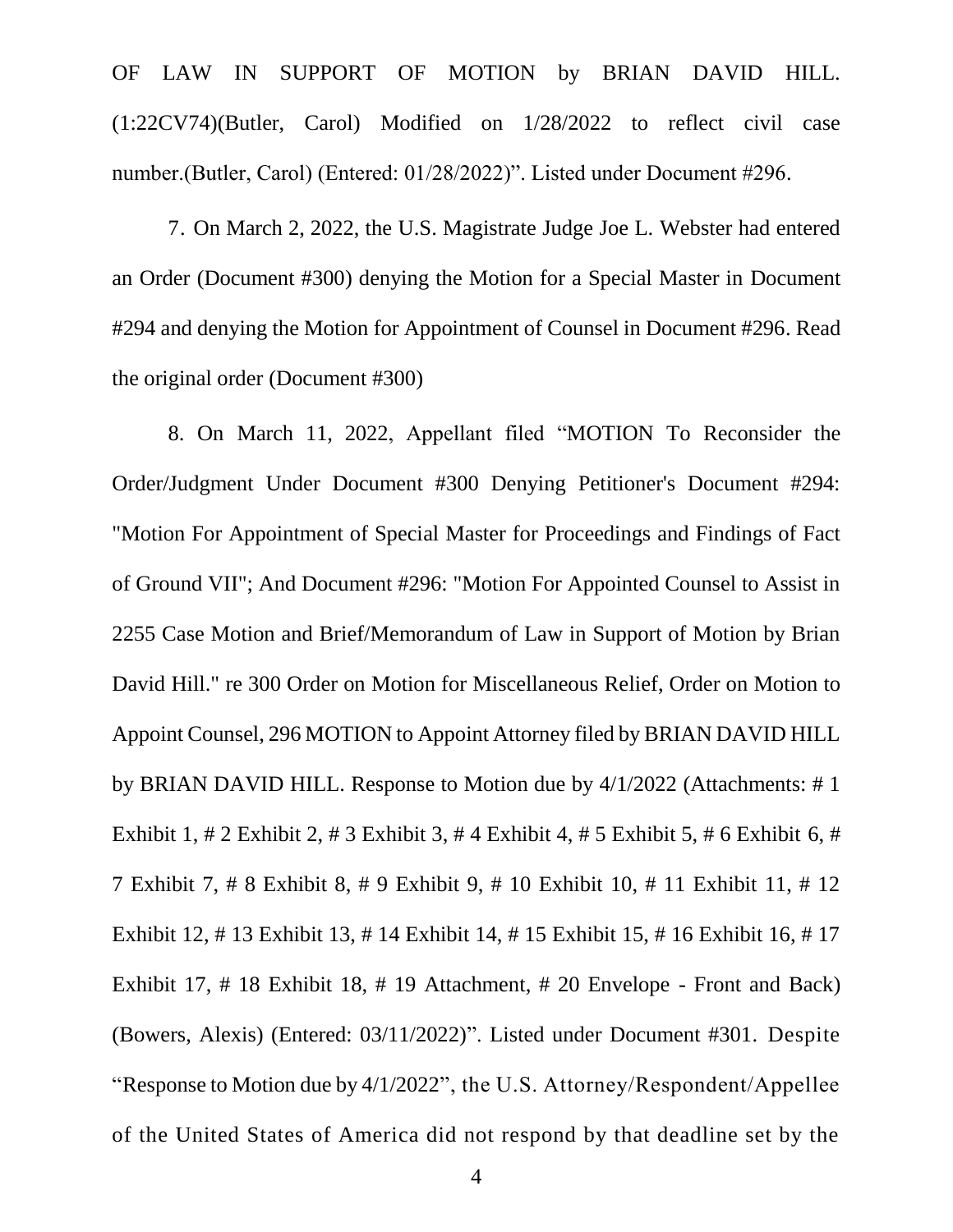OF LAW IN SUPPORT OF MOTION by BRIAN DAVID HILL. (1:22CV74)(Butler, Carol) Modified on 1/28/2022 to reflect civil case number.(Butler, Carol) (Entered: 01/28/2022)". Listed under Document #296.

7. On March 2, 2022, the U.S. Magistrate Judge Joe L. Webster had entered an Order (Document #300) denying the Motion for a Special Master in Document #294 and denying the Motion for Appointment of Counsel in Document #296. Read the original order (Document #300)

8. On March 11, 2022, Appellant filed "MOTION To Reconsider the Order/Judgment Under Document #300 Denying Petitioner's Document #294: "Motion For Appointment of Special Master for Proceedings and Findings of Fact of Ground VII"; And Document #296: "Motion For Appointed Counsel to Assist in 2255 Case Motion and Brief/Memorandum of Law in Support of Motion by Brian David Hill." re 300 Order on Motion for Miscellaneous Relief, Order on Motion to Appoint Counsel, 296 MOTION to Appoint Attorney filed by BRIAN DAVID HILL by BRIAN DAVID HILL. Response to Motion due by 4/1/2022 (Attachments: # 1 Exhibit 1, # 2 Exhibit 2, # 3 Exhibit 3, # 4 Exhibit 4, # 5 Exhibit 5, # 6 Exhibit 6, # 7 Exhibit 7, # 8 Exhibit 8, # 9 Exhibit 9, # 10 Exhibit 10, # 11 Exhibit 11, # 12 Exhibit 12, # 13 Exhibit 13, # 14 Exhibit 14, # 15 Exhibit 15, # 16 Exhibit 16, # 17 Exhibit 17, # 18 Exhibit 18, # 19 Attachment, # 20 Envelope - Front and Back) (Bowers, Alexis) (Entered: 03/11/2022)". Listed under Document #301. Despite "Response to Motion due by 4/1/2022", the U.S. Attorney/Respondent/Appellee of the United States of America did not respond by that deadline set by the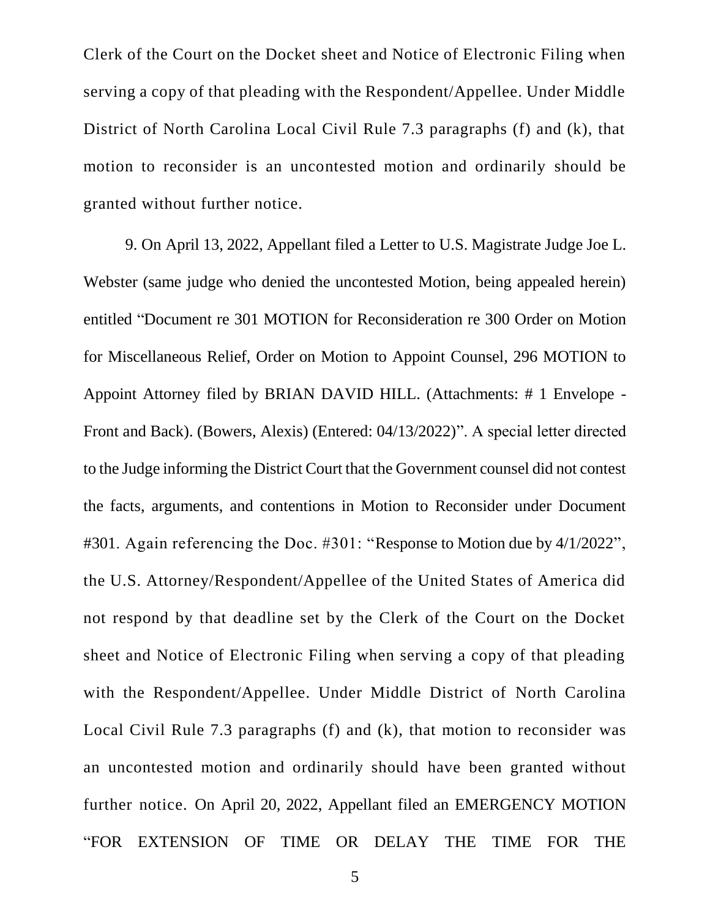Clerk of the Court on the Docket sheet and Notice of Electronic Filing when serving a copy of that pleading with the Respondent/Appellee. Under Middle District of North Carolina Local Civil Rule 7.3 paragraphs (f) and (k), that motion to reconsider is an uncontested motion and ordinarily should be granted without further notice.

9. On April 13, 2022, Appellant filed a Letter to U.S. Magistrate Judge Joe L. Webster (same judge who denied the uncontested Motion, being appealed herein) entitled "Document re 301 MOTION for Reconsideration re 300 Order on Motion for Miscellaneous Relief, Order on Motion to Appoint Counsel, 296 MOTION to Appoint Attorney filed by BRIAN DAVID HILL. (Attachments: # 1 Envelope - Front and Back). (Bowers, Alexis) (Entered: 04/13/2022)". A special letter directed to the Judge informing the District Court that the Government counsel did not contest the facts, arguments, and contentions in Motion to Reconsider under Document #301. Again referencing the Doc. #301: "Response to Motion due by 4/1/2022", the U.S. Attorney/Respondent/Appellee of the United States of America did not respond by that deadline set by the Clerk of the Court on the Docket sheet and Notice of Electronic Filing when serving a copy of that pleading with the Respondent/Appellee. Under Middle District of North Carolina Local Civil Rule 7.3 paragraphs (f) and (k), that motion to reconsider was an uncontested motion and ordinarily should have been granted without further notice. On April 20, 2022, Appellant filed an EMERGENCY MOTION "FOR EXTENSION OF TIME OR DELAY THE TIME FOR THE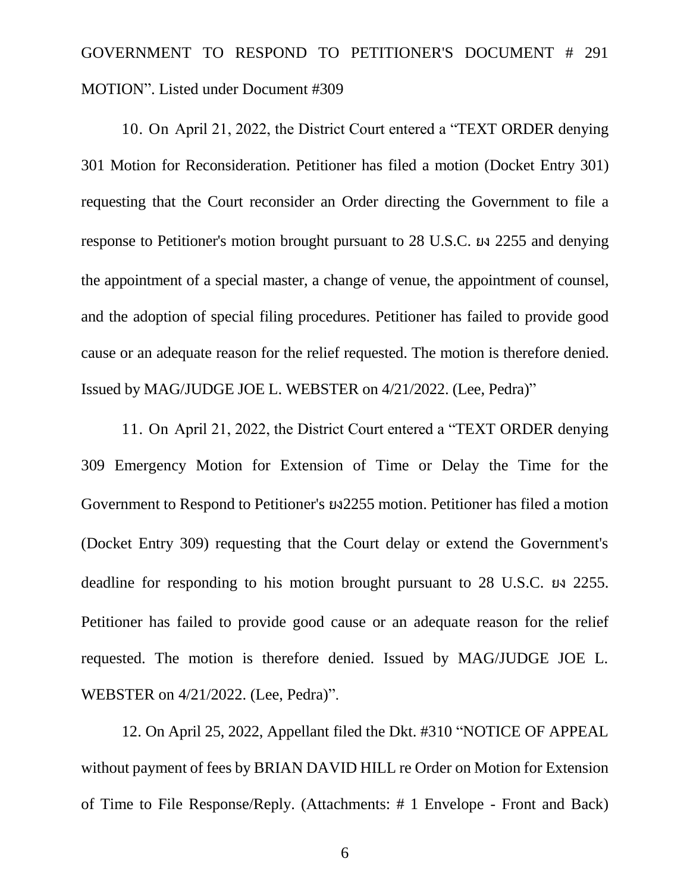GOVERNMENT TO RESPOND TO PETITIONER'S DOCUMENT # 291 MOTION". Listed under Document #309

10. On April 21, 2022, the District Court entered a "TEXT ORDER denying 301 Motion for Reconsideration. Petitioner has filed a motion (Docket Entry 301) requesting that the Court reconsider an Order directing the Government to file a response to Petitioner's motion brought pursuant to 28 U.S.C. ยง 2255 and denying the appointment of a special master, a change of venue, the appointment of counsel, and the adoption of special filing procedures. Petitioner has failed to provide good cause or an adequate reason for the relief requested. The motion is therefore denied. Issued by MAG/JUDGE JOE L. WEBSTER on 4/21/2022. (Lee, Pedra)"

11. On April 21, 2022, the District Court entered a "TEXT ORDER denying 309 Emergency Motion for Extension of Time or Delay the Time for the Government to Respond to Petitioner's ยง2255 motion. Petitioner has filed a motion (Docket Entry 309) requesting that the Court delay or extend the Government's deadline for responding to his motion brought pursuant to 28 U.S.C. ยง 2255. Petitioner has failed to provide good cause or an adequate reason for the relief requested. The motion is therefore denied. Issued by MAG/JUDGE JOE L. WEBSTER on 4/21/2022. (Lee, Pedra)".

12. On April 25, 2022, Appellant filed the Dkt. #310 "NOTICE OF APPEAL without payment of fees by BRIAN DAVID HILL re Order on Motion for Extension of Time to File Response/Reply. (Attachments: # 1 Envelope - Front and Back)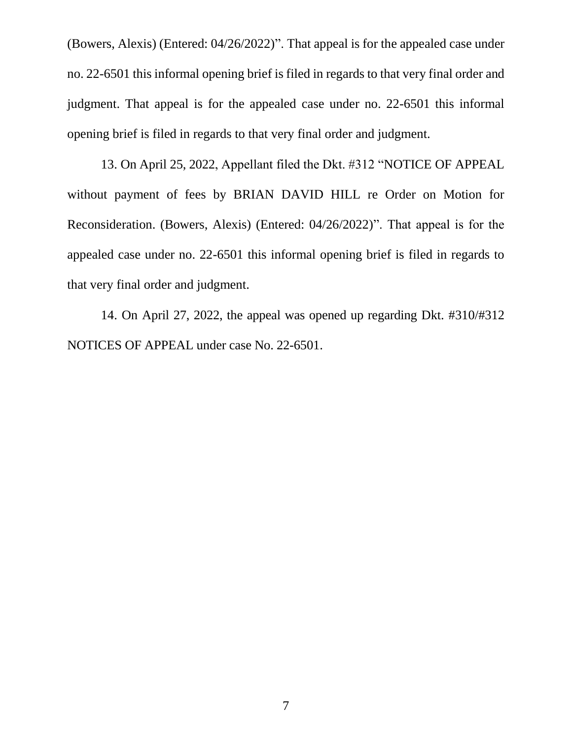(Bowers, Alexis) (Entered: 04/26/2022)". That appeal is for the appealed case under no. 22-6501 this informal opening brief is filed in regards to that very final order and judgment. That appeal is for the appealed case under no. 22-6501 this informal opening brief is filed in regards to that very final order and judgment.

13. On April 25, 2022, Appellant filed the Dkt. #312 "NOTICE OF APPEAL without payment of fees by BRIAN DAVID HILL re Order on Motion for Reconsideration. (Bowers, Alexis) (Entered: 04/26/2022)". That appeal is for the appealed case under no. 22-6501 this informal opening brief is filed in regards to that very final order and judgment.

14. On April 27, 2022, the appeal was opened up regarding Dkt. #310/#312 NOTICES OF APPEAL under case No. 22-6501.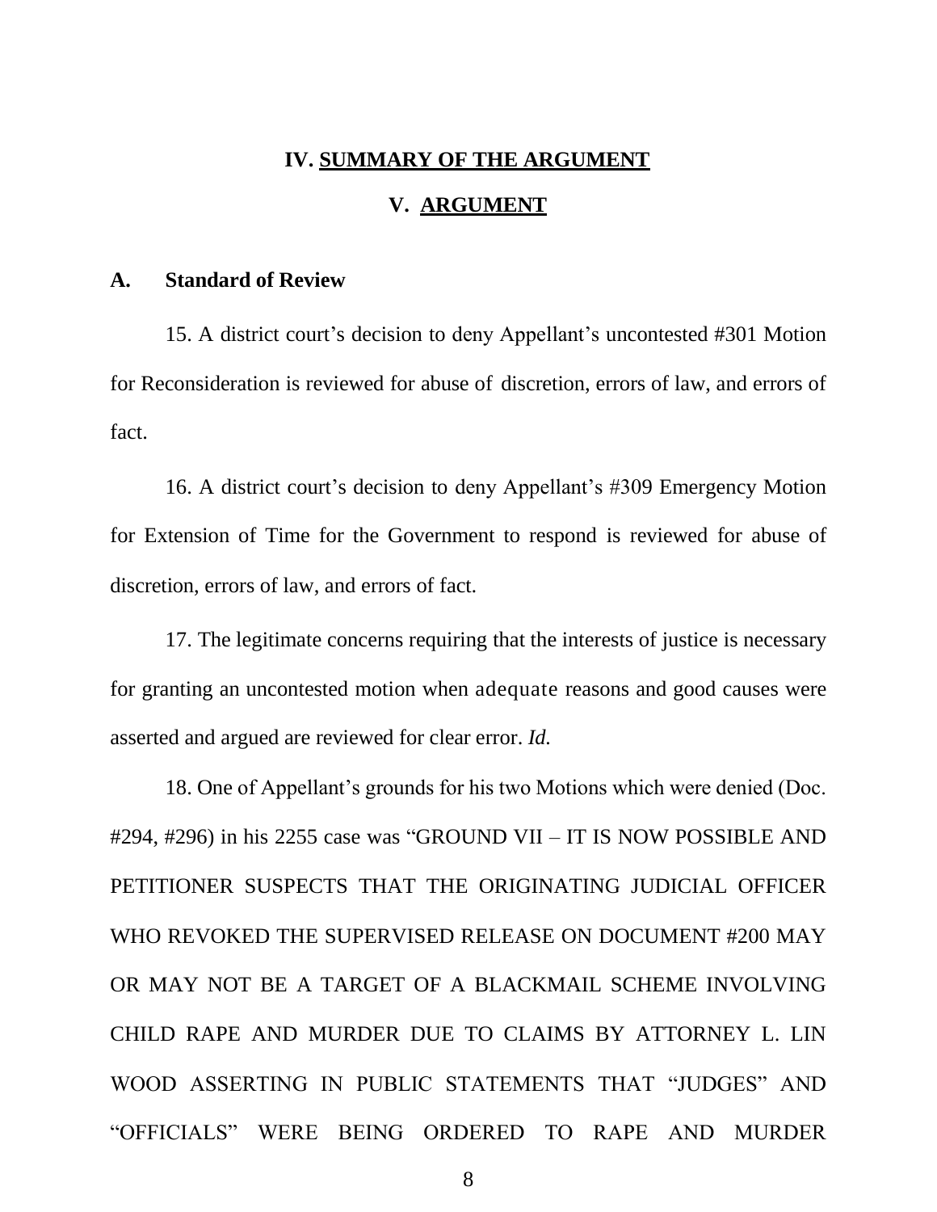## IV. SUMMARY OF THE ARGUMENT

## V. ARGUMENT

### A. Standard of Review

15. A district court's decision to deny Appellant's uncontested #301 Motion for Reconsideration is reviewed for abuse of discretion, errors of law, and errors of fact.

16. A district court's decision to deny Appellant's #309 Emergency Motion for Extension of Time for the Government to respond is reviewed for abuse of discretion, errors of law, and errors of fact.

17. The legitimate concerns requiring that the interests of justice is necessary for granting an uncontested motion when adequate reasons and good causes were asserted and argued are reviewed for clear error. *Id.*

18. One of Appellant's grounds for his two Motions which were denied (Doc. #294, #296) in his 2255 case was "GROUND VII – IT IS NOW POSSIBLE AND PETITIONER SUSPECTS THAT THE ORIGINATING JUDICIAL OFFICER WHO REVOKED THE SUPERVISED RELEASE ON DOCUMENT #200 MAY OR MAY NOT BE A TARGET OF A BLACKMAIL SCHEME INVOLVING CHILD RAPE AND MURDER DUE TO CLAIMS BY ATTORNEY L. LIN WOOD ASSERTING IN PUBLIC STATEMENTS THAT "JUDGES" AND "OFFICIALS" WERE BEING ORDERED TO RAPE AND MURDER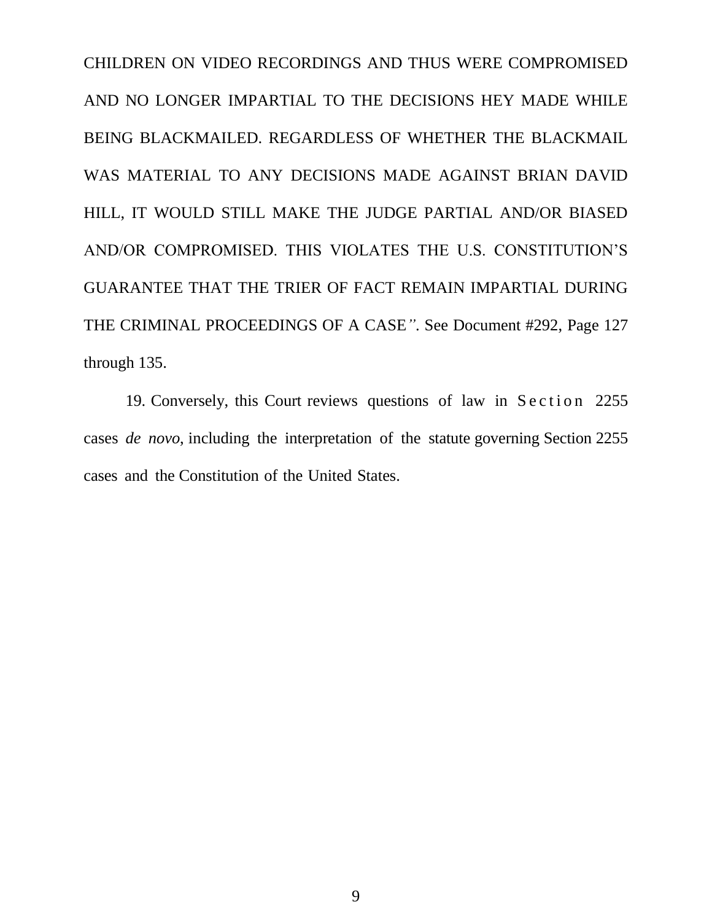CHILDREN ON VIDEO RECORDINGS AND THUS WERE COMPROMISED AND NO LONGER IMPARTIAL TO THE DECISIONS HEY MADE WHILE BEING BLACKMAILED. REGARDLESS OF WHETHER THE BLACKMAIL WAS MATERIAL TO ANY DECISIONS MADE AGAINST BRIAN DAVID HILL, IT WOULD STILL MAKE THE JUDGE PARTIAL AND/OR BIASED AND/OR COMPROMISED. THIS VIOLATES THE U.S. CONSTITUTION'S GUARANTEE THAT THE TRIER OF FACT REMAIN IMPARTIAL DURING THE CRIMINAL PROCEEDINGS OF A CASE". See Document #292, Page 127 through 135.

19. Conversely, this Court reviews questions of law in Section 2255 cases *de novo*, including the interpretation of the statute governing Section 2255 cases and the Constitution of the United States.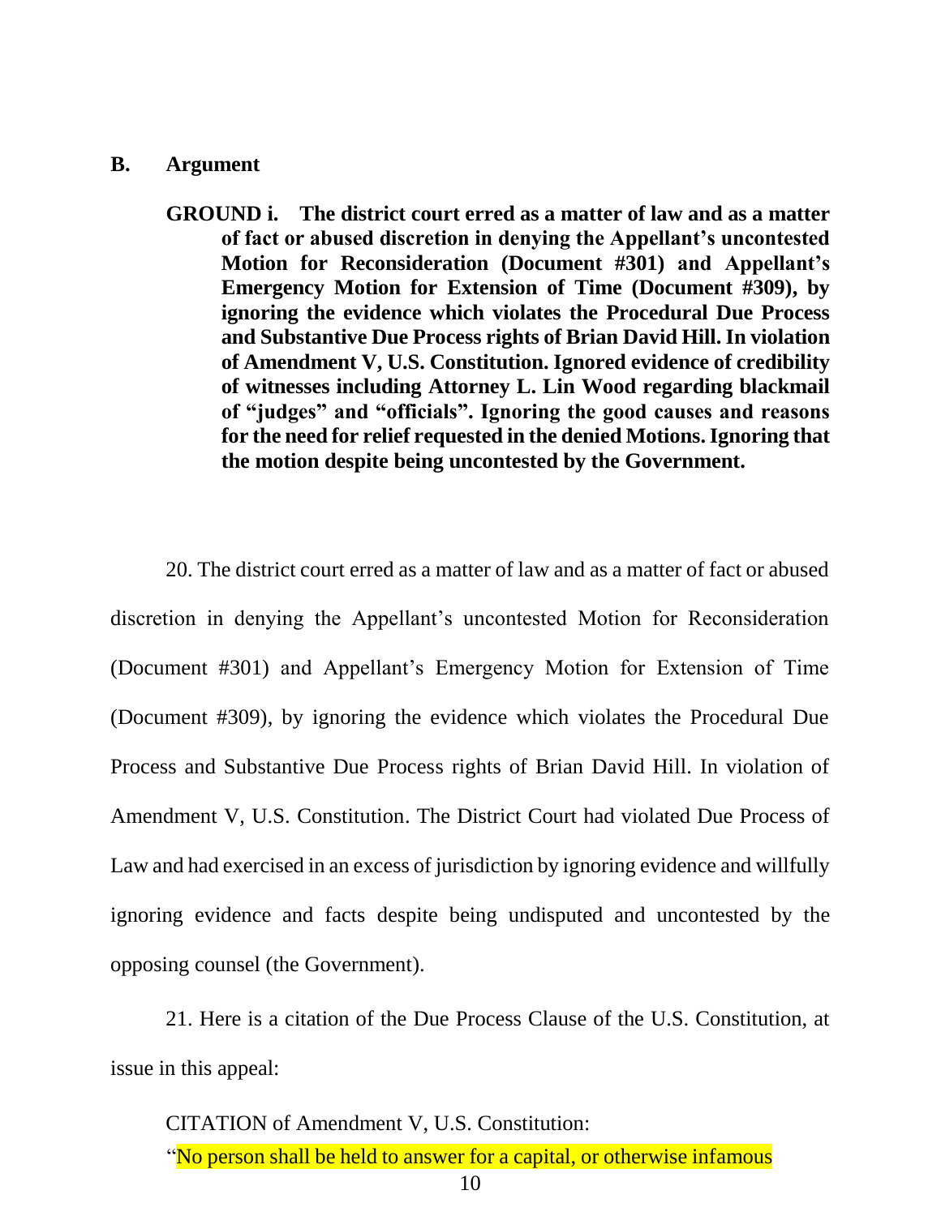## B. Argument

**GROUND i. The district court erred as a matter of law and as a matter of fact or abused discretion in denying the Appellant's uncontested Motion for Reconsideration (Document #301) and Appellant's Emergency Motion for Extension of Time (Document #309), by ignoring the evidence which violates the Procedural Due Process and Substantive Due Process rights of Brian David Hill. In violation of Amendment V, U.S. Constitution. Ignored evidence of credibility of witnesses including Attorney L. Lin Wood regarding blackmail of "judges" and "officials". Ignoring the good causes and reasons for the need for relief requested in the denied Motions. Ignoring that the motion despite being uncontested by the Government.**

20. The district court erred as a matter of law and as a matter of fact or abused discretion in denying the Appellant's uncontested Motion for Reconsideration (Document #301) and Appellant's Emergency Motion for Extension of Time (Document #309), by ignoring the evidence which violates the Procedural Due Process and Substantive Due Process rights of Brian David Hill. In violation of Amendment V, U.S. Constitution. The District Court had violated Due Process of Law and had exercised in an excess of jurisdiction by ignoring evidence and willfully ignoring evidence and facts despite being undisputed and uncontested by the opposing counsel (the Government).

21. Here is a citation of the Due Process Clause of the U.S. Constitution, at issue in this appeal:

CITATION of Amendment V, U.S. Constitution:

"No person shall be held to answer for a capital, or otherwise infamous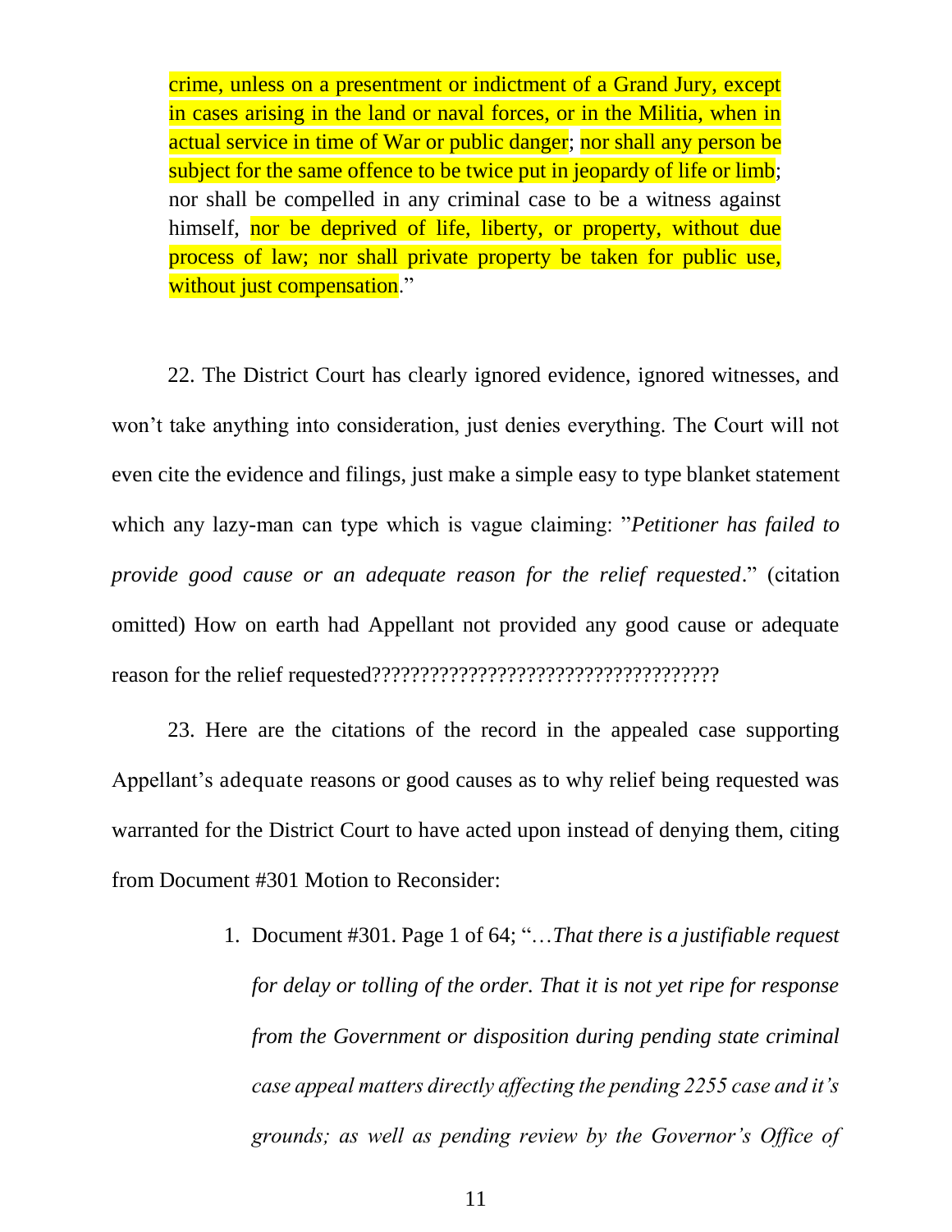crime, unless on a presentment or indictment of a Grand Jury, except in cases arising in the land or naval forces, or in the Militia, when in actual service in time of War or public danger; nor shall any person be subject for the same offence to be twice put in jeopardy of life or limb; nor shall be compelled in any criminal case to be a witness against himself, nor be deprived of life, liberty, or property, without due process of law; nor shall private property be taken for public use, without just compensation."

22. The District Court has clearly ignored evidence, ignored witnesses, and won't take anything into consideration, just denies everything. The Court will not even cite the evidence and filings, just make a simple easy to type blanket statement which any lazy-man can type which is vague claiming: "*Petitioner has failed to provide good cause or an adequate reason for the relief requested*." (citation omitted) How on earth had Appellant not provided any good cause or adequate reason for the relief requested????????????????????????????????????

23. Here are the citations of the record in the appealed case supporting Appellant's adequate reasons or good causes as to why relief being requested was warranted for the District Court to have acted upon instead of denying them, citing from Document #301 Motion to Reconsider:

1. Document #301. Page 1 of 64; "…*That there is a justifiable request for delay or tolling of the order. That it is not yet ripe for response from the Government or disposition during pending state criminal case appeal matters directly affecting the pending 2255 case and it's grounds; as well as pending review by the Governor's Office of*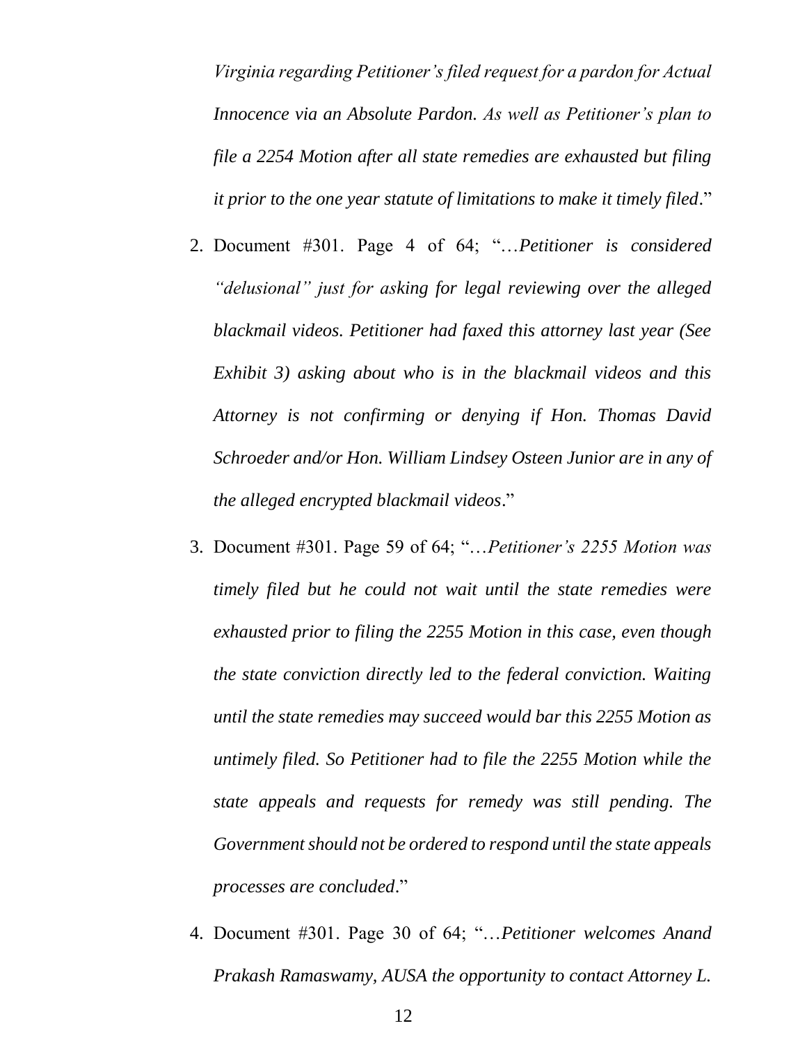*Virginia regarding Petitioner's filed request for a pardon for Actual Innocence via an Absolute Pardon. As well as Petitioner's plan to file a 2254 Motion after all state remedies are exhausted but filing it prior to the one year statute of limitations to make it timely filed*."

2. Document #301. Page 4 of 64; "…*Petitioner is considered "delusional" just for asking for legal reviewing over the alleged blackmail videos. Petitioner had faxed this attorney last year (See Exhibit 3) asking about who is in the blackmail videos and this Attorney is not confirming or denying if Hon. Thomas David Schroeder and/or Hon. William Lindsey Osteen Junior are in any of the alleged encrypted blackmail videos*."

3. Document #301. Page 59 of 64; "…*Petitioner's 2255 Motion was timely filed but he could not wait until the state remedies were exhausted prior to filing the 2255 Motion in this case, even though the state conviction directly led to the federal conviction. Waiting until the state remedies may succeed would bar this 2255 Motion as untimely filed. So Petitioner had to file the 2255 Motion while the state appeals and requests for remedy was still pending. The Government should not be ordered to respond until the state appeals processes are concluded*."

4. Document #301. Page 30 of 64; "…*Petitioner welcomes Anand Prakash Ramaswamy, AUSA the opportunity to contact Attorney L.*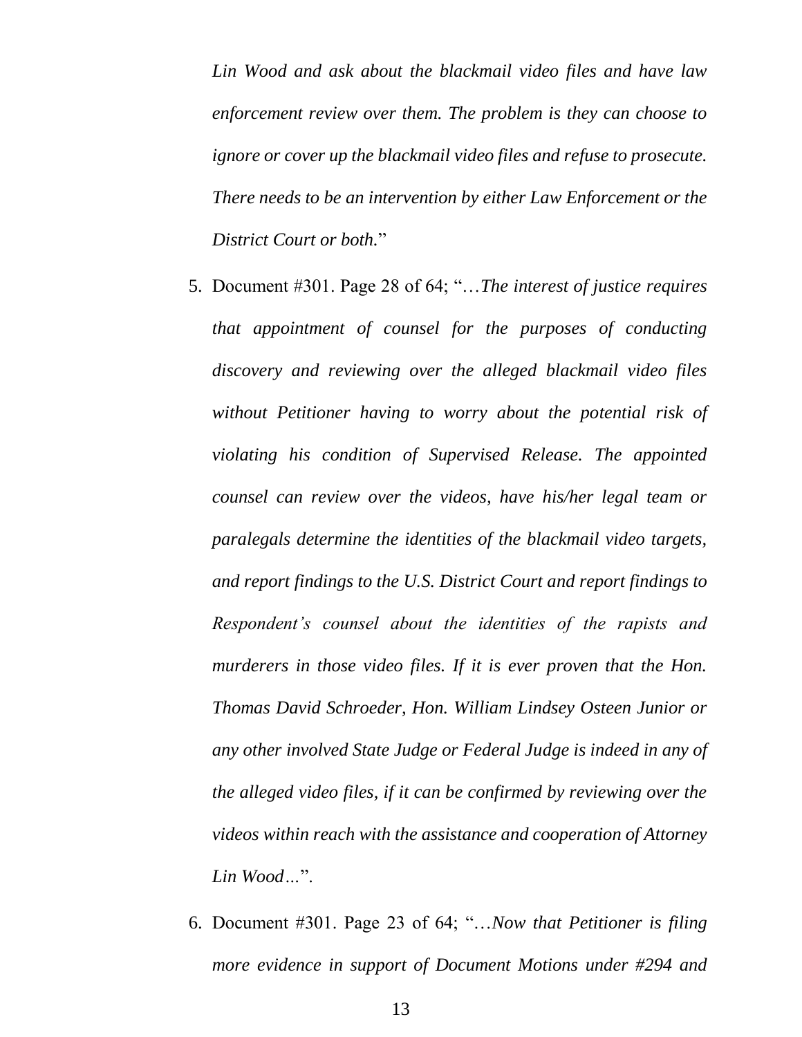*Lin Wood and ask about the blackmail video files and have law enforcement review over them. The problem is they can choose to ignore or cover up the blackmail video files and refuse to prosecute. There needs to be an intervention by either Law Enforcement or the District Court or both.*"

5. Document #301. Page 28 of 64; "…*The interest of justice requires that appointment of counsel for the purposes of conducting discovery and reviewing over the alleged blackmail video files without Petitioner having to worry about the potential risk of violating his condition of Supervised Release. The appointed counsel can review over the videos, have his/her legal team or paralegals determine the identities of the blackmail video targets, and report findings to the U.S. District Court and report findings to Respondent's counsel about the identities of the rapists and murderers in those video files. If it is ever proven that the Hon. Thomas David Schroeder, Hon. William Lindsey Osteen Junior or any other involved State Judge or Federal Judge is indeed in any of the alleged video files, if it can be confirmed by reviewing over the videos within reach with the assistance and cooperation of Attorney Lin Wood…*".

6. Document #301. Page 23 of 64; "…*Now that Petitioner is filing more evidence in support of Document Motions under #294 and*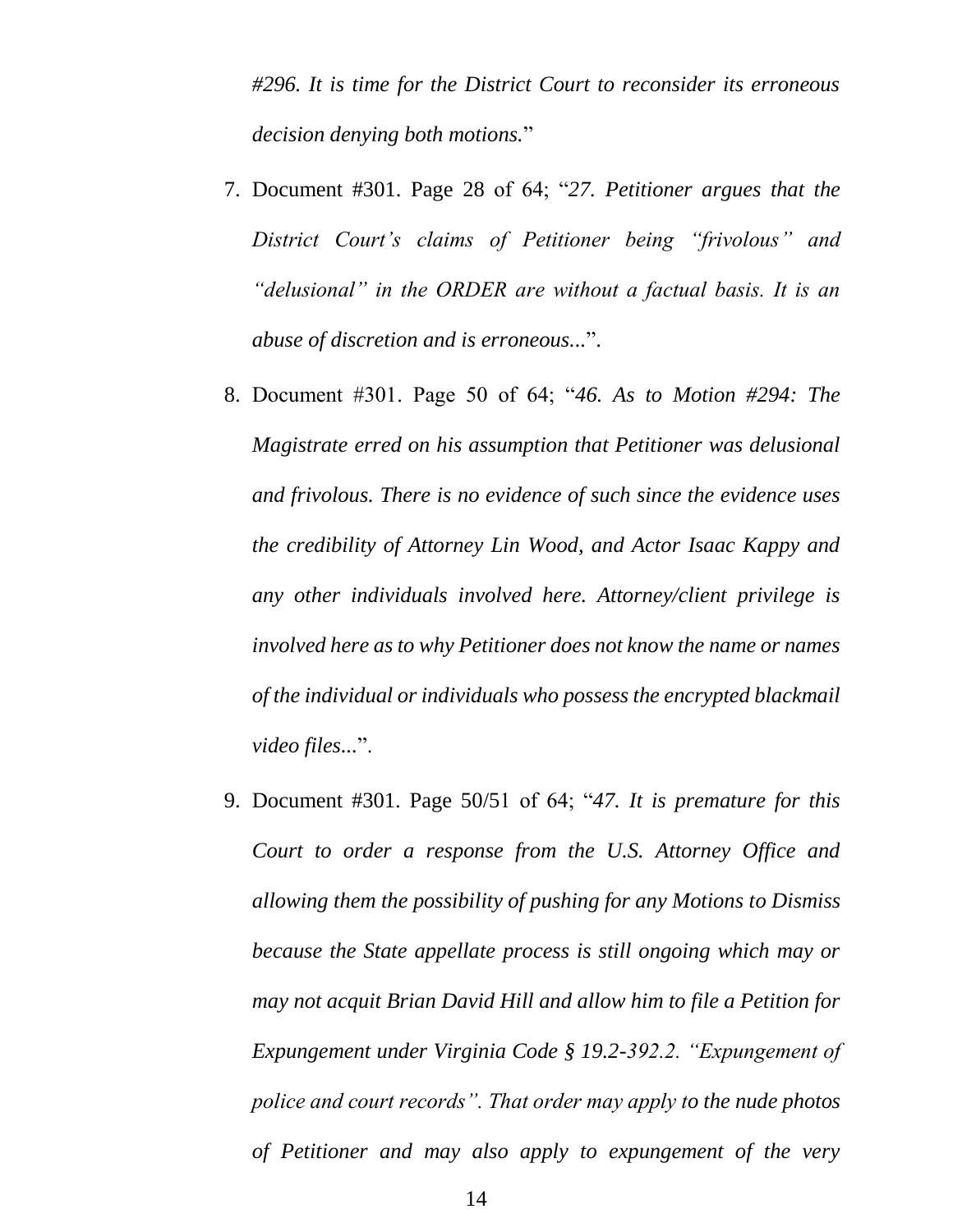*#296. It is time for the District Court to reconsider its erroneous decision denying both motions.*"

7. Document #301. Page 28 of 64; "*27. Petitioner argues that the District Court's claims of Petitioner being "frivolous" and "delusional" in the ORDER are without a factual basis. It is an abuse of discretion and is erroneous...*".

8. Document #301. Page 50 of 64; "*46. As to Motion #294: The Magistrate erred on his assumption that Petitioner was delusional and frivolous. There is no evidence of such since the evidence uses the credibility of Attorney Lin Wood, and Actor Isaac Kappy and any other individuals involved here. Attorney/client privilege is involved here as to why Petitioner does not know the name or names of the individual or individuals who possess the encrypted blackmail video files...*".

9. Document #301. Page 50/51 of 64; "*47. It is premature for this Court to order a response from the U.S. Attorney Office and allowing them the possibility of pushing for any Motions to Dismiss because the State appellate process is still ongoing which may or may not acquit Brian David Hill and allow him to file a Petition for Expungement under Virginia Code § 19.2-392.2. "Expungement of police and court records". That order may apply to the nude photos of Petitioner and may also apply to expungement of the very*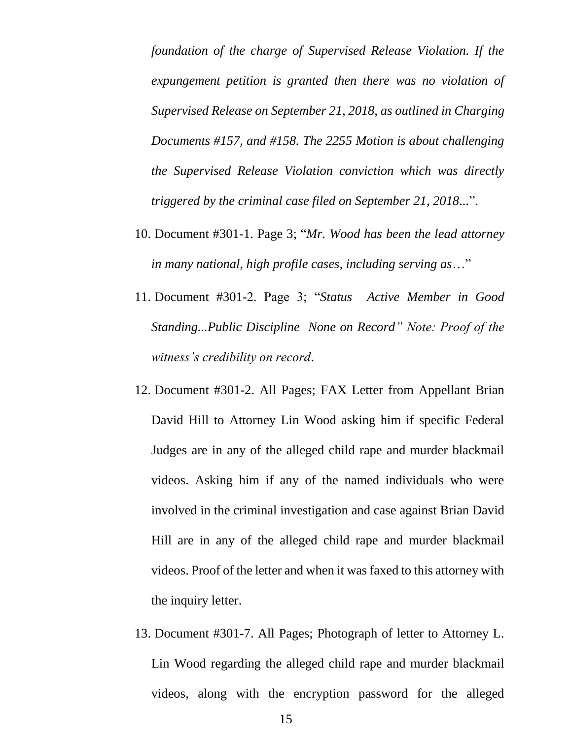*foundation of the charge of Supervised Release Violation. If the expungement petition is granted then there was no violation of Supervised Release on September 21, 2018, as outlined in Charging Documents #157, and #158. The 2255 Motion is about challenging the Supervised Release Violation conviction which was directly triggered by the criminal case filed on September 21, 2018...*".

10. Document #301-1. Page 3; "*Mr. Wood has been the lead attorney in many national, high profile cases, including serving as*…"

11. Document #301-2. Page 3; "*Status Active Member in Good Standing...Public Discipline None on Record" Note: Proof of the witness's credibility on record*.

12. Document #301-2. All Pages; FAX Letter from Appellant Brian David Hill to Attorney Lin Wood asking him if specific Federal Judges are in any of the alleged child rape and murder blackmail videos. Asking him if any of the named individuals who were involved in the criminal investigation and case against Brian David Hill are in any of the alleged child rape and murder blackmail videos. Proof of the letter and when it was faxed to this attorney with the inquiry letter.

13. Document #301-7. All Pages; Photograph of letter to Attorney L. Lin Wood regarding the alleged child rape and murder blackmail videos, along with the encryption password for the alleged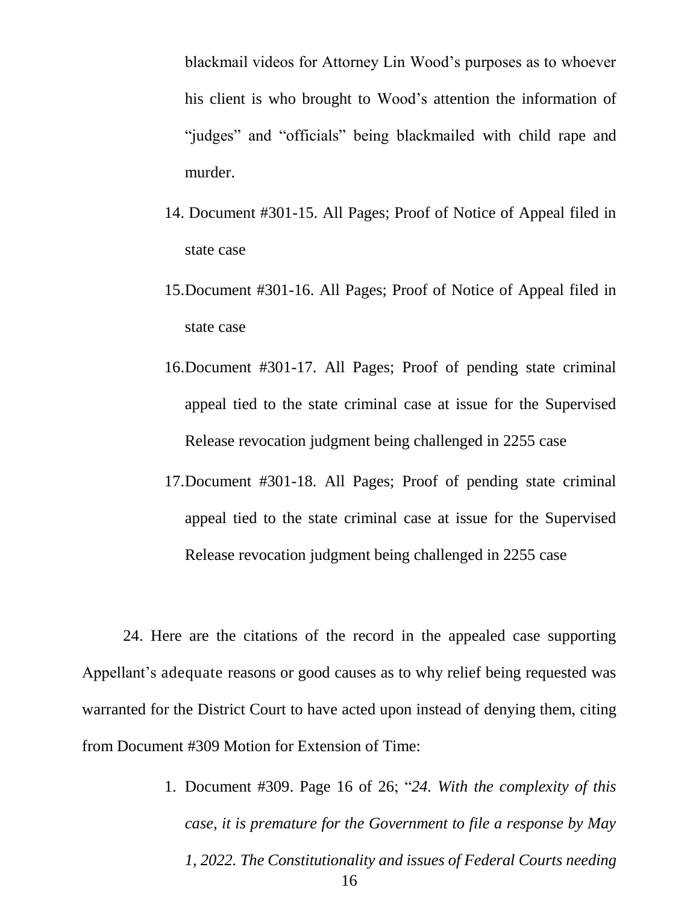blackmail videos for Attorney Lin Wood's purposes as to whoever his client is who brought to Wood's attention the information of "judges" and "officials" being blackmailed with child rape and murder.

14. Document #301-15. All Pages; Proof of Notice of Appeal filed in state case
15. Document #301-16. All Pages; Proof of Notice of Appeal filed in state case
16. Document #301-17. All Pages; Proof of pending state criminal appeal tied to the state criminal case at issue for the Supervised Release revocation judgment being challenged in 2255 case
17. Document #301-18. All Pages; Proof of pending state criminal appeal tied to the state criminal case at issue for the Supervised Release revocation judgment being challenged in 2255 case

24. Here are the citations of the record in the appealed case supporting Appellant's adequate reasons or good causes as to why relief being requested was warranted for the District Court to have acted upon instead of denying them, citing from Document #309 Motion for Extension of Time:

1. Document #309. Page 16 of 26; "*24. With the complexity of this case, it is premature for the Government to file a response by May 1, 2022. The Constitutionality and issues of Federal Courts needing*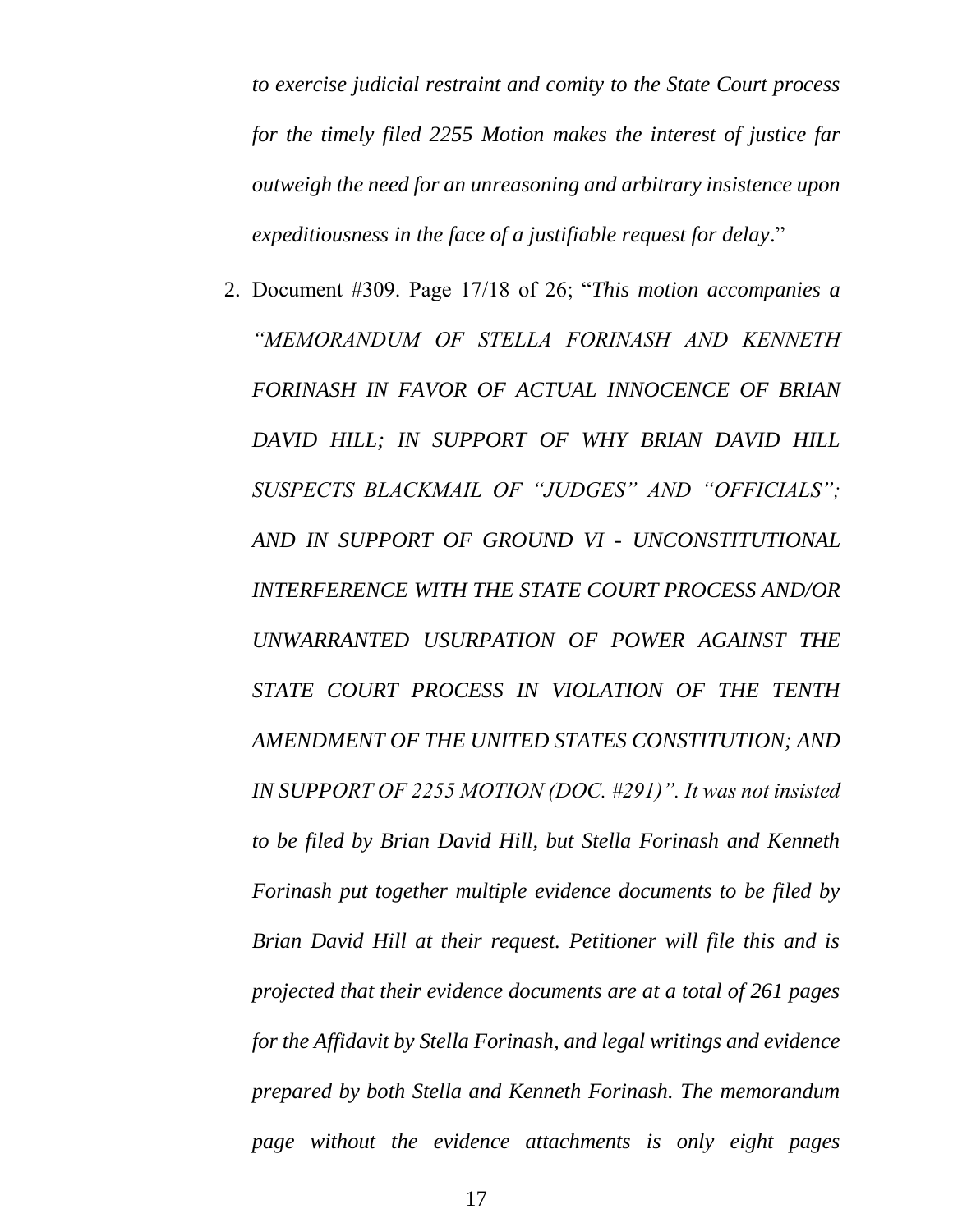*to exercise judicial restraint and comity to the State Court process for the timely filed 2255 Motion makes the interest of justice far outweigh the need for an unreasoning and arbitrary insistence upon expeditiousness in the face of a justifiable request for delay*."

2. Document #309. Page 17/18 of 26; "*This motion accompanies a "MEMORANDUM OF STELLA FORINASH AND KENNETH FORINASH IN FAVOR OF ACTUAL INNOCENCE OF BRIAN DAVID HILL; IN SUPPORT OF WHY BRIAN DAVID HILL SUSPECTS BLACKMAIL OF "JUDGES" AND "OFFICIALS"; AND IN SUPPORT OF GROUND VI - UNCONSTITUTIONAL INTERFERENCE WITH THE STATE COURT PROCESS AND/OR UNWARRANTED USURPATION OF POWER AGAINST THE STATE COURT PROCESS IN VIOLATION OF THE TENTH AMENDMENT OF THE UNITED STATES CONSTITUTION; AND IN SUPPORT OF 2255 MOTION (DOC. #291)". It was not insisted to be filed by Brian David Hill, but Stella Forinash and Kenneth Forinash put together multiple evidence documents to be filed by Brian David Hill at their request. Petitioner will file this and is projected that their evidence documents are at a total of 261 pages for the Affidavit by Stella Forinash, and legal writings and evidence prepared by both Stella and Kenneth Forinash. The memorandum page without the evidence attachments is only eight pages*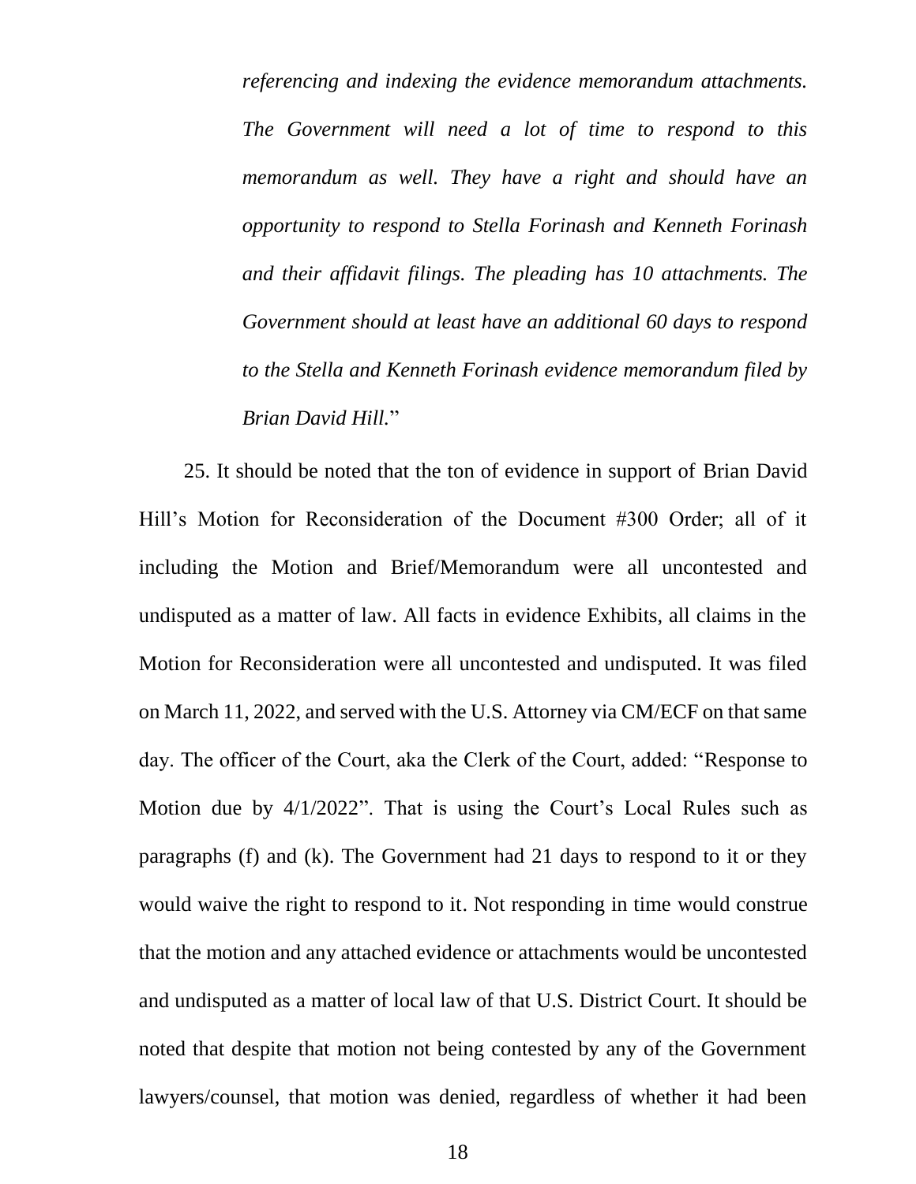*referencing and indexing the evidence memorandum attachments. The Government will need a lot of time to respond to this memorandum as well. They have a right and should have an opportunity to respond to Stella Forinash and Kenneth Forinash and their affidavit filings. The pleading has 10 attachments. The Government should at least have an additional 60 days to respond to the Stella and Kenneth Forinash evidence memorandum filed by Brian David Hill.*"

25. It should be noted that the ton of evidence in support of Brian David Hill's Motion for Reconsideration of the Document #300 Order; all of it including the Motion and Brief/Memorandum were all uncontested and undisputed as a matter of law. All facts in evidence Exhibits, all claims in the Motion for Reconsideration were all uncontested and undisputed. It was filed on March 11, 2022, and served with the U.S. Attorney via CM/ECF on that same day. The officer of the Court, aka the Clerk of the Court, added: "Response to Motion due by 4/1/2022". That is using the Court's Local Rules such as paragraphs (f) and (k). The Government had 21 days to respond to it or they would waive the right to respond to it. Not responding in time would construe that the motion and any attached evidence or attachments would be uncontested and undisputed as a matter of local law of that U.S. District Court. It should be noted that despite that motion not being contested by any of the Government lawyers/counsel, that motion was denied, regardless of whether it had been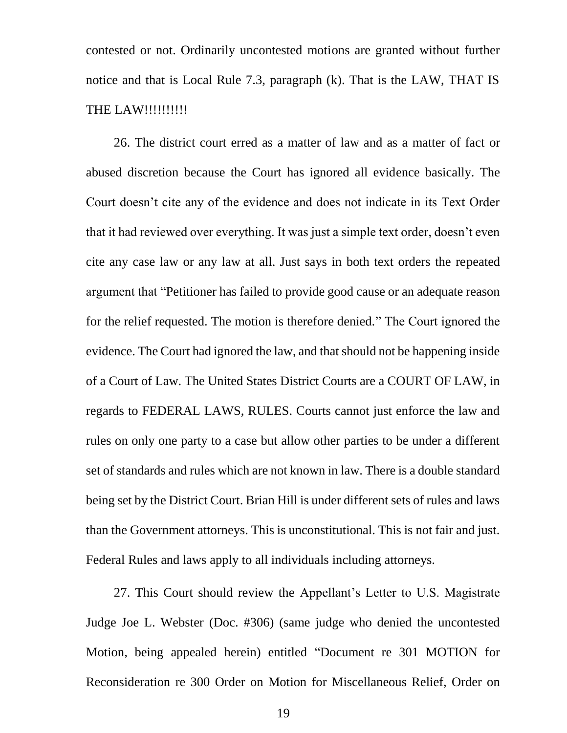contested or not. Ordinarily uncontested motions are granted without further notice and that is Local Rule 7.3, paragraph (k). That is the LAW, THAT IS THE LAW!!!!!!!!!!

26. The district court erred as a matter of law and as a matter of fact or abused discretion because the Court has ignored all evidence basically. The Court doesn't cite any of the evidence and does not indicate in its Text Order that it had reviewed over everything. It was just a simple text order, doesn't even cite any case law or any law at all. Just says in both text orders the repeated argument that "Petitioner has failed to provide good cause or an adequate reason for the relief requested. The motion is therefore denied." The Court ignored the evidence. The Court had ignored the law, and that should not be happening inside of a Court of Law. The United States District Courts are a COURT OF LAW, in regards to FEDERAL LAWS, RULES. Courts cannot just enforce the law and rules on only one party to a case but allow other parties to be under a different set of standards and rules which are not known in law. There is a double standard being set by the District Court. Brian Hill is under different sets of rules and laws than the Government attorneys. This is unconstitutional. This is not fair and just. Federal Rules and laws apply to all individuals including attorneys.

27. This Court should review the Appellant's Letter to U.S. Magistrate Judge Joe L. Webster (Doc. #306) (same judge who denied the uncontested Motion, being appealed herein) entitled "Document re 301 MOTION for Reconsideration re 300 Order on Motion for Miscellaneous Relief, Order on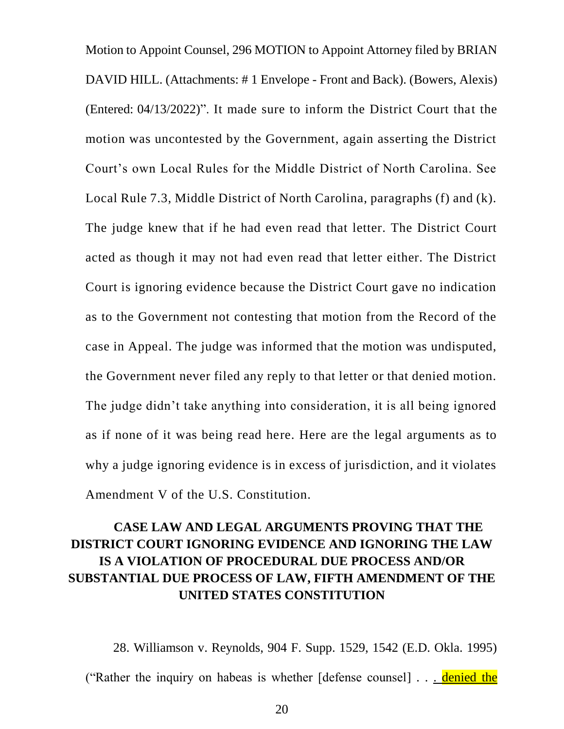Motion to Appoint Counsel, 296 MOTION to Appoint Attorney filed by BRIAN DAVID HILL. (Attachments: # 1 Envelope - Front and Back). (Bowers, Alexis) (Entered: 04/13/2022)". It made sure to inform the District Court that the motion was uncontested by the Government, again asserting the District Court's own Local Rules for the Middle District of North Carolina. See Local Rule 7.3, Middle District of North Carolina, paragraphs (f) and (k). The judge knew that if he had even read that letter. The District Court acted as though it may not had even read that letter either. The District Court is ignoring evidence because the District Court gave no indication as to the Government not contesting that motion from the Record of the case in Appeal. The judge was informed that the motion was undisputed, the Government never filed any reply to that letter or that denied motion. The judge didn't take anything into consideration, it is all being ignored as if none of it was being read here. Here are the legal arguments as to why a judge ignoring evidence is in excess of jurisdiction, and it violates Amendment V of the U.S. Constitution.

## CASE LAW AND LEGAL ARGUMENTS PROVING THAT THE DISTRICT COURT IGNORING EVIDENCE AND IGNORING THE LAW IS A VIOLATION OF PROCEDURAL DUE PROCESS AND/OR SUBSTANTIAL DUE PROCESS OF LAW, FIFTH AMENDMENT OF THE UNITED STATES CONSTITUTION

28. Williamson v. Reynolds, 904 F. Supp. 1529, 1542 (E.D. Okla. 1995) ("Rather the inquiry on habeas is whether [defense counsel] . . . denied the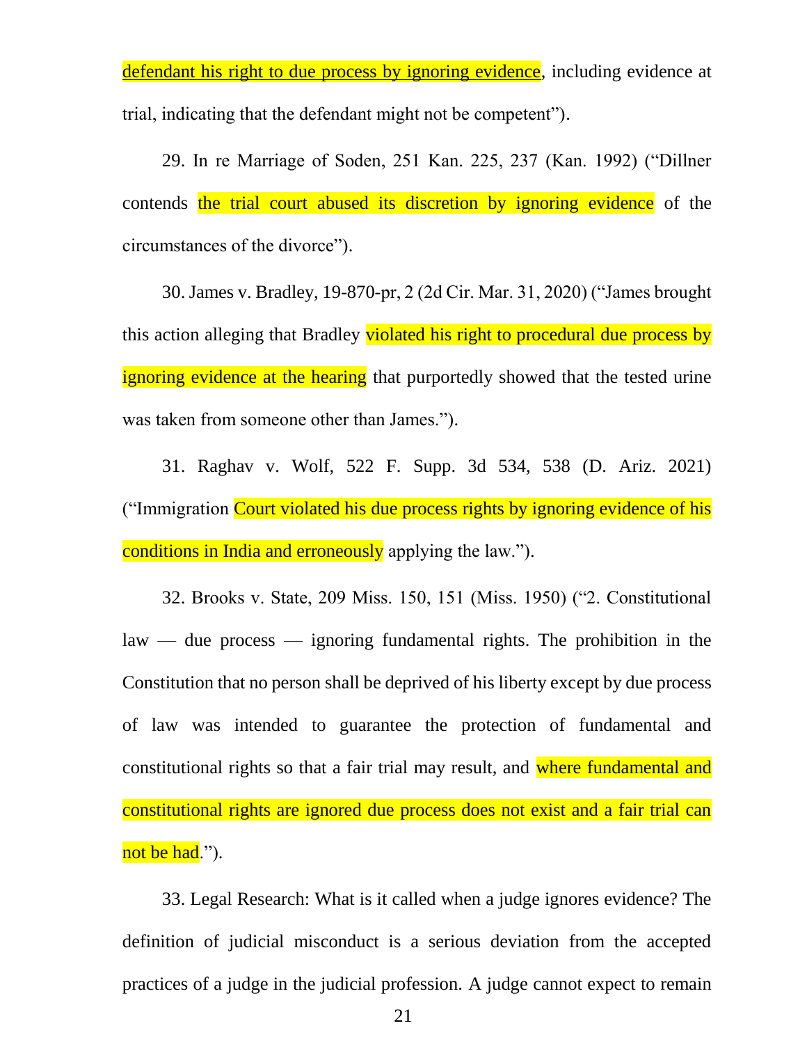defendant his right to due process by ignoring evidence, including evidence at trial, indicating that the defendant might not be competent").

29. In re Marriage of Soden, 251 Kan. 225, 237 (Kan. 1992) ("Dillner contends the trial court abused its discretion by ignoring evidence of the circumstances of the divorce").

30. James v. Bradley, 19-870-pr, 2 (2d Cir. Mar. 31, 2020) ("James brought this action alleging that Bradley violated his right to procedural due process by ignoring evidence at the hearing that purportedly showed that the tested urine was taken from someone other than James.").

31. Raghav v. Wolf, 522 F. Supp. 3d 534, 538 (D. Ariz. 2021) ("Immigration Court violated his due process rights by ignoring evidence of his conditions in India and erroneously applying the law.").

32. Brooks v. State, 209 Miss. 150, 151 (Miss. 1950) ("2. Constitutional law — due process — ignoring fundamental rights. The prohibition in the Constitution that no person shall be deprived of his liberty except by due process of law was intended to guarantee the protection of fundamental and constitutional rights so that a fair trial may result, and where fundamental and constitutional rights are ignored due process does not exist and a fair trial can not be had.").

33. Legal Research: What is it called when a judge ignores evidence? The definition of judicial misconduct is a serious deviation from the accepted practices of a judge in the judicial profession. A judge cannot expect to remain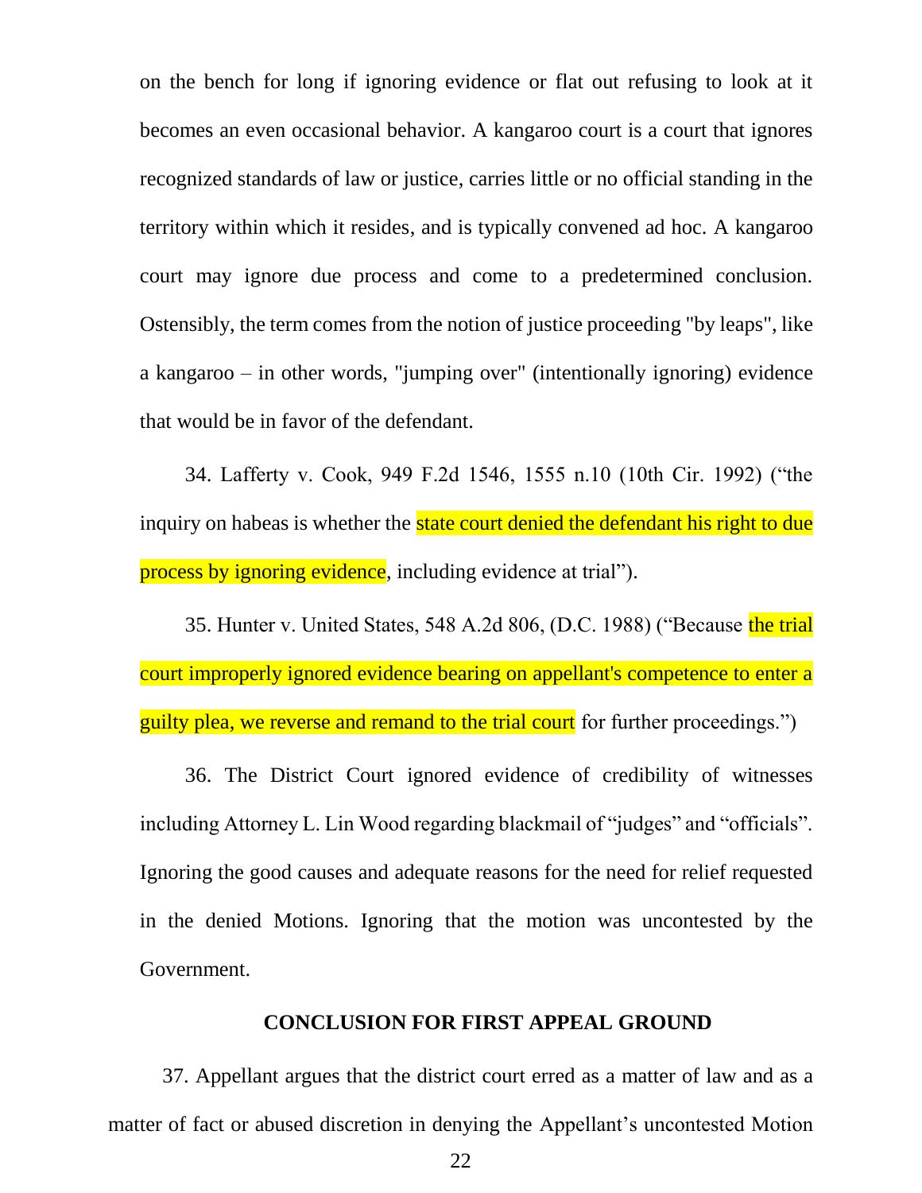on the bench for long if ignoring evidence or flat out refusing to look at it becomes an even occasional behavior. A kangaroo court is a court that ignores recognized standards of law or justice, carries little or no official standing in the territory within which it resides, and is typically convened ad hoc. A kangaroo court may ignore due process and come to a predetermined conclusion. Ostensibly, the term comes from the notion of justice proceeding "by leaps", like a kangaroo – in other words, "jumping over" (intentionally ignoring) evidence that would be in favor of the defendant.

34. Lafferty v. Cook, 949 F.2d 1546, 1555 n.10 (10th Cir. 1992) ("the inquiry on habeas is whether the state court denied the defendant his right to due process by ignoring evidence, including evidence at trial").

35. Hunter v. United States, 548 A.2d 806, (D.C. 1988) ("Because the trial court improperly ignored evidence bearing on appellant's competence to enter a guilty plea, we reverse and remand to the trial court for further proceedings.")

36. The District Court ignored evidence of credibility of witnesses including Attorney L. Lin Wood regarding blackmail of "judges" and "officials". Ignoring the good causes and adequate reasons for the need for relief requested in the denied Motions. Ignoring that the motion was uncontested by the Government.

## CONCLUSION FOR FIRST APPEAL GROUND

37. Appellant argues that the district court erred as a matter of law and as a matter of fact or abused discretion in denying the Appellant's uncontested Motion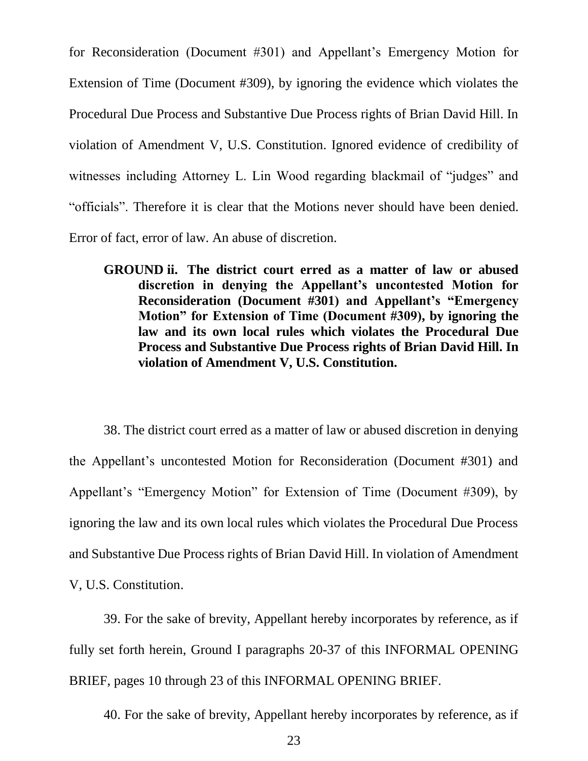for Reconsideration (Document #301) and Appellant's Emergency Motion for Extension of Time (Document #309), by ignoring the evidence which violates the Procedural Due Process and Substantive Due Process rights of Brian David Hill. In violation of Amendment V, U.S. Constitution. Ignored evidence of credibility of witnesses including Attorney L. Lin Wood regarding blackmail of "judges" and "officials". Therefore it is clear that the Motions never should have been denied. Error of fact, error of law. An abuse of discretion.

**GROUND ii. The district court erred as a matter of law or abused discretion in denying the Appellant's uncontested Motion for Reconsideration (Document #301) and Appellant's "Emergency Motion" for Extension of Time (Document #309), by ignoring the law and its own local rules which violates the Procedural Due Process and Substantive Due Process rights of Brian David Hill. In violation of Amendment V, U.S. Constitution.**

38. The district court erred as a matter of law or abused discretion in denying the Appellant's uncontested Motion for Reconsideration (Document #301) and Appellant's "Emergency Motion" for Extension of Time (Document #309), by ignoring the law and its own local rules which violates the Procedural Due Process and Substantive Due Process rights of Brian David Hill. In violation of Amendment V, U.S. Constitution.

39. For the sake of brevity, Appellant hereby incorporates by reference, as if fully set forth herein, Ground I paragraphs 20-37 of this INFORMAL OPENING BRIEF, pages 10 through 23 of this INFORMAL OPENING BRIEF.

40. For the sake of brevity, Appellant hereby incorporates by reference, as if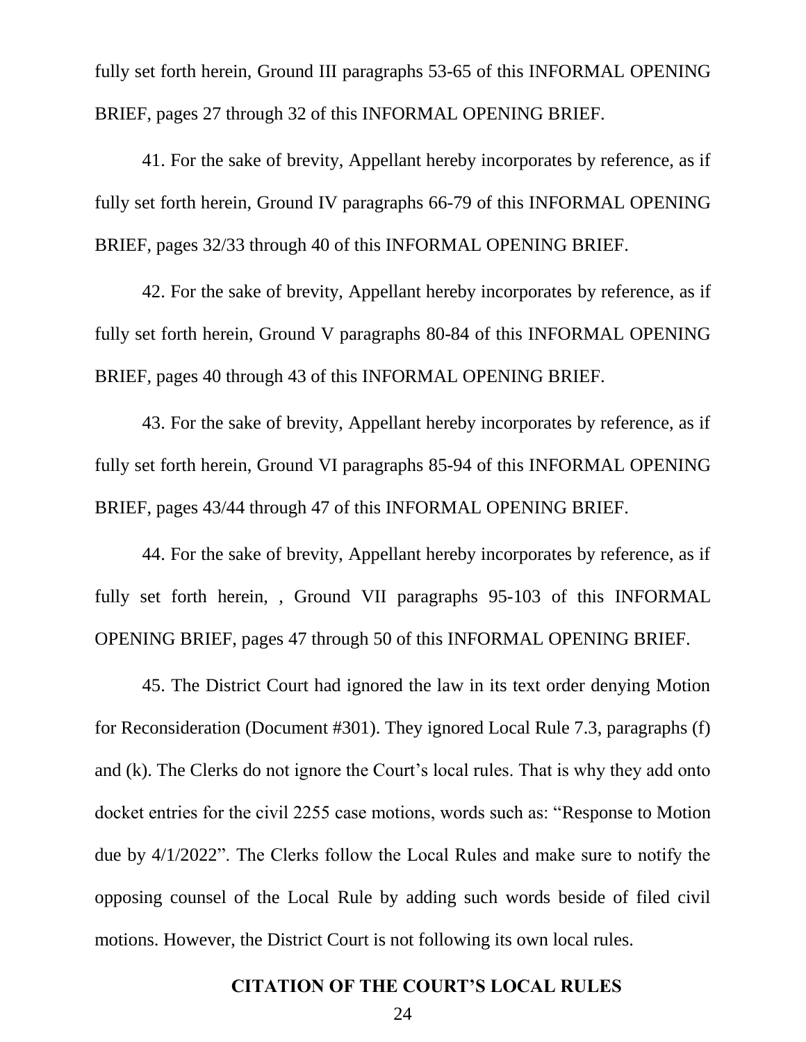fully set forth herein, Ground III paragraphs 53-65 of this INFORMAL OPENING BRIEF, pages 27 through 32 of this INFORMAL OPENING BRIEF.

41. For the sake of brevity, Appellant hereby incorporates by reference, as if fully set forth herein, Ground IV paragraphs 66-79 of this INFORMAL OPENING BRIEF, pages 32/33 through 40 of this INFORMAL OPENING BRIEF.

42. For the sake of brevity, Appellant hereby incorporates by reference, as if fully set forth herein, Ground V paragraphs 80-84 of this INFORMAL OPENING BRIEF, pages 40 through 43 of this INFORMAL OPENING BRIEF.

43. For the sake of brevity, Appellant hereby incorporates by reference, as if fully set forth herein, Ground VI paragraphs 85-94 of this INFORMAL OPENING BRIEF, pages 43/44 through 47 of this INFORMAL OPENING BRIEF.

44. For the sake of brevity, Appellant hereby incorporates by reference, as if fully set forth herein, , Ground VII paragraphs 95-103 of this INFORMAL OPENING BRIEF, pages 47 through 50 of this INFORMAL OPENING BRIEF.

45. The District Court had ignored the law in its text order denying Motion for Reconsideration (Document #301). They ignored Local Rule 7.3, paragraphs (f) and (k). The Clerks do not ignore the Court's local rules. That is why they add onto docket entries for the civil 2255 case motions, words such as: "Response to Motion due by 4/1/2022". The Clerks follow the Local Rules and make sure to notify the opposing counsel of the Local Rule by adding such words beside of filed civil motions. However, the District Court is not following its own local rules.

**CITATION OF THE COURT'S LOCAL RULES**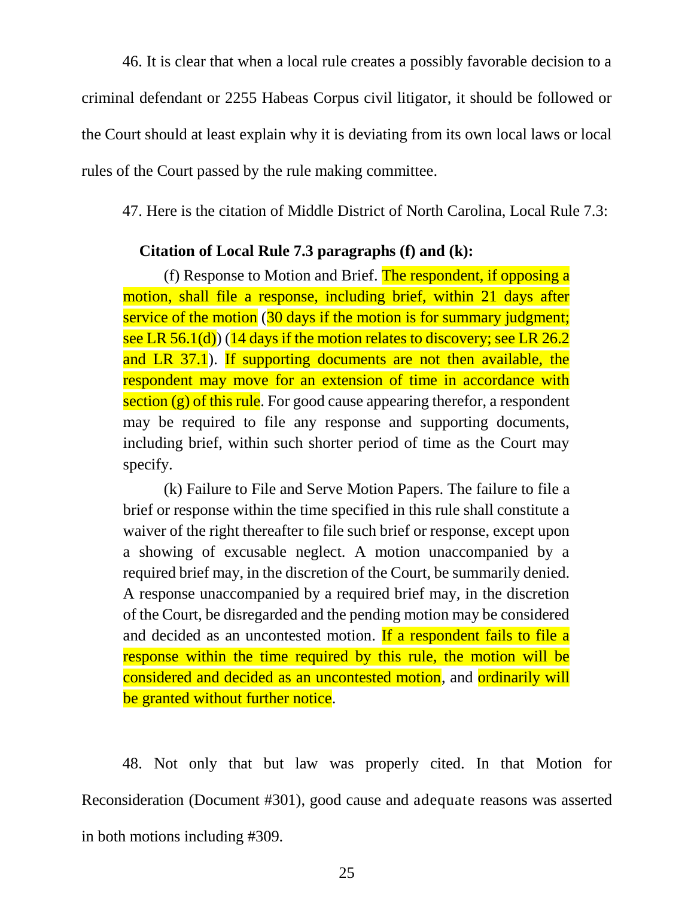46. It is clear that when a local rule creates a possibly favorable decision to a criminal defendant or 2255 Habeas Corpus civil litigator, it should be followed or the Court should at least explain why it is deviating from its own local laws or local rules of the Court passed by the rule making committee.

47. Here is the citation of Middle District of North Carolina, Local Rule 7.3:

**Citation of Local Rule 7.3 paragraphs (f) and (k):**

> (f) Response to Motion and Brief. The respondent, if opposing a motion, shall file a response, including brief, within 21 days after service of the motion (30 days if the motion is for summary judgment; see LR 56.1(d)) (14 days if the motion relates to discovery; see LR 26.2 and LR 37.1). If supporting documents are not then available, the respondent may move for an extension of time in accordance with section (g) of this rule. For good cause appearing therefor, a respondent may be required to file any response and supporting documents, including brief, within such shorter period of time as the Court may specify.
>
> (k) Failure to File and Serve Motion Papers. The failure to file a brief or response within the time specified in this rule shall constitute a waiver of the right thereafter to file such brief or response, except upon a showing of excusable neglect. A motion unaccompanied by a required brief may, in the discretion of the Court, be summarily denied. A response unaccompanied by a required brief may, in the discretion of the Court, be disregarded and the pending motion may be considered and decided as an uncontested motion. If a respondent fails to file a response within the time required by this rule, the motion will be considered and decided as an uncontested motion, and ordinarily will be granted without further notice.

48. Not only that but law was properly cited. In that Motion for Reconsideration (Document #301), good cause and adequate reasons was asserted in both motions including #309.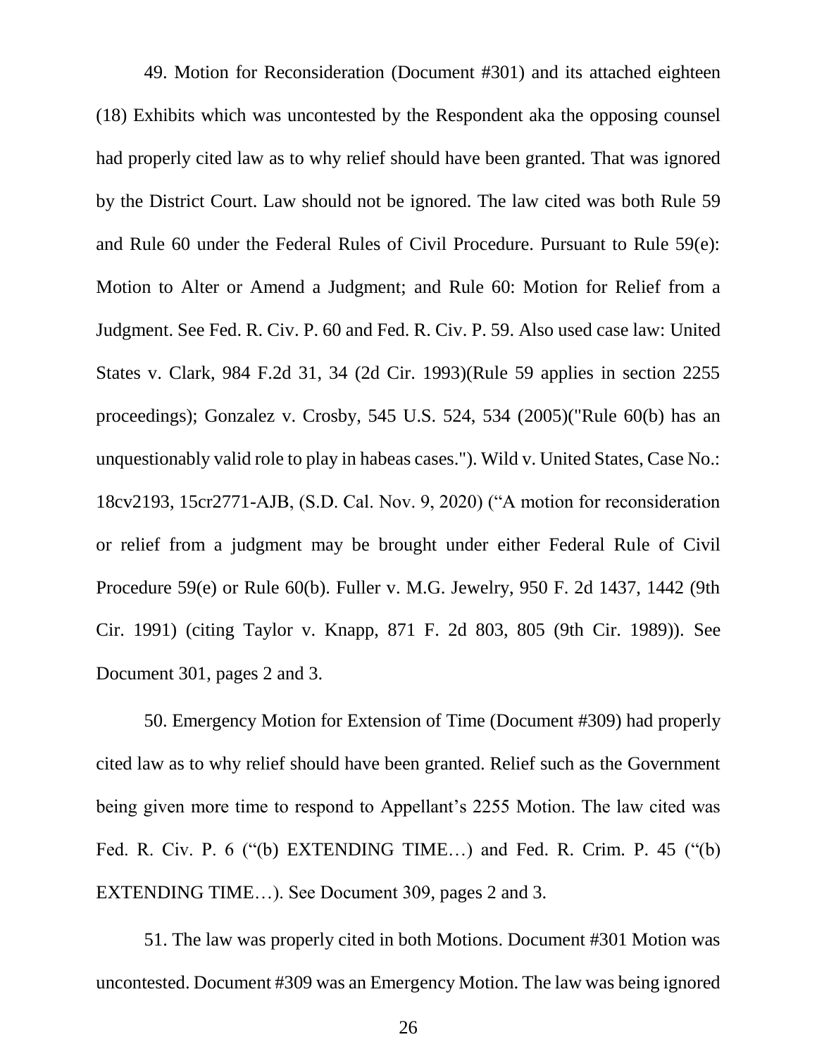49. Motion for Reconsideration (Document #301) and its attached eighteen (18) Exhibits which was uncontested by the Respondent aka the opposing counsel had properly cited law as to why relief should have been granted. That was ignored by the District Court. Law should not be ignored. The law cited was both Rule 59 and Rule 60 under the Federal Rules of Civil Procedure. Pursuant to Rule 59(e): Motion to Alter or Amend a Judgment; and Rule 60: Motion for Relief from a Judgment. See Fed. R. Civ. P. 60 and Fed. R. Civ. P. 59. Also used case law: United States v. Clark, 984 F.2d 31, 34 (2d Cir. 1993)(Rule 59 applies in section 2255 proceedings); Gonzalez v. Crosby, 545 U.S. 524, 534 (2005)("Rule 60(b) has an unquestionably valid role to play in habeas cases."). Wild v. United States, Case No.: 18cv2193, 15cr2771-AJB, (S.D. Cal. Nov. 9, 2020) ("A motion for reconsideration or relief from a judgment may be brought under either Federal Rule of Civil Procedure 59(e) or Rule 60(b). Fuller v. M.G. Jewelry, 950 F. 2d 1437, 1442 (9th Cir. 1991) (citing Taylor v. Knapp, 871 F. 2d 803, 805 (9th Cir. 1989)). See Document 301, pages 2 and 3.

50. Emergency Motion for Extension of Time (Document #309) had properly cited law as to why relief should have been granted. Relief such as the Government being given more time to respond to Appellant's 2255 Motion. The law cited was Fed. R. Civ. P. 6 ("(b) EXTENDING TIME…) and Fed. R. Crim. P. 45 ("(b) EXTENDING TIME…). See Document 309, pages 2 and 3.

51. The law was properly cited in both Motions. Document #301 Motion was uncontested. Document #309 was an Emergency Motion. The law was being ignored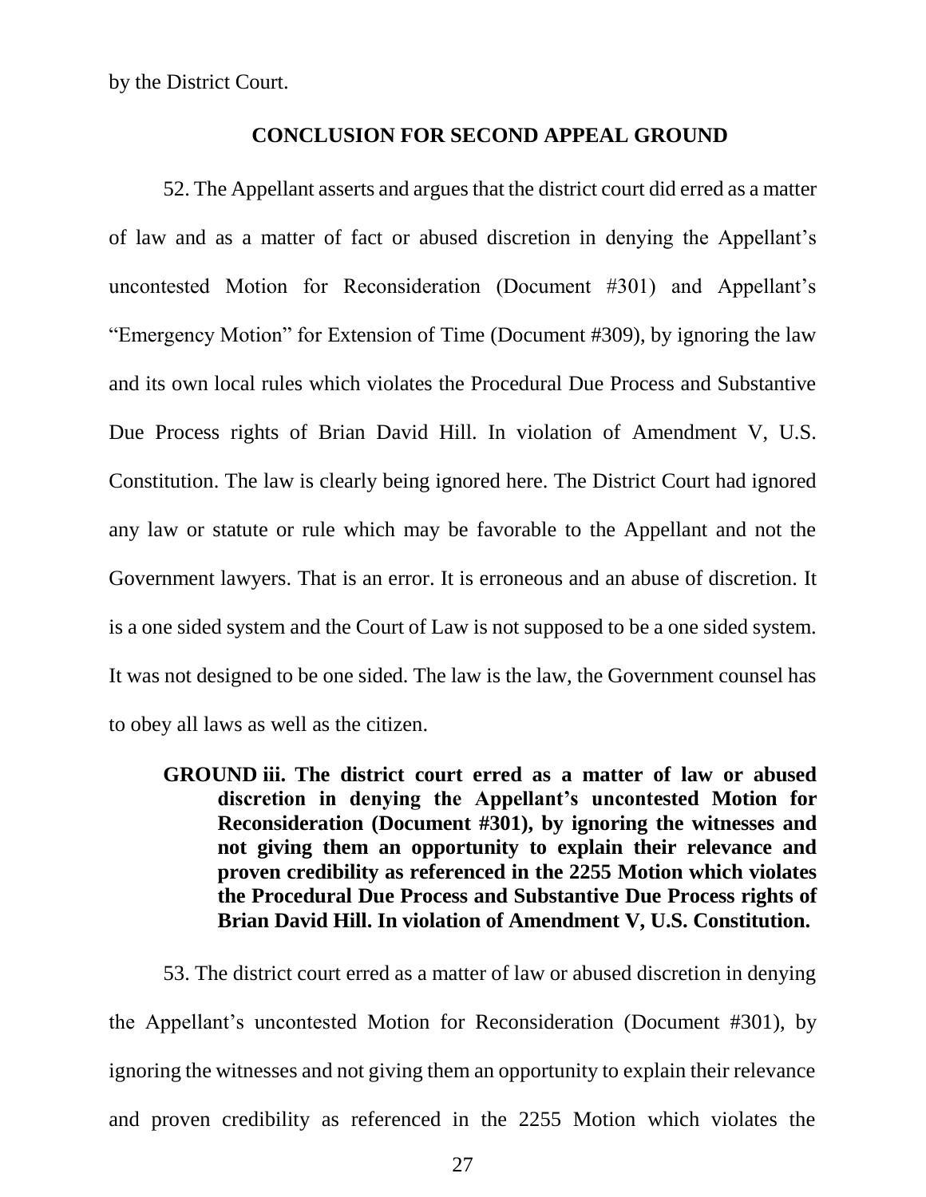by the District Court.

## CONCLUSION FOR SECOND APPEAL GROUND

52. The Appellant asserts and argues that the district court did erred as a matter of law and as a matter of fact or abused discretion in denying the Appellant's uncontested Motion for Reconsideration (Document #301) and Appellant's "Emergency Motion" for Extension of Time (Document #309), by ignoring the law and its own local rules which violates the Procedural Due Process and Substantive Due Process rights of Brian David Hill. In violation of Amendment V, U.S. Constitution. The law is clearly being ignored here. The District Court had ignored any law or statute or rule which may be favorable to the Appellant and not the Government lawyers. That is an error. It is erroneous and an abuse of discretion. It is a one sided system and the Court of Law is not supposed to be a one sided system. It was not designed to be one sided. The law is the law, the Government counsel has to obey all laws as well as the citizen.

**GROUND iii. The district court erred as a matter of law or abused discretion in denying the Appellant's uncontested Motion for Reconsideration (Document #301), by ignoring the witnesses and not giving them an opportunity to explain their relevance and proven credibility as referenced in the 2255 Motion which violates the Procedural Due Process and Substantive Due Process rights of Brian David Hill. In violation of Amendment V, U.S. Constitution.**

53. The district court erred as a matter of law or abused discretion in denying the Appellant's uncontested Motion for Reconsideration (Document #301), by ignoring the witnesses and not giving them an opportunity to explain their relevance and proven credibility as referenced in the 2255 Motion which violates the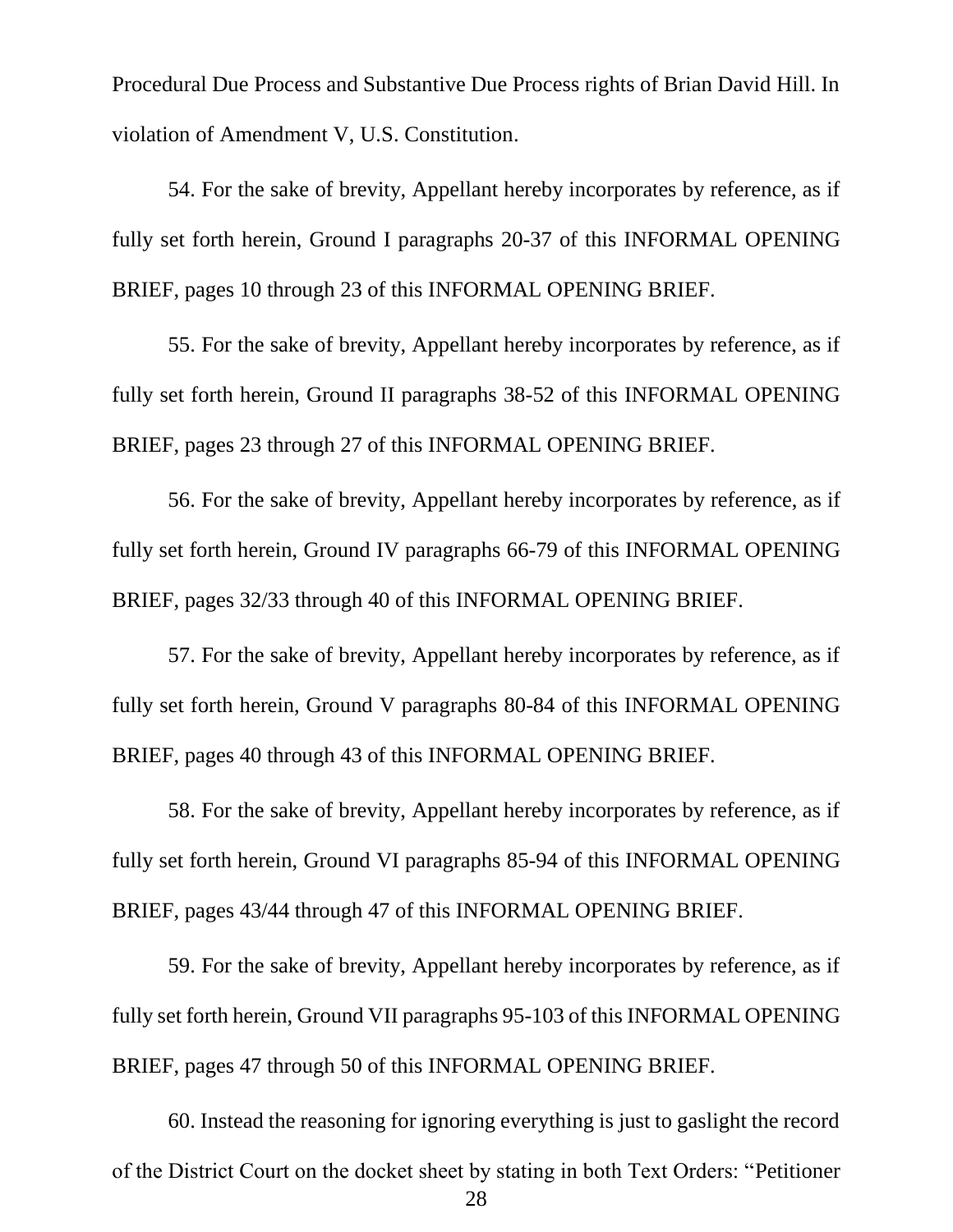Procedural Due Process and Substantive Due Process rights of Brian David Hill. In violation of Amendment V, U.S. Constitution.

54. For the sake of brevity, Appellant hereby incorporates by reference, as if fully set forth herein, Ground I paragraphs 20-37 of this INFORMAL OPENING BRIEF, pages 10 through 23 of this INFORMAL OPENING BRIEF.

55. For the sake of brevity, Appellant hereby incorporates by reference, as if fully set forth herein, Ground II paragraphs 38-52 of this INFORMAL OPENING BRIEF, pages 23 through 27 of this INFORMAL OPENING BRIEF.

56. For the sake of brevity, Appellant hereby incorporates by reference, as if fully set forth herein, Ground IV paragraphs 66-79 of this INFORMAL OPENING BRIEF, pages 32/33 through 40 of this INFORMAL OPENING BRIEF.

57. For the sake of brevity, Appellant hereby incorporates by reference, as if fully set forth herein, Ground V paragraphs 80-84 of this INFORMAL OPENING BRIEF, pages 40 through 43 of this INFORMAL OPENING BRIEF.

58. For the sake of brevity, Appellant hereby incorporates by reference, as if fully set forth herein, Ground VI paragraphs 85-94 of this INFORMAL OPENING BRIEF, pages 43/44 through 47 of this INFORMAL OPENING BRIEF.

59. For the sake of brevity, Appellant hereby incorporates by reference, as if fully set forth herein, Ground VII paragraphs 95-103 of this INFORMAL OPENING BRIEF, pages 47 through 50 of this INFORMAL OPENING BRIEF.

60. Instead the reasoning for ignoring everything is just to gaslight the record of the District Court on the docket sheet by stating in both Text Orders: "Petitioner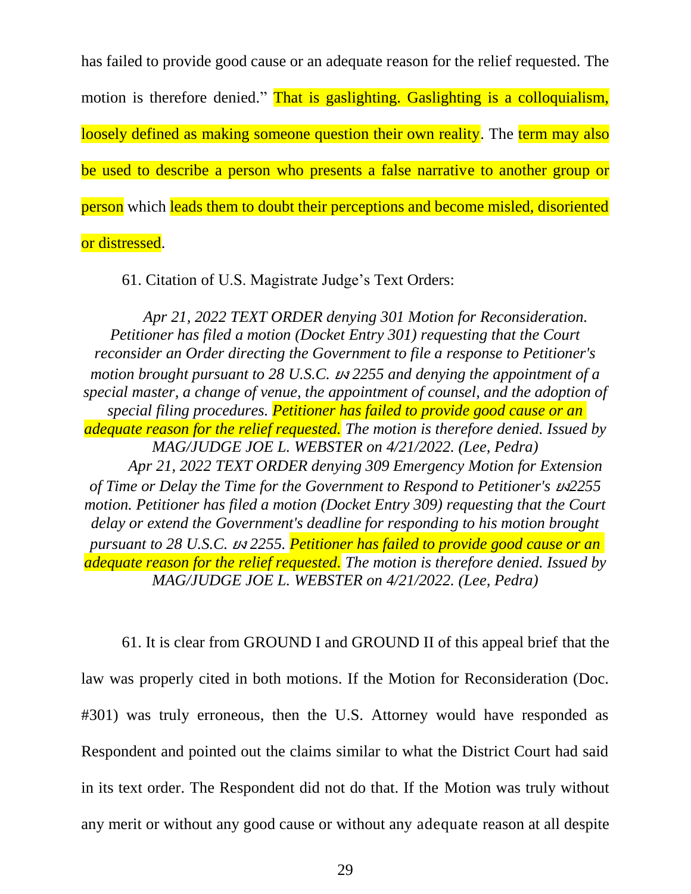has failed to provide good cause or an adequate reason for the relief requested. The motion is therefore denied." That is gaslighting. Gaslighting is a colloquialism, loosely defined as making someone question their own reality. The term may also be used to describe a person who presents a false narrative to another group or person which leads them to doubt their perceptions and become misled, disoriented or distressed.

61. Citation of U.S. Magistrate Judge's Text Orders:

> *Apr 21, 2022 TEXT ORDER denying 301 Motion for Reconsideration. Petitioner has filed a motion (Docket Entry 301) requesting that the Court reconsider an Order directing the Government to file a response to Petitioner's motion brought pursuant to 28 U.S.C. ẟ 2255 and denying the appointment of a special master, a change of venue, the appointment of counsel, and the adoption of special filing procedures. Petitioner has failed to provide good cause or an adequate reason for the relief requested. The motion is therefore denied. Issued by MAG/JUDGE JOE L. WEBSTER on 4/21/2022. (Lee, Pedra)*
>
> *Apr 21, 2022 TEXT ORDER denying 309 Emergency Motion for Extension of Time or Delay the Time for the Government to Respond to Petitioner's ẟ2255 motion. Petitioner has filed a motion (Docket Entry 309) requesting that the Court delay or extend the Government's deadline for responding to his motion brought pursuant to 28 U.S.C. ẟ 2255. Petitioner has failed to provide good cause or an adequate reason for the relief requested. The motion is therefore denied. Issued by MAG/JUDGE JOE L. WEBSTER on 4/21/2022. (Lee, Pedra)*

61. It is clear from GROUND I and GROUND II of this appeal brief that the law was properly cited in both motions. If the Motion for Reconsideration (Doc. #301) was truly erroneous, then the U.S. Attorney would have responded as Respondent and pointed out the claims similar to what the District Court had said in its text order. The Respondent did not do that. If the Motion was truly without any merit or without any good cause or without any adequate reason at all despite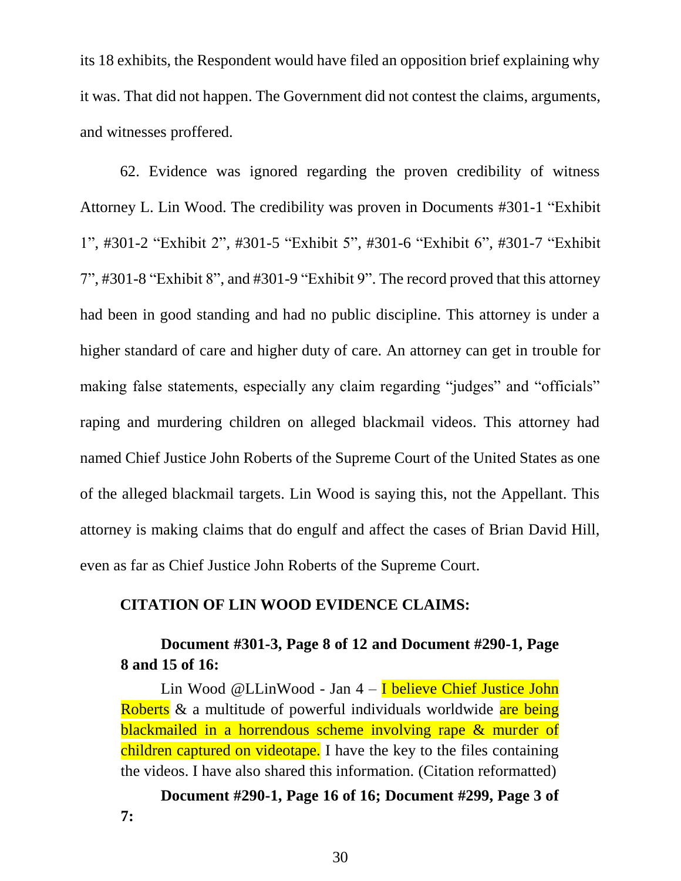its 18 exhibits, the Respondent would have filed an opposition brief explaining why it was. That did not happen. The Government did not contest the claims, arguments, and witnesses proffered.

62. Evidence was ignored regarding the proven credibility of witness Attorney L. Lin Wood. The credibility was proven in Documents #301-1 "Exhibit 1", #301-2 "Exhibit 2", #301-5 "Exhibit 5", #301-6 "Exhibit 6", #301-7 "Exhibit 7", #301-8 "Exhibit 8", and #301-9 "Exhibit 9". The record proved that this attorney had been in good standing and had no public discipline. This attorney is under a higher standard of care and higher duty of care. An attorney can get in trouble for making false statements, especially any claim regarding "judges" and "officials" raping and murdering children on alleged blackmail videos. This attorney had named Chief Justice John Roberts of the Supreme Court of the United States as one of the alleged blackmail targets. Lin Wood is saying this, not the Appellant. This attorney is making claims that do engulf and affect the cases of Brian David Hill, even as far as Chief Justice John Roberts of the Supreme Court.

**CITATION OF LIN WOOD EVIDENCE CLAIMS:**

> **Document #301-3, Page 8 of 12 and Document #290-1, Page 8 and 15 of 16:**
>
> Lin Wood @LLinWood - Jan 4 – I believe Chief Justice John Roberts & a multitude of powerful individuals worldwide are being blackmailed in a horrendous scheme involving rape & murder of children captured on videotape. I have the key to the files containing the videos. I have also shared this information. (Citation reformatted)
>
> **Document #290-1, Page 16 of 16; Document #299, Page 3 of 7:**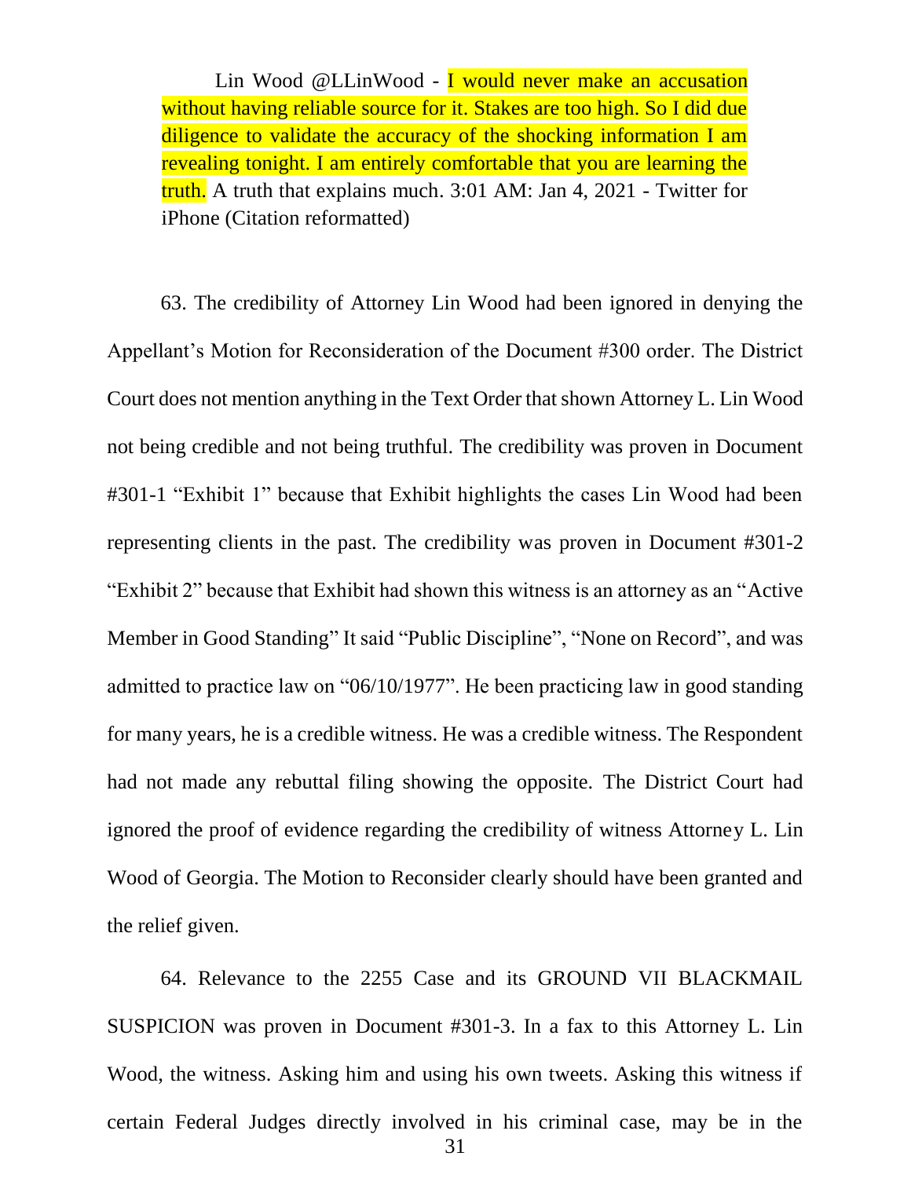Lin Wood @LLinWood - I would never make an accusation without having reliable source for it. Stakes are too high. So I did due diligence to validate the accuracy of the shocking information I am revealing tonight. I am entirely comfortable that you are learning the truth. A truth that explains much. 3:01 AM: Jan 4, 2021 - Twitter for iPhone (Citation reformatted)

63. The credibility of Attorney Lin Wood had been ignored in denying the Appellant's Motion for Reconsideration of the Document #300 order. The District Court does not mention anything in the Text Order that shown Attorney L. Lin Wood not being credible and not being truthful. The credibility was proven in Document #301-1 "Exhibit 1" because that Exhibit highlights the cases Lin Wood had been representing clients in the past. The credibility was proven in Document #301-2 "Exhibit 2" because that Exhibit had shown this witness is an attorney as an "Active Member in Good Standing" It said "Public Discipline", "None on Record", and was admitted to practice law on "06/10/1977". He been practicing law in good standing for many years, he is a credible witness. He was a credible witness. The Respondent had not made any rebuttal filing showing the opposite. The District Court had ignored the proof of evidence regarding the credibility of witness Attorney L. Lin Wood of Georgia. The Motion to Reconsider clearly should have been granted and the relief given.

64. Relevance to the 2255 Case and its GROUND VII BLACKMAIL SUSPICION was proven in Document #301-3. In a fax to this Attorney L. Lin Wood, the witness. Asking him and using his own tweets. Asking this witness if certain Federal Judges directly involved in his criminal case, may be in the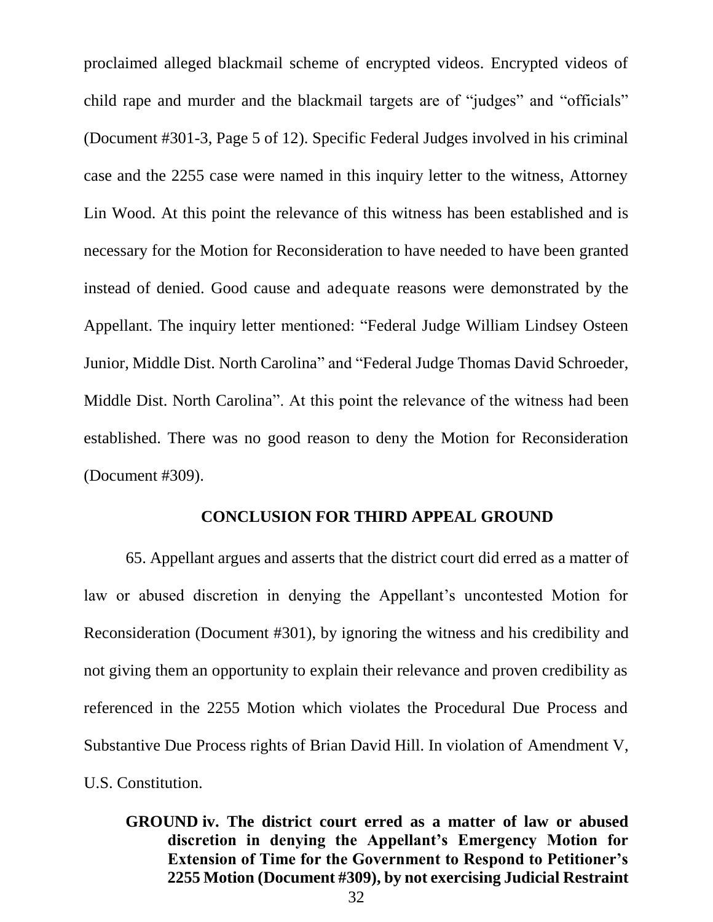proclaimed alleged blackmail scheme of encrypted videos. Encrypted videos of child rape and murder and the blackmail targets are of "judges" and "officials" (Document #301-3, Page 5 of 12). Specific Federal Judges involved in his criminal case and the 2255 case were named in this inquiry letter to the witness, Attorney Lin Wood. At this point the relevance of this witness has been established and is necessary for the Motion for Reconsideration to have needed to have been granted instead of denied. Good cause and adequate reasons were demonstrated by the Appellant. The inquiry letter mentioned: "Federal Judge William Lindsey Osteen Junior, Middle Dist. North Carolina" and "Federal Judge Thomas David Schroeder, Middle Dist. North Carolina". At this point the relevance of the witness had been established. There was no good reason to deny the Motion for Reconsideration (Document #309).

## CONCLUSION FOR THIRD APPEAL GROUND

65. Appellant argues and asserts that the district court did erred as a matter of law or abused discretion in denying the Appellant's uncontested Motion for Reconsideration (Document #301), by ignoring the witness and his credibility and not giving them an opportunity to explain their relevance and proven credibility as referenced in the 2255 Motion which violates the Procedural Due Process and Substantive Due Process rights of Brian David Hill. In violation of Amendment V, U.S. Constitution.

**GROUND iv. The district court erred as a matter of law or abused discretion in denying the Appellant's Emergency Motion for Extension of Time for the Government to Respond to Petitioner's 2255 Motion (Document #309), by not exercising Judicial Restraint**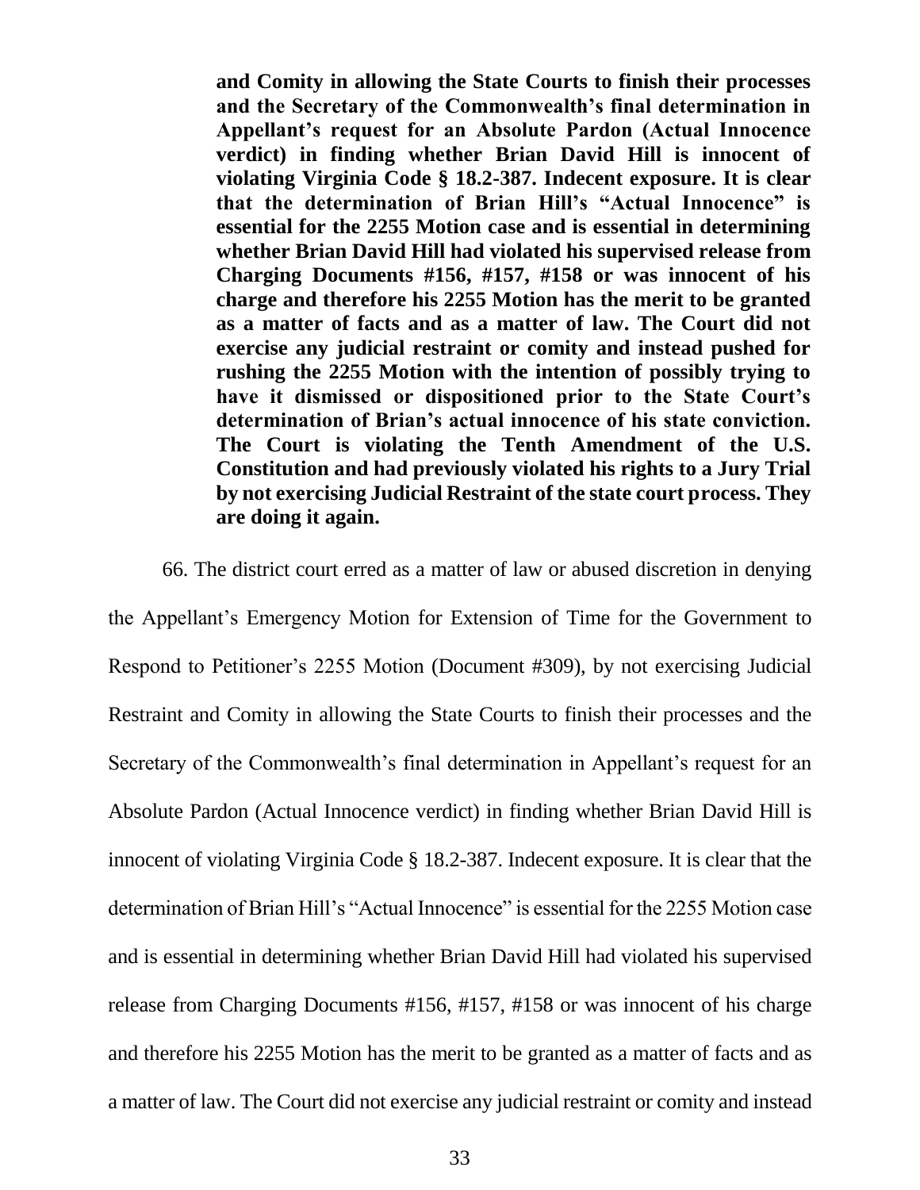**and Comity in allowing the State Courts to finish their processes and the Secretary of the Commonwealth's final determination in Appellant's request for an Absolute Pardon (Actual Innocence verdict) in finding whether Brian David Hill is innocent of violating Virginia Code § 18.2-387. Indecent exposure. It is clear that the determination of Brian Hill's "Actual Innocence" is essential for the 2255 Motion case and is essential in determining whether Brian David Hill had violated his supervised release from Charging Documents #156, #157, #158 or was innocent of his charge and therefore his 2255 Motion has the merit to be granted as a matter of facts and as a matter of law. The Court did not exercise any judicial restraint or comity and instead pushed for rushing the 2255 Motion with the intention of possibly trying to have it dismissed or dispositioned prior to the State Court's determination of Brian's actual innocence of his state conviction. The Court is violating the Tenth Amendment of the U.S. Constitution and had previously violated his rights to a Jury Trial by not exercising Judicial Restraint of the state court process. They are doing it again.**

66. The district court erred as a matter of law or abused discretion in denying the Appellant's Emergency Motion for Extension of Time for the Government to Respond to Petitioner's 2255 Motion (Document #309), by not exercising Judicial Restraint and Comity in allowing the State Courts to finish their processes and the Secretary of the Commonwealth's final determination in Appellant's request for an Absolute Pardon (Actual Innocence verdict) in finding whether Brian David Hill is innocent of violating Virginia Code § 18.2-387. Indecent exposure. It is clear that the determination of Brian Hill's "Actual Innocence" is essential for the 2255 Motion case and is essential in determining whether Brian David Hill had violated his supervised release from Charging Documents #156, #157, #158 or was innocent of his charge and therefore his 2255 Motion has the merit to be granted as a matter of facts and as a matter of law. The Court did not exercise any judicial restraint or comity and instead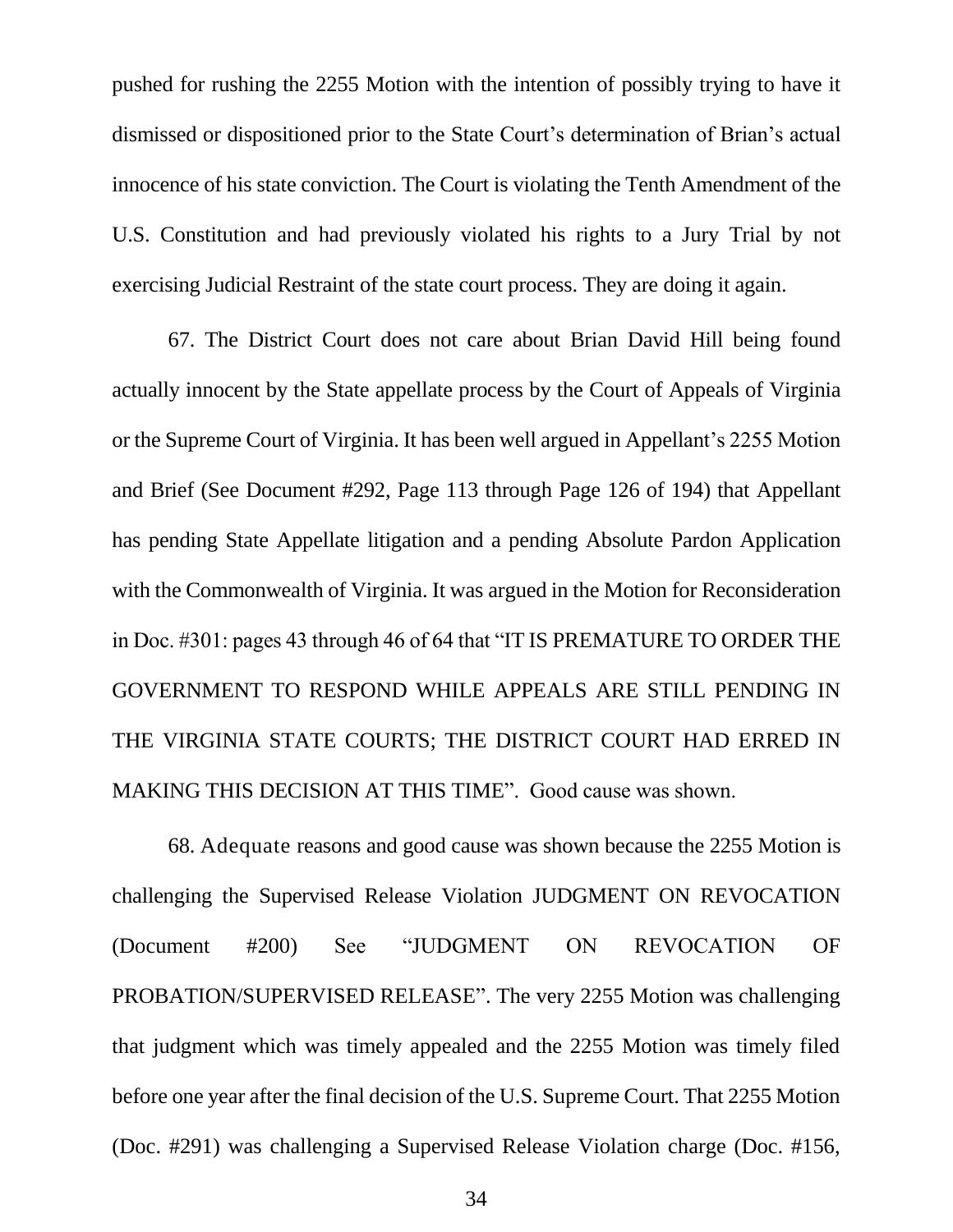pushed for rushing the 2255 Motion with the intention of possibly trying to have it dismissed or dispositioned prior to the State Court's determination of Brian's actual innocence of his state conviction. The Court is violating the Tenth Amendment of the U.S. Constitution and had previously violated his rights to a Jury Trial by not exercising Judicial Restraint of the state court process. They are doing it again.

67. The District Court does not care about Brian David Hill being found actually innocent by the State appellate process by the Court of Appeals of Virginia or the Supreme Court of Virginia. It has been well argued in Appellant's 2255 Motion and Brief (See Document #292, Page 113 through Page 126 of 194) that Appellant has pending State Appellate litigation and a pending Absolute Pardon Application with the Commonwealth of Virginia. It was argued in the Motion for Reconsideration in Doc. #301: pages 43 through 46 of 64 that "IT IS PREMATURE TO ORDER THE GOVERNMENT TO RESPOND WHILE APPEALS ARE STILL PENDING IN THE VIRGINIA STATE COURTS; THE DISTRICT COURT HAD ERRED IN MAKING THIS DECISION AT THIS TIME". Good cause was shown.

68. Adequate reasons and good cause was shown because the 2255 Motion is challenging the Supervised Release Violation JUDGMENT ON REVOCATION (Document #200) See "JUDGMENT ON REVOCATION OF PROBATION/SUPERVISED RELEASE". The very 2255 Motion was challenging that judgment which was timely appealed and the 2255 Motion was timely filed before one year after the final decision of the U.S. Supreme Court. That 2255 Motion (Doc. #291) was challenging a Supervised Release Violation charge (Doc. #156,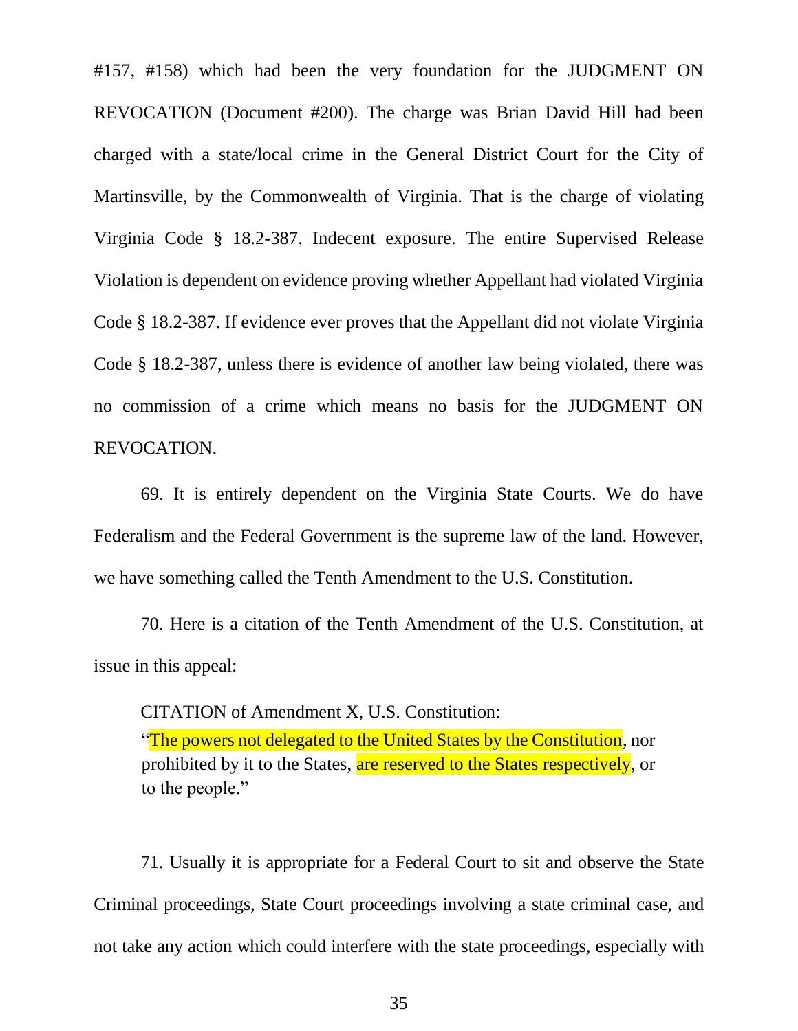#157, #158) which had been the very foundation for the JUDGMENT ON REVOCATION (Document #200). The charge was Brian David Hill had been charged with a state/local crime in the General District Court for the City of Martinsville, by the Commonwealth of Virginia. That is the charge of violating Virginia Code § 18.2-387. Indecent exposure. The entire Supervised Release Violation is dependent on evidence proving whether Appellant had violated Virginia Code § 18.2-387. If evidence ever proves that the Appellant did not violate Virginia Code § 18.2-387, unless there is evidence of another law being violated, there was no commission of a crime which means no basis for the JUDGMENT ON REVOCATION.

69. It is entirely dependent on the Virginia State Courts. We do have Federalism and the Federal Government is the supreme law of the land. However, we have something called the Tenth Amendment to the U.S. Constitution.

70. Here is a citation of the Tenth Amendment of the U.S. Constitution, at issue in this appeal:

> CITATION of Amendment X, U.S. Constitution:
> "The powers not delegated to the United States by the Constitution, nor prohibited by it to the States, are reserved to the States respectively, or to the people."

71. Usually it is appropriate for a Federal Court to sit and observe the State Criminal proceedings, State Court proceedings involving a state criminal case, and not take any action which could interfere with the state proceedings, especially with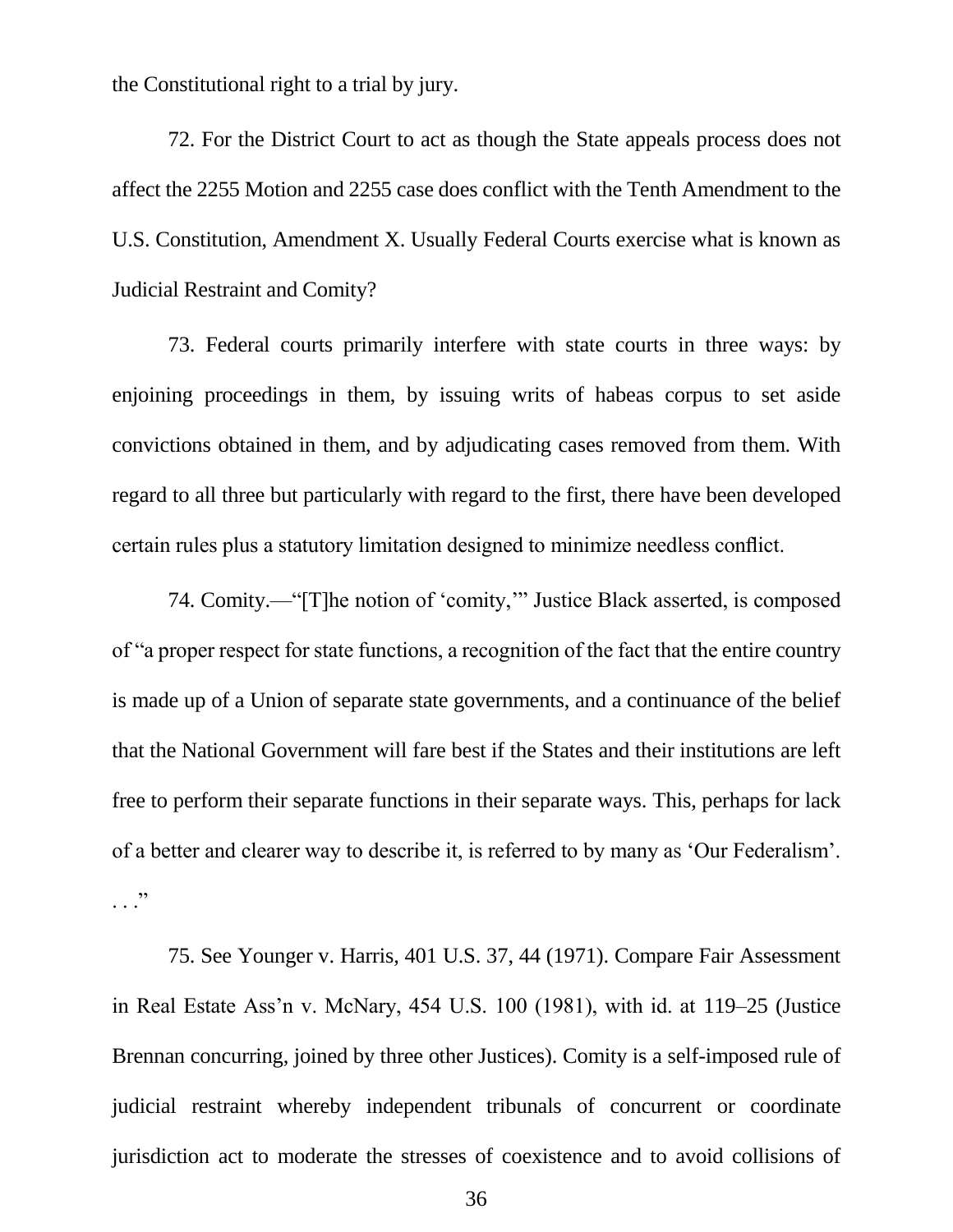the Constitutional right to a trial by jury.

72. For the District Court to act as though the State appeals process does not affect the 2255 Motion and 2255 case does conflict with the Tenth Amendment to the U.S. Constitution, Amendment X. Usually Federal Courts exercise what is known as Judicial Restraint and Comity?

73. Federal courts primarily interfere with state courts in three ways: by enjoining proceedings in them, by issuing writs of habeas corpus to set aside convictions obtained in them, and by adjudicating cases removed from them. With regard to all three but particularly with regard to the first, there have been developed certain rules plus a statutory limitation designed to minimize needless conflict.

74. Comity.—"[T]he notion of 'comity,'" Justice Black asserted, is composed of "a proper respect for state functions, a recognition of the fact that the entire country is made up of a Union of separate state governments, and a continuance of the belief that the National Government will fare best if the States and their institutions are left free to perform their separate functions in their separate ways. This, perhaps for lack of a better and clearer way to describe it, is referred to by many as 'Our Federalism'. . . ."

75. See Younger v. Harris, 401 U.S. 37, 44 (1971). Compare Fair Assessment in Real Estate Ass'n v. McNary, 454 U.S. 100 (1981), with id. at 119–25 (Justice Brennan concurring, joined by three other Justices). Comity is a self-imposed rule of judicial restraint whereby independent tribunals of concurrent or coordinate jurisdiction act to moderate the stresses of coexistence and to avoid collisions of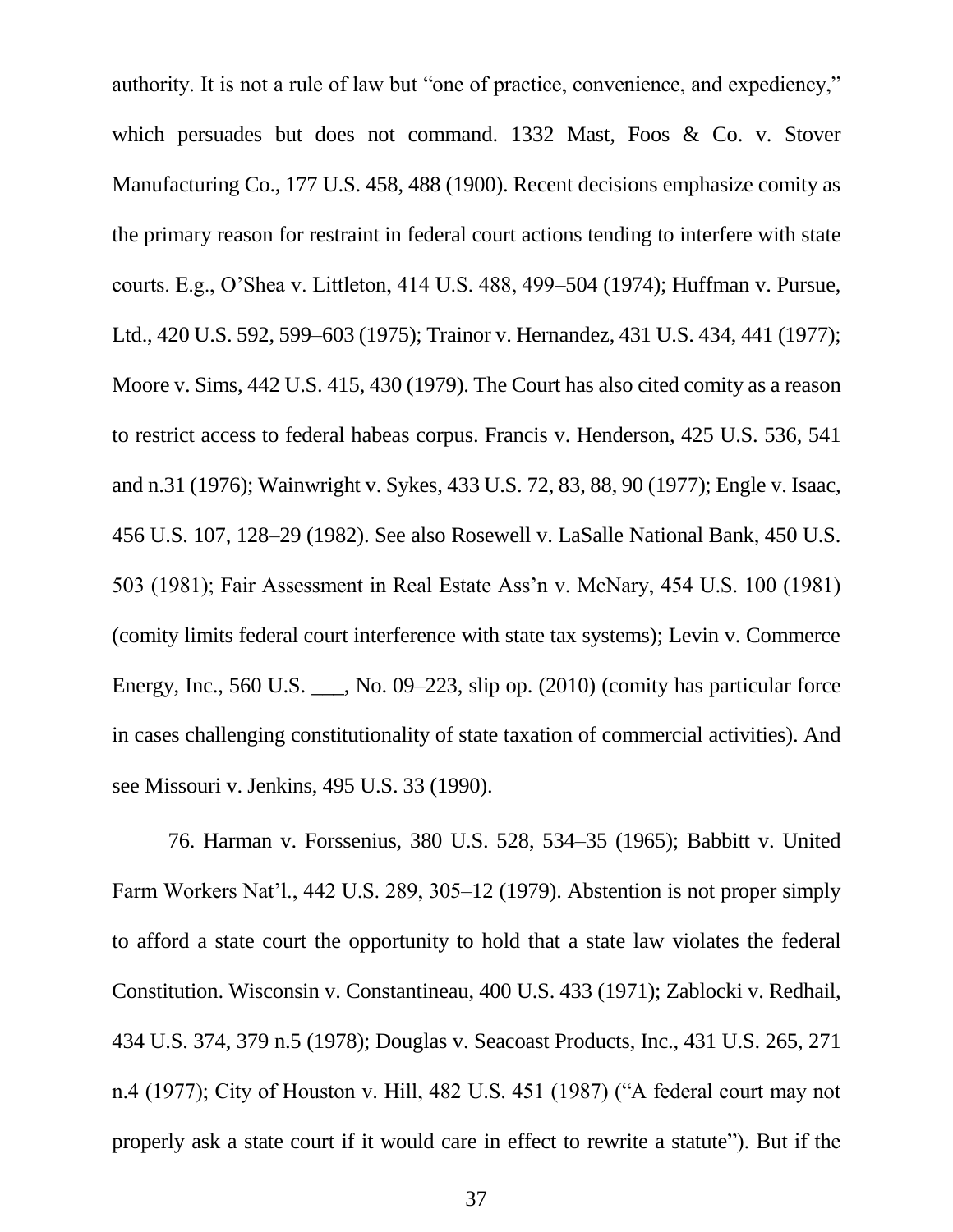authority. It is not a rule of law but "one of practice, convenience, and expediency," which persuades but does not command. 1332 Mast, Foos & Co. v. Stover Manufacturing Co., 177 U.S. 458, 488 (1900). Recent decisions emphasize comity as the primary reason for restraint in federal court actions tending to interfere with state courts. E.g., O'Shea v. Littleton, 414 U.S. 488, 499–504 (1974); Huffman v. Pursue, Ltd., 420 U.S. 592, 599–603 (1975); Trainor v. Hernandez, 431 U.S. 434, 441 (1977); Moore v. Sims, 442 U.S. 415, 430 (1979). The Court has also cited comity as a reason to restrict access to federal habeas corpus. Francis v. Henderson, 425 U.S. 536, 541 and n.31 (1976); Wainwright v. Sykes, 433 U.S. 72, 83, 88, 90 (1977); Engle v. Isaac, 456 U.S. 107, 128–29 (1982). See also Rosewell v. LaSalle National Bank, 450 U.S. 503 (1981); Fair Assessment in Real Estate Ass'n v. McNary, 454 U.S. 100 (1981) (comity limits federal court interference with state tax systems); Levin v. Commerce Energy, Inc., 560 U.S. ___, No. 09–223, slip op. (2010) (comity has particular force in cases challenging constitutionality of state taxation of commercial activities). And see Missouri v. Jenkins, 495 U.S. 33 (1990).

76. Harman v. Forssenius, 380 U.S. 528, 534–35 (1965); Babbitt v. United Farm Workers Nat'l., 442 U.S. 289, 305–12 (1979). Abstention is not proper simply to afford a state court the opportunity to hold that a state law violates the federal Constitution. Wisconsin v. Constantineau, 400 U.S. 433 (1971); Zablocki v. Redhail, 434 U.S. 374, 379 n.5 (1978); Douglas v. Seacoast Products, Inc., 431 U.S. 265, 271 n.4 (1977); City of Houston v. Hill, 482 U.S. 451 (1987) ("A federal court may not properly ask a state court if it would care in effect to rewrite a statute"). But if the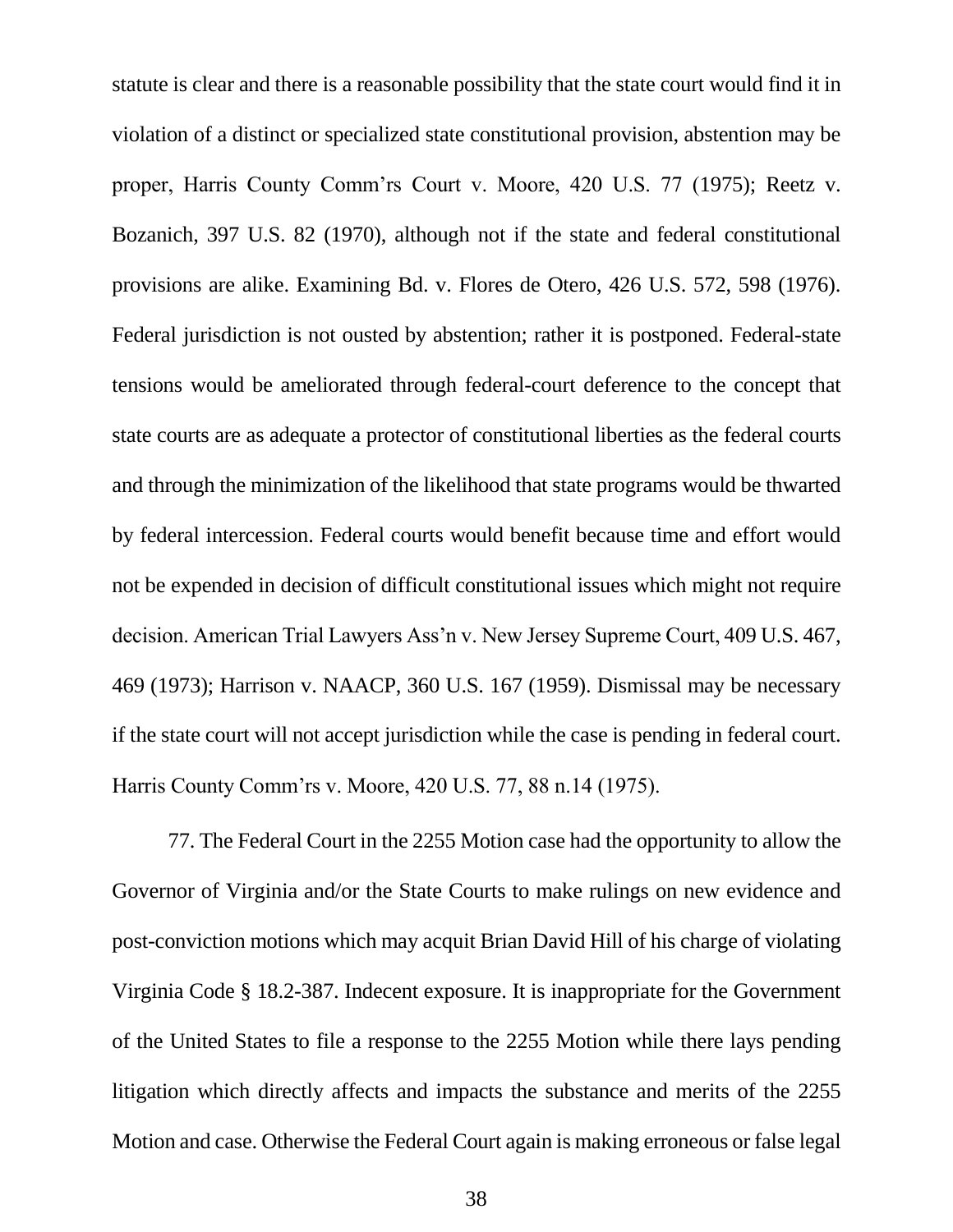statute is clear and there is a reasonable possibility that the state court would find it in violation of a distinct or specialized state constitutional provision, abstention may be proper, Harris County Comm'rs Court v. Moore, 420 U.S. 77 (1975); Reetz v. Bozanich, 397 U.S. 82 (1970), although not if the state and federal constitutional provisions are alike. Examining Bd. v. Flores de Otero, 426 U.S. 572, 598 (1976). Federal jurisdiction is not ousted by abstention; rather it is postponed. Federal-state tensions would be ameliorated through federal-court deference to the concept that state courts are as adequate a protector of constitutional liberties as the federal courts and through the minimization of the likelihood that state programs would be thwarted by federal intercession. Federal courts would benefit because time and effort would not be expended in decision of difficult constitutional issues which might not require decision. American Trial Lawyers Ass'n v. New Jersey Supreme Court, 409 U.S. 467, 469 (1973); Harrison v. NAACP, 360 U.S. 167 (1959). Dismissal may be necessary if the state court will not accept jurisdiction while the case is pending in federal court. Harris County Comm'rs v. Moore, 420 U.S. 77, 88 n.14 (1975).

77. The Federal Court in the 2255 Motion case had the opportunity to allow the Governor of Virginia and/or the State Courts to make rulings on new evidence and post-conviction motions which may acquit Brian David Hill of his charge of violating Virginia Code § 18.2-387. Indecent exposure. It is inappropriate for the Government of the United States to file a response to the 2255 Motion while there lays pending litigation which directly affects and impacts the substance and merits of the 2255 Motion and case. Otherwise the Federal Court again is making erroneous or false legal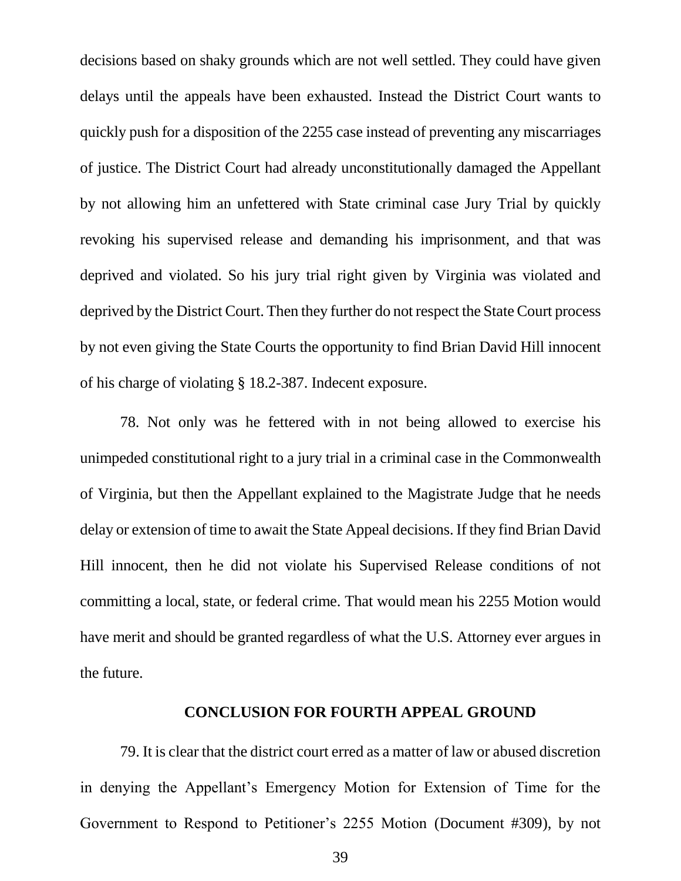decisions based on shaky grounds which are not well settled. They could have given delays until the appeals have been exhausted. Instead the District Court wants to quickly push for a disposition of the 2255 case instead of preventing any miscarriages of justice. The District Court had already unconstitutionally damaged the Appellant by not allowing him an unfettered with State criminal case Jury Trial by quickly revoking his supervised release and demanding his imprisonment, and that was deprived and violated. So his jury trial right given by Virginia was violated and deprived by the District Court. Then they further do not respect the State Court process by not even giving the State Courts the opportunity to find Brian David Hill innocent of his charge of violating § 18.2-387. Indecent exposure.

78. Not only was he fettered with in not being allowed to exercise his unimpeded constitutional right to a jury trial in a criminal case in the Commonwealth of Virginia, but then the Appellant explained to the Magistrate Judge that he needs delay or extension of time to await the State Appeal decisions. If they find Brian David Hill innocent, then he did not violate his Supervised Release conditions of not committing a local, state, or federal crime. That would mean his 2255 Motion would have merit and should be granted regardless of what the U.S. Attorney ever argues in the future.

## CONCLUSION FOR FOURTH APPEAL GROUND

79. It is clear that the district court erred as a matter of law or abused discretion in denying the Appellant's Emergency Motion for Extension of Time for the Government to Respond to Petitioner's 2255 Motion (Document #309), by not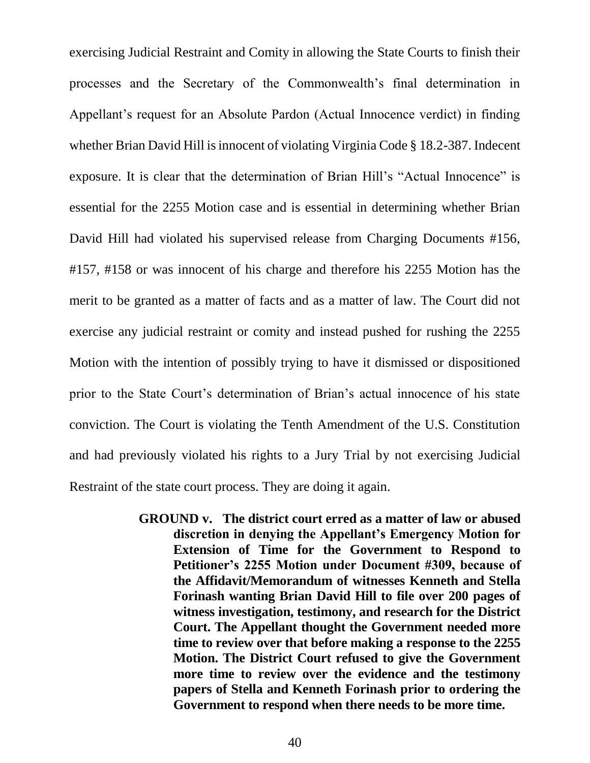exercising Judicial Restraint and Comity in allowing the State Courts to finish their processes and the Secretary of the Commonwealth's final determination in Appellant's request for an Absolute Pardon (Actual Innocence verdict) in finding whether Brian David Hill is innocent of violating Virginia Code § 18.2-387. Indecent exposure. It is clear that the determination of Brian Hill's "Actual Innocence" is essential for the 2255 Motion case and is essential in determining whether Brian David Hill had violated his supervised release from Charging Documents #156, #157, #158 or was innocent of his charge and therefore his 2255 Motion has the merit to be granted as a matter of facts and as a matter of law. The Court did not exercise any judicial restraint or comity and instead pushed for rushing the 2255 Motion with the intention of possibly trying to have it dismissed or dispositioned prior to the State Court's determination of Brian's actual innocence of his state conviction. The Court is violating the Tenth Amendment of the U.S. Constitution and had previously violated his rights to a Jury Trial by not exercising Judicial Restraint of the state court process. They are doing it again.

**GROUND v. The district court erred as a matter of law or abused discretion in denying the Appellant's Emergency Motion for Extension of Time for the Government to Respond to Petitioner's 2255 Motion under Document #309, because of the Affidavit/Memorandum of witnesses Kenneth and Stella Forinash wanting Brian David Hill to file over 200 pages of witness investigation, testimony, and research for the District Court. The Appellant thought the Government needed more time to review over that before making a response to the 2255 Motion. The District Court refused to give the Government more time to review over the evidence and the testimony papers of Stella and Kenneth Forinash prior to ordering the Government to respond when there needs to be more time.**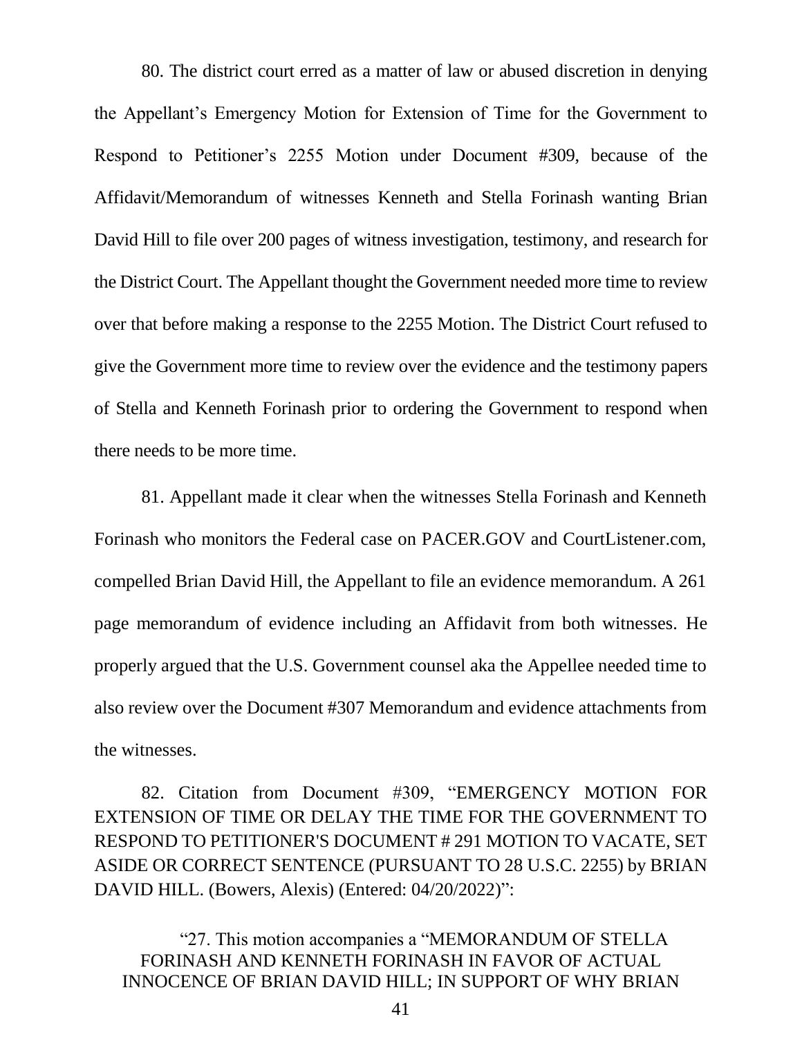80. The district court erred as a matter of law or abused discretion in denying the Appellant's Emergency Motion for Extension of Time for the Government to Respond to Petitioner's 2255 Motion under Document #309, because of the Affidavit/Memorandum of witnesses Kenneth and Stella Forinash wanting Brian David Hill to file over 200 pages of witness investigation, testimony, and research for the District Court. The Appellant thought the Government needed more time to review over that before making a response to the 2255 Motion. The District Court refused to give the Government more time to review over the evidence and the testimony papers of Stella and Kenneth Forinash prior to ordering the Government to respond when there needs to be more time.

81. Appellant made it clear when the witnesses Stella Forinash and Kenneth Forinash who monitors the Federal case on PACER.GOV and CourtListener.com, compelled Brian David Hill, the Appellant to file an evidence memorandum. A 261 page memorandum of evidence including an Affidavit from both witnesses. He properly argued that the U.S. Government counsel aka the Appellee needed time to also review over the Document #307 Memorandum and evidence attachments from the witnesses.

82. Citation from Document #309, "EMERGENCY MOTION FOR EXTENSION OF TIME OR DELAY THE TIME FOR THE GOVERNMENT TO RESPOND TO PETITIONER'S DOCUMENT # 291 MOTION TO VACATE, SET ASIDE OR CORRECT SENTENCE (PURSUANT TO 28 U.S.C. 2255) by BRIAN DAVID HILL. (Bowers, Alexis) (Entered: 04/20/2022)":

> "27. This motion accompanies a "MEMORANDUM OF STELLA FORINASH AND KENNETH FORINASH IN FAVOR OF ACTUAL INNOCENCE OF BRIAN DAVID HILL; IN SUPPORT OF WHY BRIAN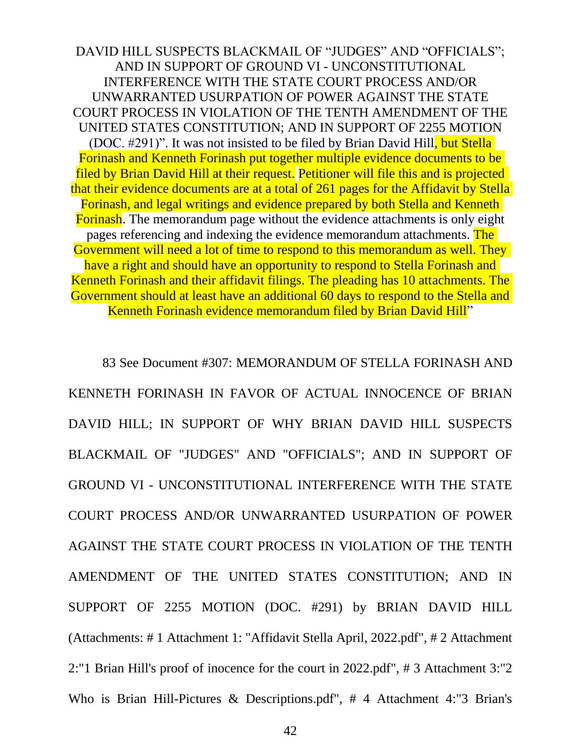DAVID HILL SUSPECTS BLACKMAIL OF "JUDGES" AND "OFFICIALS"; AND IN SUPPORT OF GROUND VI - UNCONSTITUTIONAL INTERFERENCE WITH THE STATE COURT PROCESS AND/OR UNWARRANTED USURPATION OF POWER AGAINST THE STATE COURT PROCESS IN VIOLATION OF THE TENTH AMENDMENT OF THE UNITED STATES CONSTITUTION; AND IN SUPPORT OF 2255 MOTION (DOC. #291)". It was not insisted to be filed by Brian David Hill, but Stella Forinash and Kenneth Forinash put together multiple evidence documents to be filed by Brian David Hill at their request. Petitioner will file this and is projected that their evidence documents are at a total of 261 pages for the Affidavit by Stella Forinash, and legal writings and evidence prepared by both Stella and Kenneth Forinash. The memorandum page without the evidence attachments is only eight pages referencing and indexing the evidence memorandum attachments. The Government will need a lot of time to respond to this memorandum as well. They have a right and should have an opportunity to respond to Stella Forinash and Kenneth Forinash and their affidavit filings. The pleading has 10 attachments. The Government should at least have an additional 60 days to respond to the Stella and Kenneth Forinash evidence memorandum filed by Brian David Hill"

83 See Document #307: MEMORANDUM OF STELLA FORINASH AND KENNETH FORINASH IN FAVOR OF ACTUAL INNOCENCE OF BRIAN DAVID HILL; IN SUPPORT OF WHY BRIAN DAVID HILL SUSPECTS BLACKMAIL OF "JUDGES" AND "OFFICIALS"; AND IN SUPPORT OF GROUND VI - UNCONSTITUTIONAL INTERFERENCE WITH THE STATE COURT PROCESS AND/OR UNWARRANTED USURPATION OF POWER AGAINST THE STATE COURT PROCESS IN VIOLATION OF THE TENTH AMENDMENT OF THE UNITED STATES CONSTITUTION; AND IN SUPPORT OF 2255 MOTION (DOC. #291) by BRIAN DAVID HILL (Attachments: # 1 Attachment 1: "Affidavit Stella April, 2022.pdf", # 2 Attachment 2:"1 Brian Hill's proof of inocence for the court in 2022.pdf", # 3 Attachment 3:"2 Who is Brian Hill-Pictures & Descriptions.pdf", # 4 Attachment 4:"3 Brian's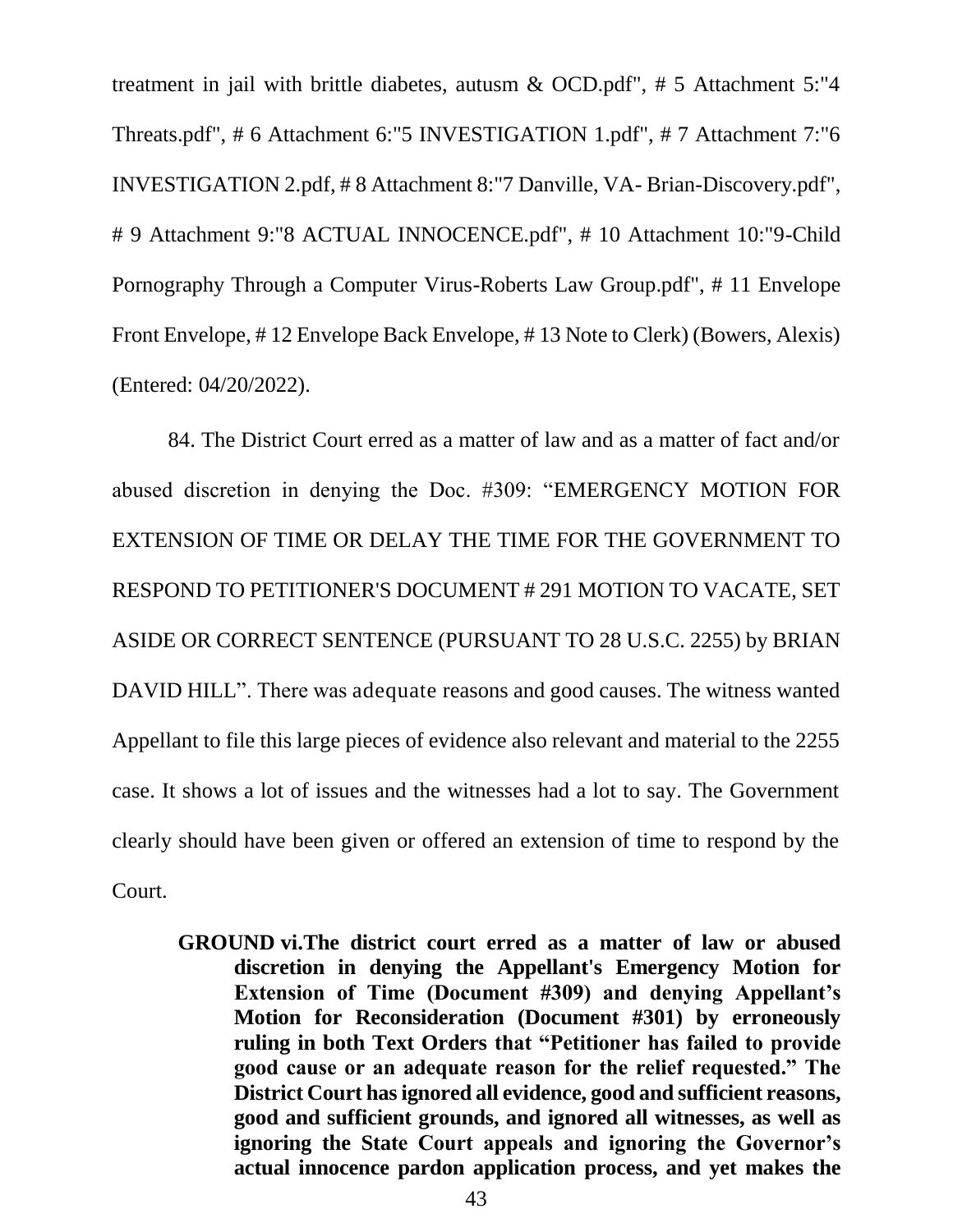treatment in jail with brittle diabetes, autusm & OCD.pdf", # 5 Attachment 5:"4 Threats.pdf", # 6 Attachment 6:"5 INVESTIGATION 1.pdf", # 7 Attachment 7:"6 INVESTIGATION 2.pdf, # 8 Attachment 8:"7 Danville, VA- Brian-Discovery.pdf", # 9 Attachment 9:"8 ACTUAL INNOCENCE.pdf", # 10 Attachment 10:"9-Child Pornography Through a Computer Virus-Roberts Law Group.pdf", # 11 Envelope Front Envelope, # 12 Envelope Back Envelope, # 13 Note to Clerk) (Bowers, Alexis) (Entered: 04/20/2022).

84. The District Court erred as a matter of law and as a matter of fact and/or abused discretion in denying the Doc. #309: "EMERGENCY MOTION FOR EXTENSION OF TIME OR DELAY THE TIME FOR THE GOVERNMENT TO RESPOND TO PETITIONER'S DOCUMENT # 291 MOTION TO VACATE, SET ASIDE OR CORRECT SENTENCE (PURSUANT TO 28 U.S.C. 2255) by BRIAN DAVID HILL". There was adequate reasons and good causes. The witness wanted Appellant to file this large pieces of evidence also relevant and material to the 2255 case. It shows a lot of issues and the witnesses had a lot to say. The Government clearly should have been given or offered an extension of time to respond by the Court.

**GROUND vi.The district court erred as a matter of law or abused discretion in denying the Appellant's Emergency Motion for Extension of Time (Document #309) and denying Appellant's Motion for Reconsideration (Document #301) by erroneously ruling in both Text Orders that "Petitioner has failed to provide good cause or an adequate reason for the relief requested." The District Court has ignored all evidence, good and sufficient reasons, good and sufficient grounds, and ignored all witnesses, as well as ignoring the State Court appeals and ignoring the Governor's actual innocence pardon application process, and yet makes the**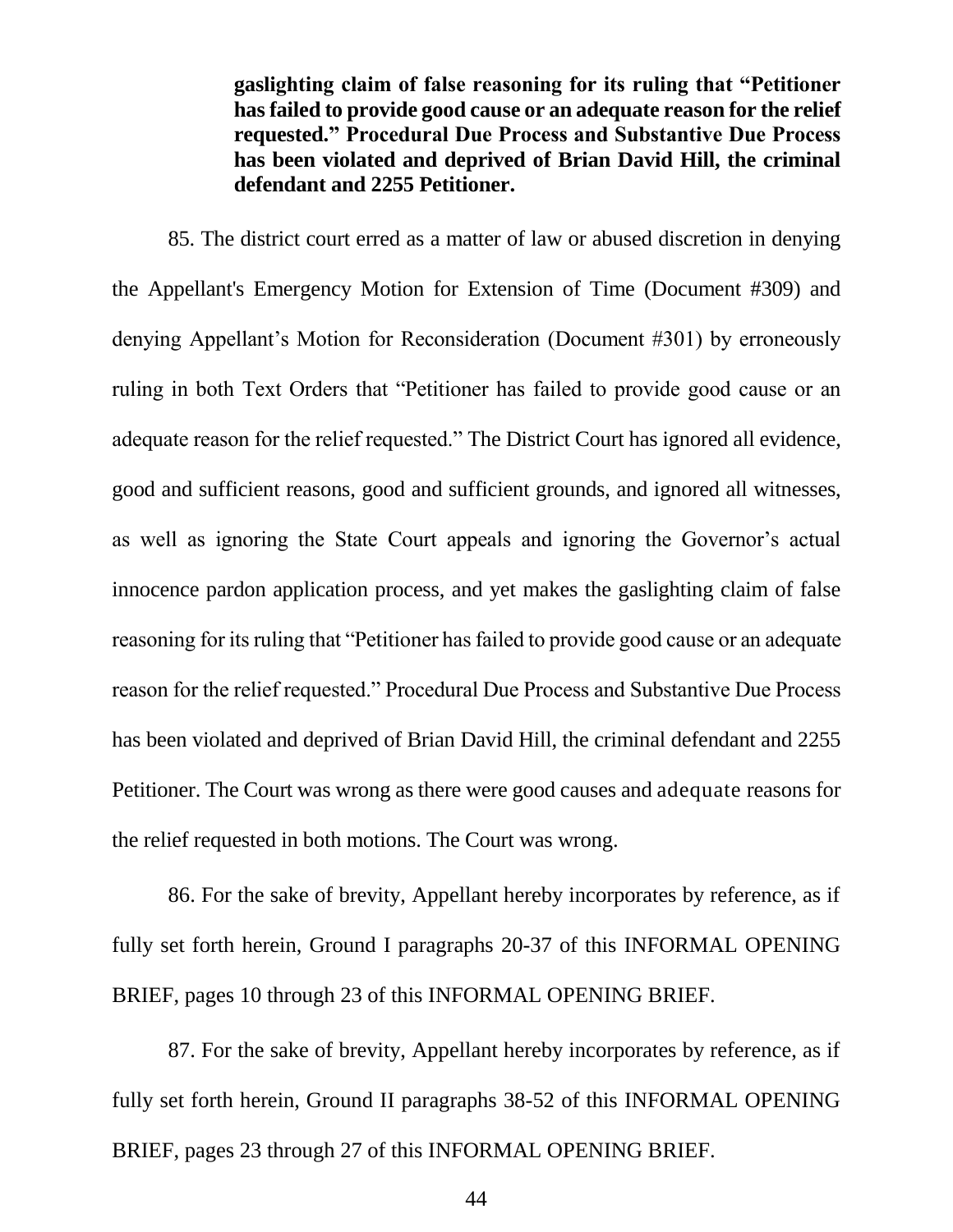**gaslighting claim of false reasoning for its ruling that "Petitioner has failed to provide good cause or an adequate reason for the relief requested." Procedural Due Process and Substantive Due Process has been violated and deprived of Brian David Hill, the criminal defendant and 2255 Petitioner.**

85. The district court erred as a matter of law or abused discretion in denying the Appellant's Emergency Motion for Extension of Time (Document #309) and denying Appellant's Motion for Reconsideration (Document #301) by erroneously ruling in both Text Orders that "Petitioner has failed to provide good cause or an adequate reason for the relief requested." The District Court has ignored all evidence, good and sufficient reasons, good and sufficient grounds, and ignored all witnesses, as well as ignoring the State Court appeals and ignoring the Governor's actual innocence pardon application process, and yet makes the gaslighting claim of false reasoning for its ruling that "Petitioner has failed to provide good cause or an adequate reason for the relief requested." Procedural Due Process and Substantive Due Process has been violated and deprived of Brian David Hill, the criminal defendant and 2255 Petitioner. The Court was wrong as there were good causes and adequate reasons for the relief requested in both motions. The Court was wrong.

86. For the sake of brevity, Appellant hereby incorporates by reference, as if fully set forth herein, Ground I paragraphs 20-37 of this INFORMAL OPENING BRIEF, pages 10 through 23 of this INFORMAL OPENING BRIEF.

87. For the sake of brevity, Appellant hereby incorporates by reference, as if fully set forth herein, Ground II paragraphs 38-52 of this INFORMAL OPENING BRIEF, pages 23 through 27 of this INFORMAL OPENING BRIEF.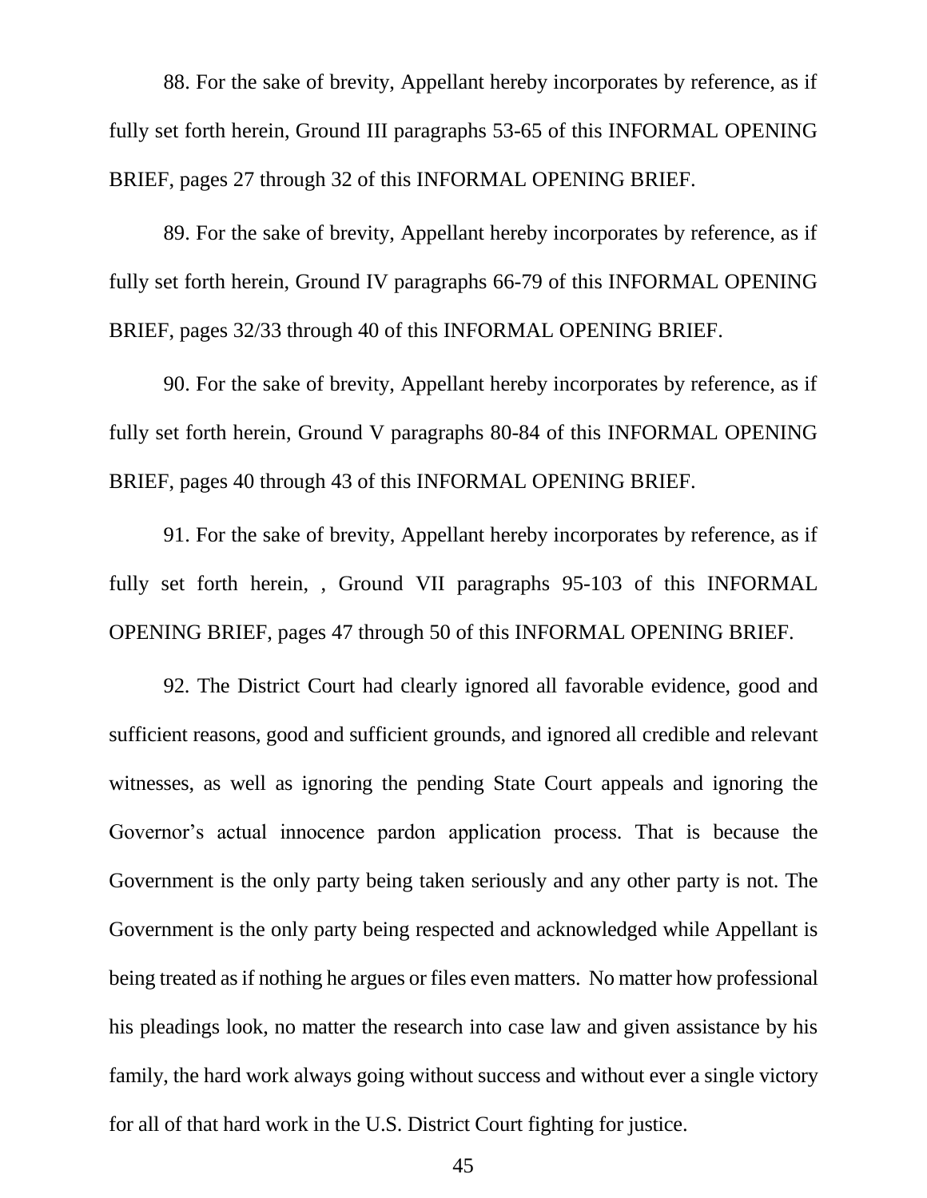88. For the sake of brevity, Appellant hereby incorporates by reference, as if fully set forth herein, Ground III paragraphs 53-65 of this INFORMAL OPENING BRIEF, pages 27 through 32 of this INFORMAL OPENING BRIEF.

89. For the sake of brevity, Appellant hereby incorporates by reference, as if fully set forth herein, Ground IV paragraphs 66-79 of this INFORMAL OPENING BRIEF, pages 32/33 through 40 of this INFORMAL OPENING BRIEF.

90. For the sake of brevity, Appellant hereby incorporates by reference, as if fully set forth herein, Ground V paragraphs 80-84 of this INFORMAL OPENING BRIEF, pages 40 through 43 of this INFORMAL OPENING BRIEF.

91. For the sake of brevity, Appellant hereby incorporates by reference, as if fully set forth herein, , Ground VII paragraphs 95-103 of this INFORMAL OPENING BRIEF, pages 47 through 50 of this INFORMAL OPENING BRIEF.

92. The District Court had clearly ignored all favorable evidence, good and sufficient reasons, good and sufficient grounds, and ignored all credible and relevant witnesses, as well as ignoring the pending State Court appeals and ignoring the Governor's actual innocence pardon application process. That is because the Government is the only party being taken seriously and any other party is not. The Government is the only party being respected and acknowledged while Appellant is being treated as if nothing he argues or files even matters. No matter how professional his pleadings look, no matter the research into case law and given assistance by his family, the hard work always going without success and without ever a single victory for all of that hard work in the U.S. District Court fighting for justice.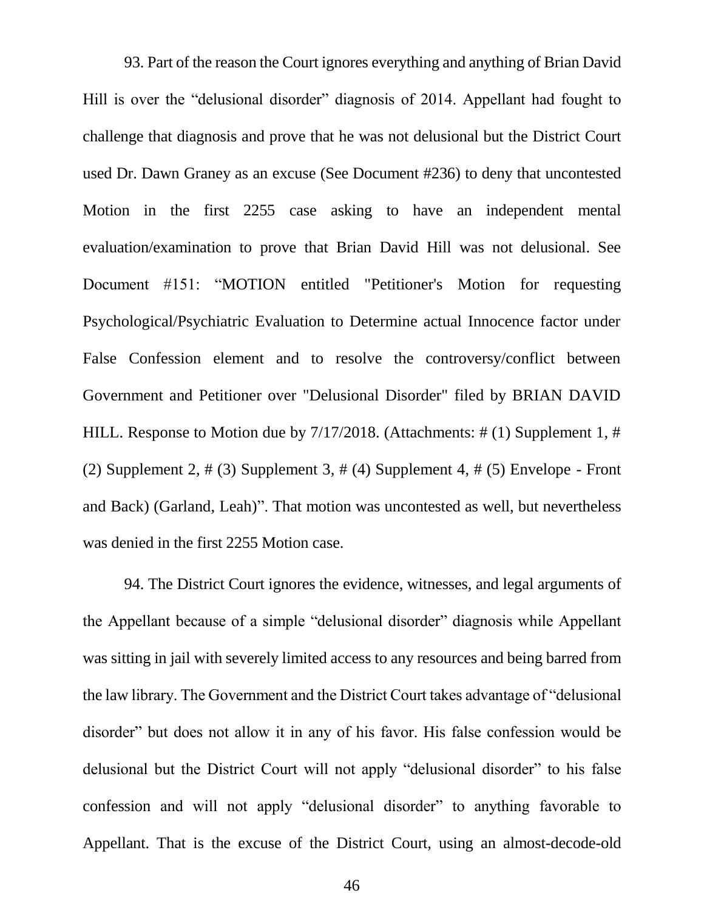93. Part of the reason the Court ignores everything and anything of Brian David Hill is over the "delusional disorder" diagnosis of 2014. Appellant had fought to challenge that diagnosis and prove that he was not delusional but the District Court used Dr. Dawn Graney as an excuse (See Document #236) to deny that uncontested Motion in the first 2255 case asking to have an independent mental evaluation/examination to prove that Brian David Hill was not delusional. See Document #151: "MOTION entitled "Petitioner's Motion for requesting Psychological/Psychiatric Evaluation to Determine actual Innocence factor under False Confession element and to resolve the controversy/conflict between Government and Petitioner over "Delusional Disorder" filed by BRIAN DAVID HILL. Response to Motion due by 7/17/2018. (Attachments: # (1) Supplement 1, # (2) Supplement 2, # (3) Supplement 3, # (4) Supplement 4, # (5) Envelope - Front and Back) (Garland, Leah)". That motion was uncontested as well, but nevertheless was denied in the first 2255 Motion case.

94. The District Court ignores the evidence, witnesses, and legal arguments of the Appellant because of a simple "delusional disorder" diagnosis while Appellant was sitting in jail with severely limited access to any resources and being barred from the law library. The Government and the District Court takes advantage of "delusional disorder" but does not allow it in any of his favor. His false confession would be delusional but the District Court will not apply "delusional disorder" to his false confession and will not apply "delusional disorder" to anything favorable to Appellant. That is the excuse of the District Court, using an almost-decode-old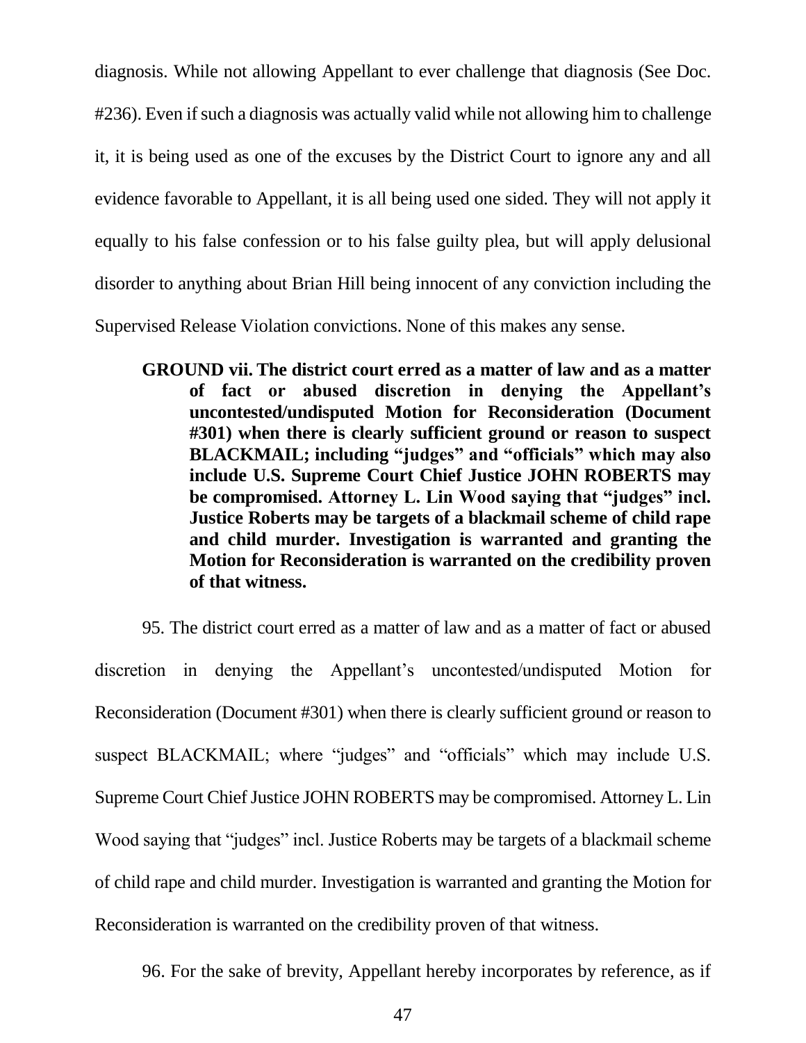diagnosis. While not allowing Appellant to ever challenge that diagnosis (See Doc. #236). Even if such a diagnosis was actually valid while not allowing him to challenge it, it is being used as one of the excuses by the District Court to ignore any and all evidence favorable to Appellant, it is all being used one sided. They will not apply it equally to his false confession or to his false guilty plea, but will apply delusional disorder to anything about Brian Hill being innocent of any conviction including the Supervised Release Violation convictions. None of this makes any sense.

**GROUND vii. The district court erred as a matter of law and as a matter of fact or abused discretion in denying the Appellant's uncontested/undisputed Motion for Reconsideration (Document #301) when there is clearly sufficient ground or reason to suspect BLACKMAIL; including "judges" and "officials" which may also include U.S. Supreme Court Chief Justice JOHN ROBERTS may be compromised. Attorney L. Lin Wood saying that "judges" incl. Justice Roberts may be targets of a blackmail scheme of child rape and child murder. Investigation is warranted and granting the Motion for Reconsideration is warranted on the credibility proven of that witness.**

95. The district court erred as a matter of law and as a matter of fact or abused discretion in denying the Appellant's uncontested/undisputed Motion for Reconsideration (Document #301) when there is clearly sufficient ground or reason to suspect BLACKMAIL; where "judges" and "officials" which may include U.S. Supreme Court Chief Justice JOHN ROBERTS may be compromised. Attorney L. Lin Wood saying that "judges" incl. Justice Roberts may be targets of a blackmail scheme of child rape and child murder. Investigation is warranted and granting the Motion for Reconsideration is warranted on the credibility proven of that witness.

96. For the sake of brevity, Appellant hereby incorporates by reference, as if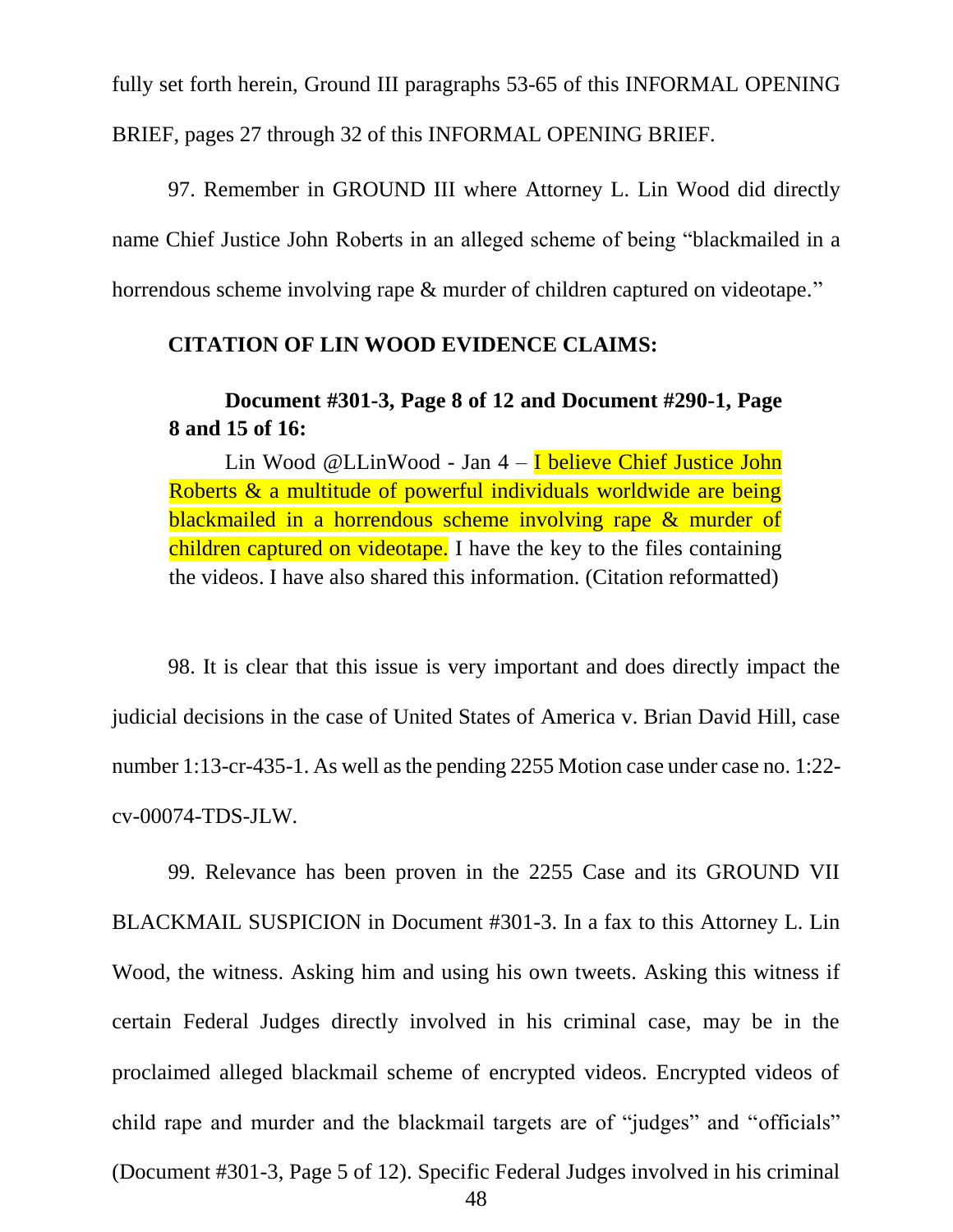fully set forth herein, Ground III paragraphs 53-65 of this INFORMAL OPENING BRIEF, pages 27 through 32 of this INFORMAL OPENING BRIEF.

97. Remember in GROUND III where Attorney L. Lin Wood did directly name Chief Justice John Roberts in an alleged scheme of being "blackmailed in a horrendous scheme involving rape & murder of children captured on videotape."

**CITATION OF LIN WOOD EVIDENCE CLAIMS:**

> **Document #301-3, Page 8 of 12 and Document #290-1, Page 8 and 15 of 16:**
>
> Lin Wood @LLinWood - Jan 4 – I believe Chief Justice John Roberts & a multitude of powerful individuals worldwide are being blackmailed in a horrendous scheme involving rape & murder of children captured on videotape. I have the key to the files containing the videos. I have also shared this information. (Citation reformatted)

98. It is clear that this issue is very important and does directly impact the judicial decisions in the case of United States of America v. Brian David Hill, case number 1:13-cr-435-1. As well as the pending 2255 Motion case under case no. 1:22-cv-00074-TDS-JLW.

99. Relevance has been proven in the 2255 Case and its GROUND VII BLACKMAIL SUSPICION in Document #301-3. In a fax to this Attorney L. Lin Wood, the witness. Asking him and using his own tweets. Asking this witness if certain Federal Judges directly involved in his criminal case, may be in the proclaimed alleged blackmail scheme of encrypted videos. Encrypted videos of child rape and murder and the blackmail targets are of "judges" and "officials" (Document #301-3, Page 5 of 12). Specific Federal Judges involved in his criminal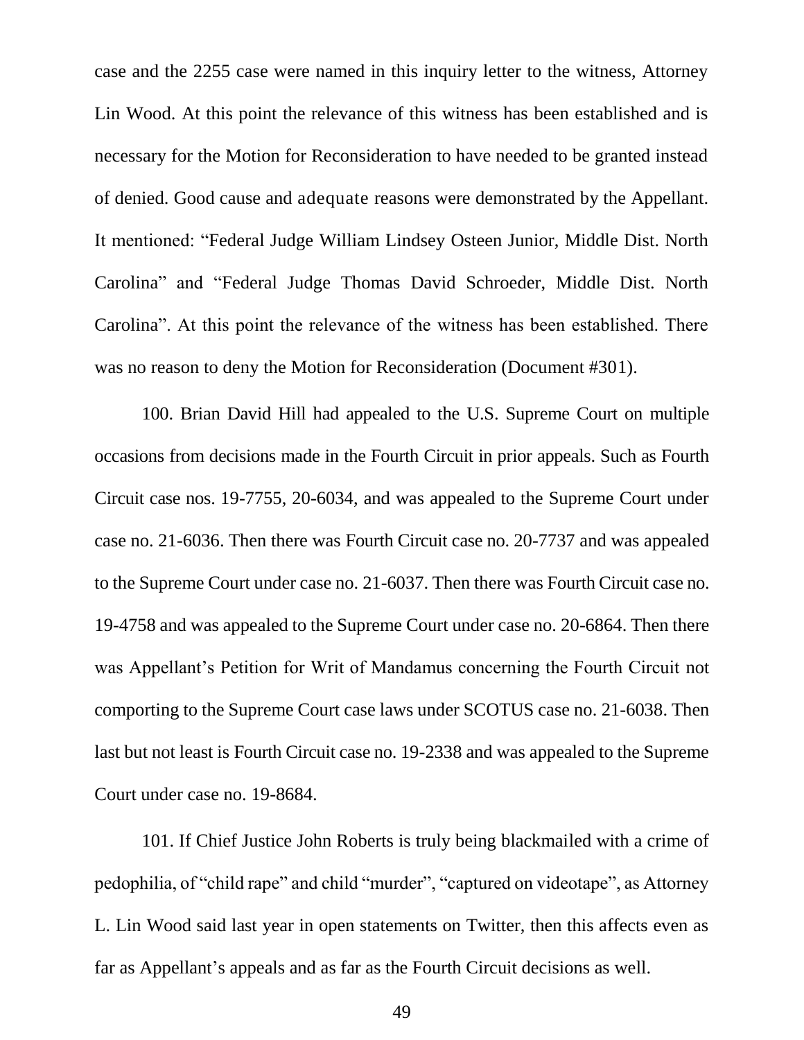case and the 2255 case were named in this inquiry letter to the witness, Attorney Lin Wood. At this point the relevance of this witness has been established and is necessary for the Motion for Reconsideration to have needed to be granted instead of denied. Good cause and adequate reasons were demonstrated by the Appellant. It mentioned: "Federal Judge William Lindsey Osteen Junior, Middle Dist. North Carolina" and "Federal Judge Thomas David Schroeder, Middle Dist. North Carolina". At this point the relevance of the witness has been established. There was no reason to deny the Motion for Reconsideration (Document #301).

100. Brian David Hill had appealed to the U.S. Supreme Court on multiple occasions from decisions made in the Fourth Circuit in prior appeals. Such as Fourth Circuit case nos. 19-7755, 20-6034, and was appealed to the Supreme Court under case no. 21-6036. Then there was Fourth Circuit case no. 20-7737 and was appealed to the Supreme Court under case no. 21-6037. Then there was Fourth Circuit case no. 19-4758 and was appealed to the Supreme Court under case no. 20-6864. Then there was Appellant's Petition for Writ of Mandamus concerning the Fourth Circuit not comporting to the Supreme Court case laws under SCOTUS case no. 21-6038. Then last but not least is Fourth Circuit case no. 19-2338 and was appealed to the Supreme Court under case no. 19-8684.

101. If Chief Justice John Roberts is truly being blackmailed with a crime of pedophilia, of "child rape" and child "murder", "captured on videotape", as Attorney L. Lin Wood said last year in open statements on Twitter, then this affects even as far as Appellant's appeals and as far as the Fourth Circuit decisions as well.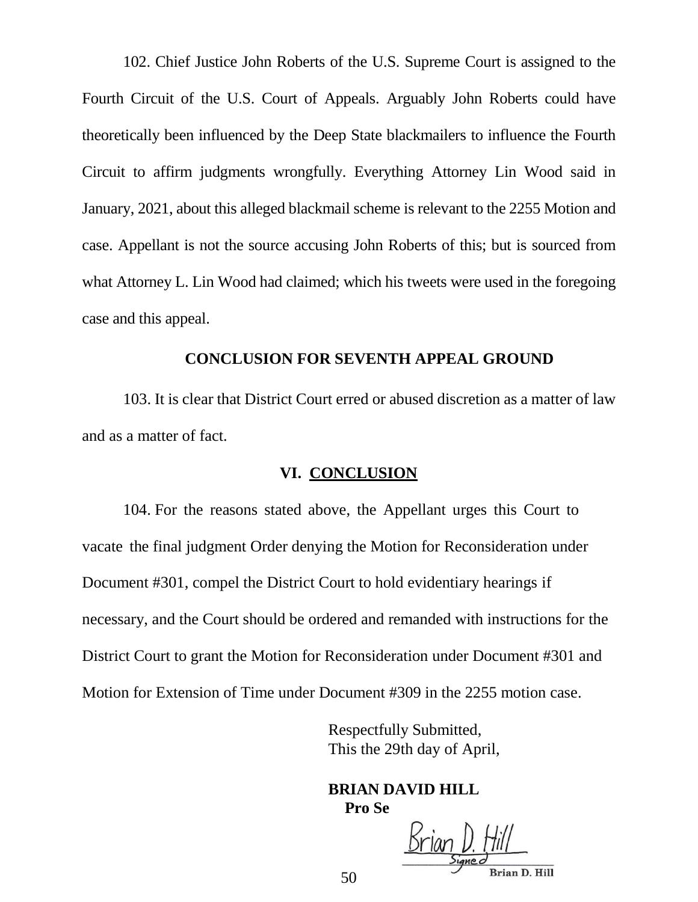102. Chief Justice John Roberts of the U.S. Supreme Court is assigned to the Fourth Circuit of the U.S. Court of Appeals. Arguably John Roberts could have theoretically been influenced by the Deep State blackmailers to influence the Fourth Circuit to affirm judgments wrongfully. Everything Attorney Lin Wood said in January, 2021, about this alleged blackmail scheme is relevant to the 2255 Motion and case. Appellant is not the source accusing John Roberts of this; but is sourced from what Attorney L. Lin Wood had claimed; which his tweets were used in the foregoing case and this appeal.

**CONCLUSION FOR SEVENTH APPEAL GROUND**

103. It is clear that District Court erred or abused discretion as a matter of law and as a matter of fact.

## VI. CONCLUSION

104. For the reasons stated above, the Appellant urges this Court to vacate the final judgment Order denying the Motion for Reconsideration under Document #301, compel the District Court to hold evidentiary hearings if necessary, and the Court should be ordered and remanded with instructions for the District Court to grant the Motion for Reconsideration under Document #301 and Motion for Extension of Time under Document #309 in the 2255 motion case.

Respectfully Submitted,
This the 29th day of April,

**BRIAN DAVID HILL**
**Pro Se**

Brian D. Hill
Signed
Brian D. Hill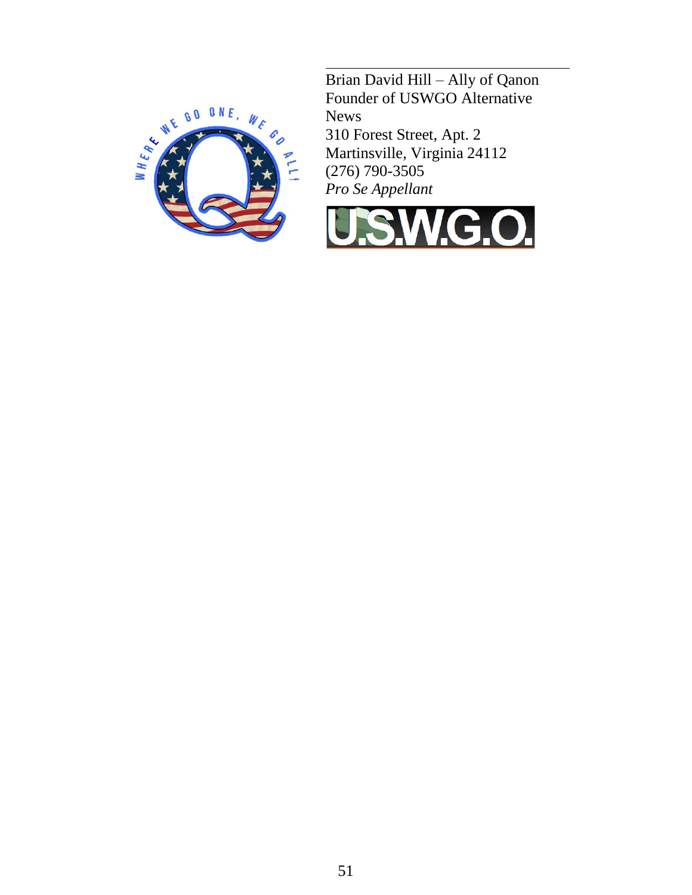Brian David Hill – Ally of Qanon
Founder of USWGO Alternative News
310 Forest Street, Apt. 2
Martinsville, Virginia 24112
(276) 790-3505
*Pro Se Appellant*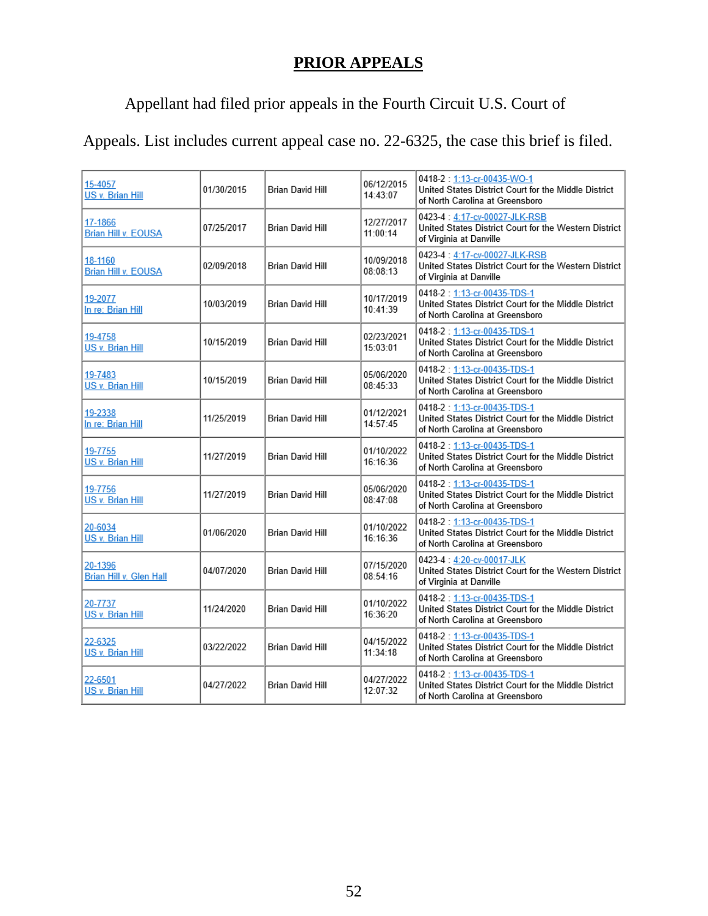# PRIOR APPEALS

Appellant had filed prior appeals in the Fourth Circuit U.S. Court of Appeals. List includes current appeal case no. 22-6325, the case this brief is filed.

| | | | | |
|---|---|---|---|---|
| 15-4057 US v. Brian Hill | 01/30/2015 | Brian David Hill | 06/12/2015 14:43:07 | 0418-2 : 1:13-cr-00435-WO-1 United States District Court for the Middle District of North Carolina at Greensboro |
| 17-1866 Brian Hill v. EOUSA | 07/25/2017 | Brian David Hill | 12/27/2017 11:00:14 | 0423-4 : 4:17-cv-00027-JLK-RSB United States District Court for the Western District of Virginia at Danville |
| 18-1160 Brian Hill v. EOUSA | 02/09/2018 | Brian David Hill | 10/09/2018 08:08:13 | 0423-4 : 4:17-cv-00027-JLK-RSB United States District Court for the Western District of Virginia at Danville |
| 19-2077 In re: Brian Hill | 10/03/2019 | Brian David Hill | 10/17/2019 10:41:39 | 0418-2 : 1:13-cr-00435-TDS-1 United States District Court for the Middle District of North Carolina at Greensboro |
| 19-4758 US v. Brian Hill | 10/15/2019 | Brian David Hill | 02/23/2021 15:03:01 | 0418-2 : 1:13-cr-00435-TDS-1 United States District Court for the Middle District of North Carolina at Greensboro |
| 19-7483 US v. Brian Hill | 10/15/2019 | Brian David Hill | 05/06/2020 08:45:33 | 0418-2 : 1:13-cr-00435-TDS-1 United States District Court for the Middle District of North Carolina at Greensboro |
| 19-2338 In re: Brian Hill | 11/25/2019 | Brian David Hill | 01/12/2021 14:57:45 | 0418-2 : 1:13-cr-00435-TDS-1 United States District Court for the Middle District of North Carolina at Greensboro |
| 19-7755 US v. Brian Hill | 11/27/2019 | Brian David Hill | 01/10/2022 16:16:36 | 0418-2 : 1:13-cr-00435-TDS-1 United States District Court for the Middle District of North Carolina at Greensboro |
| 19-7756 US v. Brian Hill | 11/27/2019 | Brian David Hill | 05/06/2020 08:47:08 | 0418-2 : 1:13-cr-00435-TDS-1 United States District Court for the Middle District of North Carolina at Greensboro |
| 20-6034 US v. Brian Hill | 01/06/2020 | Brian David Hill | 01/10/2022 16:16:36 | 0418-2 : 1:13-cr-00435-TDS-1 United States District Court for the Middle District of North Carolina at Greensboro |
| 20-1396 Brian Hill v. Glen Hall | 04/07/2020 | Brian David Hill | 07/15/2020 08:54:16 | 0423-4 : 4:20-cv-00017-JLK United States District Court for the Western District of Virginia at Danville |
| 20-7737 US v. Brian Hill | 11/24/2020 | Brian David Hill | 01/10/2022 16:36:20 | 0418-2 : 1:13-cr-00435-TDS-1 United States District Court for the Middle District of North Carolina at Greensboro |
| 22-6325 US v. Brian Hill | 03/22/2022 | Brian David Hill | 04/15/2022 11:34:18 | 0418-2 : 1:13-cr-00435-TDS-1 United States District Court for the Middle District of North Carolina at Greensboro |
| 22-6501 US v. Brian Hill | 04/27/2022 | Brian David Hill | 04/27/2022 12:07:32 | 0418-2 : 1:13-cr-00435-TDS-1 United States District Court for the Middle District of North Carolina at Greensboro |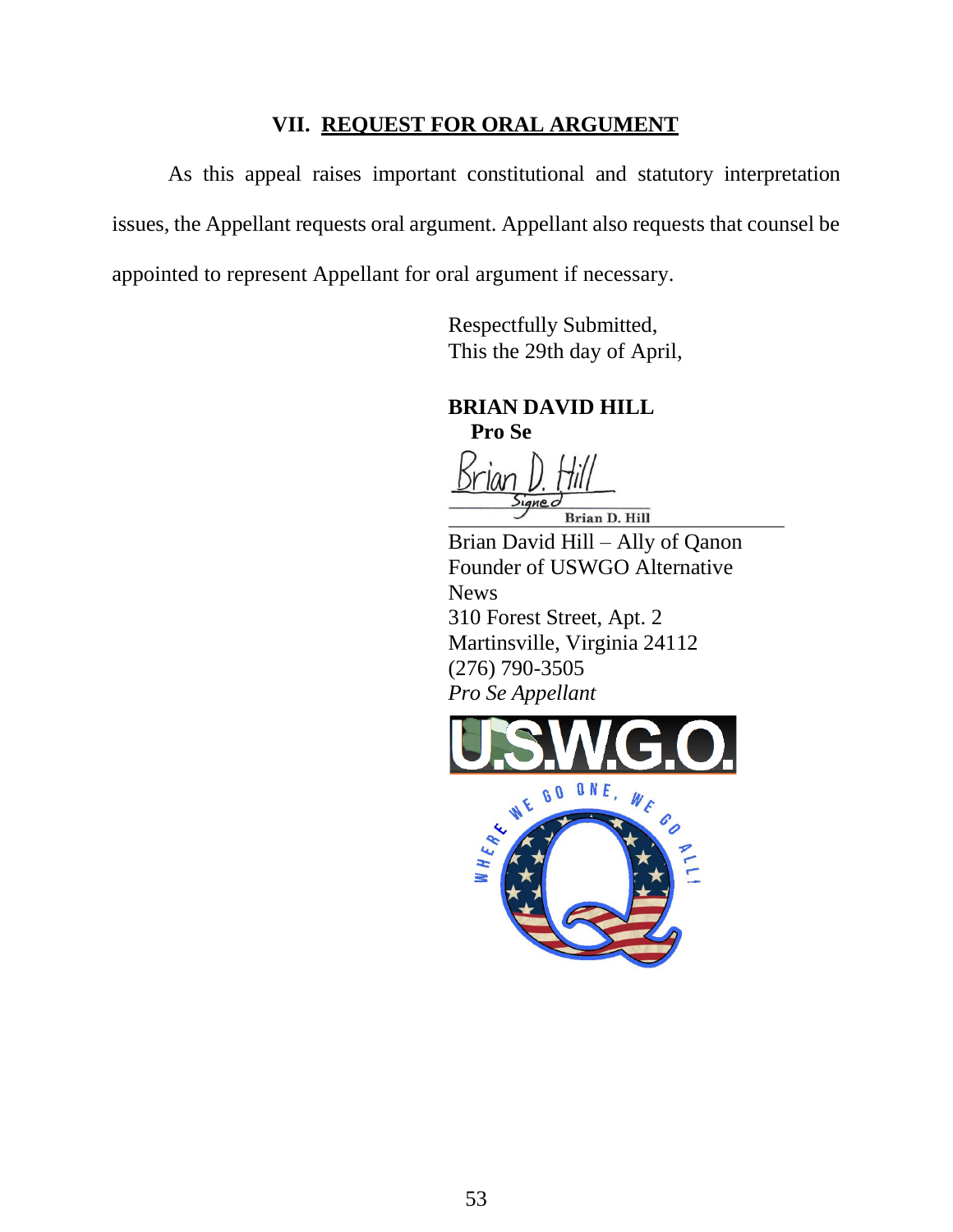## VII. REQUEST FOR ORAL ARGUMENT

As this appeal raises important constitutional and statutory interpretation issues, the Appellant requests oral argument. Appellant also requests that counsel be appointed to represent Appellant for oral argument if necessary.

Respectfully Submitted,
This the 29th day of April,

**BRIAN DAVID HILL**
**Pro Se**

Brian D. Hill
Signed
Brian D. Hill

Brian David Hill – Ally of Qanon
Founder of USWGO Alternative News
310 Forest Street, Apt. 2
Martinsville, Virginia 24112
(276) 790-3505
*Pro Se Appellant*

U.S.W.G.O.

WHERE WE GO ONE, WE GO ALL!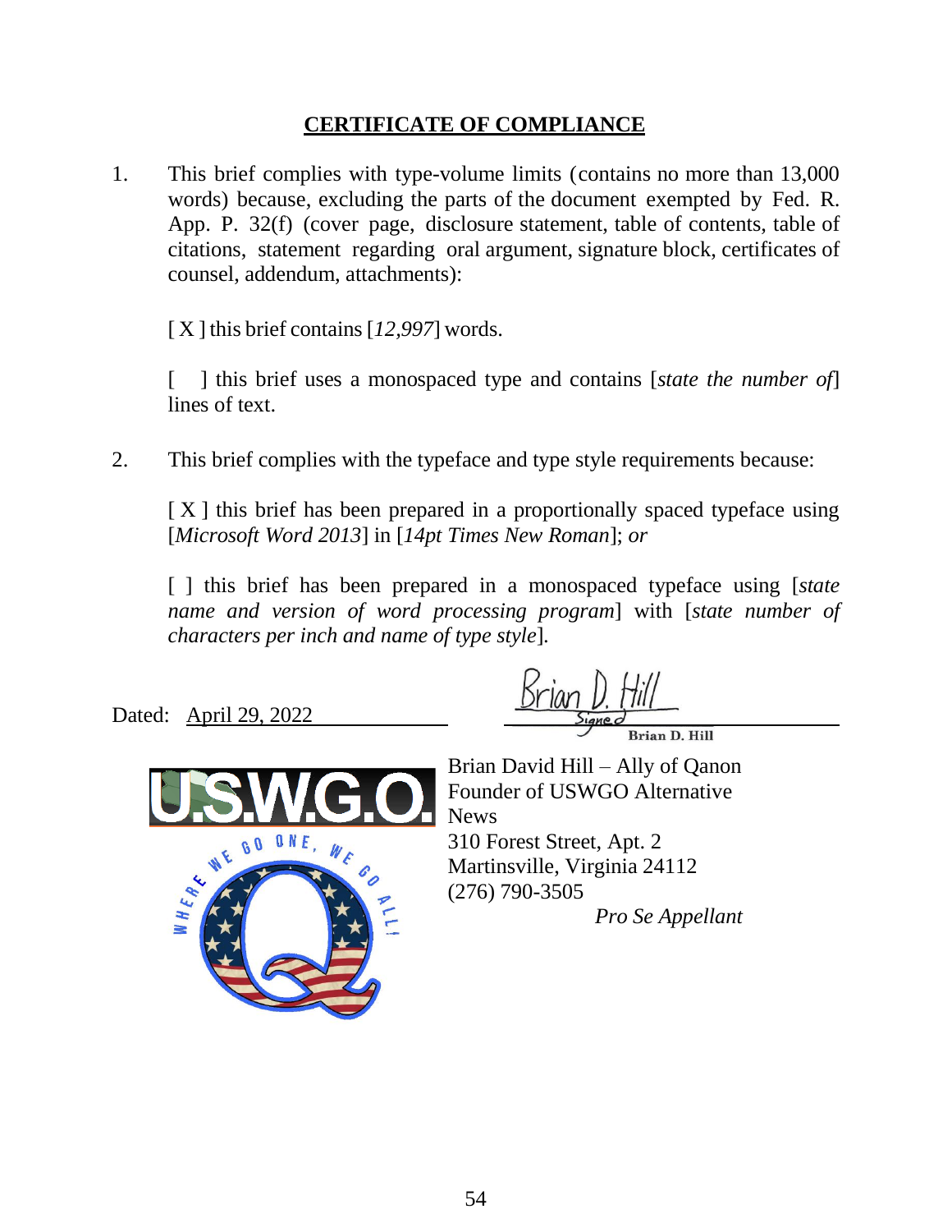## CERTIFICATE OF COMPLIANCE

1. This brief complies with type-volume limits (contains no more than 13,000 words) because, excluding the parts of the document exempted by Fed. R. App. P. 32(f) (cover page, disclosure statement, table of contents, table of citations, statement regarding oral argument, signature block, certificates of counsel, addendum, attachments):

   [ X ] this brief contains [*12,997*] words.

   [ ] this brief uses a monospaced type and contains [*state the number of*] lines of text.

2. This brief complies with the typeface and type style requirements because:

   [ X ] this brief has been prepared in a proportionally spaced typeface using [*Microsoft Word 2013*] in [*14pt Times New Roman*]; *or*

   [ ] this brief has been prepared in a monospaced typeface using [*state name and version of word processing program*] with [*state number of characters per inch and name of type style*].

Dated: April 29, 2022

Brian D. Hill
Signed
Brian D. Hill

U.S.W.G.O.
WHERE WE GO ONE, WE GO ALL!

Brian David Hill – Ally of Qanon
Founder of USWGO Alternative News
310 Forest Street, Apt. 2
Martinsville, Virginia 24112
(276) 790-3505
*Pro Se Appellant*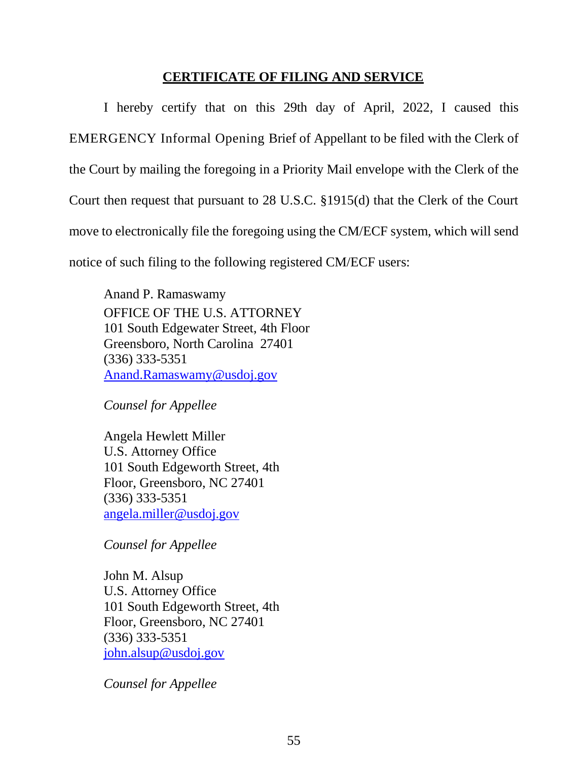**CERTIFICATE OF FILING AND SERVICE**

I hereby certify that on this 29th day of April, 2022, I caused this EMERGENCY Informal Opening Brief of Appellant to be filed with the Clerk of the Court by mailing the foregoing in a Priority Mail envelope with the Clerk of the Court then request that pursuant to 28 U.S.C. §1915(d) that the Clerk of the Court move to electronically file the foregoing using the CM/ECF system, which will send notice of such filing to the following registered CM/ECF users:

Anand P. Ramaswamy
OFFICE OF THE U.S. ATTORNEY
101 South Edgewater Street, 4th Floor
Greensboro, North Carolina 27401
(336) 333-5351
Anand.Ramaswamy@usdoj.gov

*Counsel for Appellee*

Angela Hewlett Miller
U.S. Attorney Office
101 South Edgeworth Street, 4th
Floor, Greensboro, NC 27401
(336) 333-5351
angela.miller@usdoj.gov

*Counsel for Appellee*

John M. Alsup
U.S. Attorney Office
101 South Edgeworth Street, 4th
Floor, Greensboro, NC 27401
(336) 333-5351
john.alsup@usdoj.gov

*Counsel for Appellee*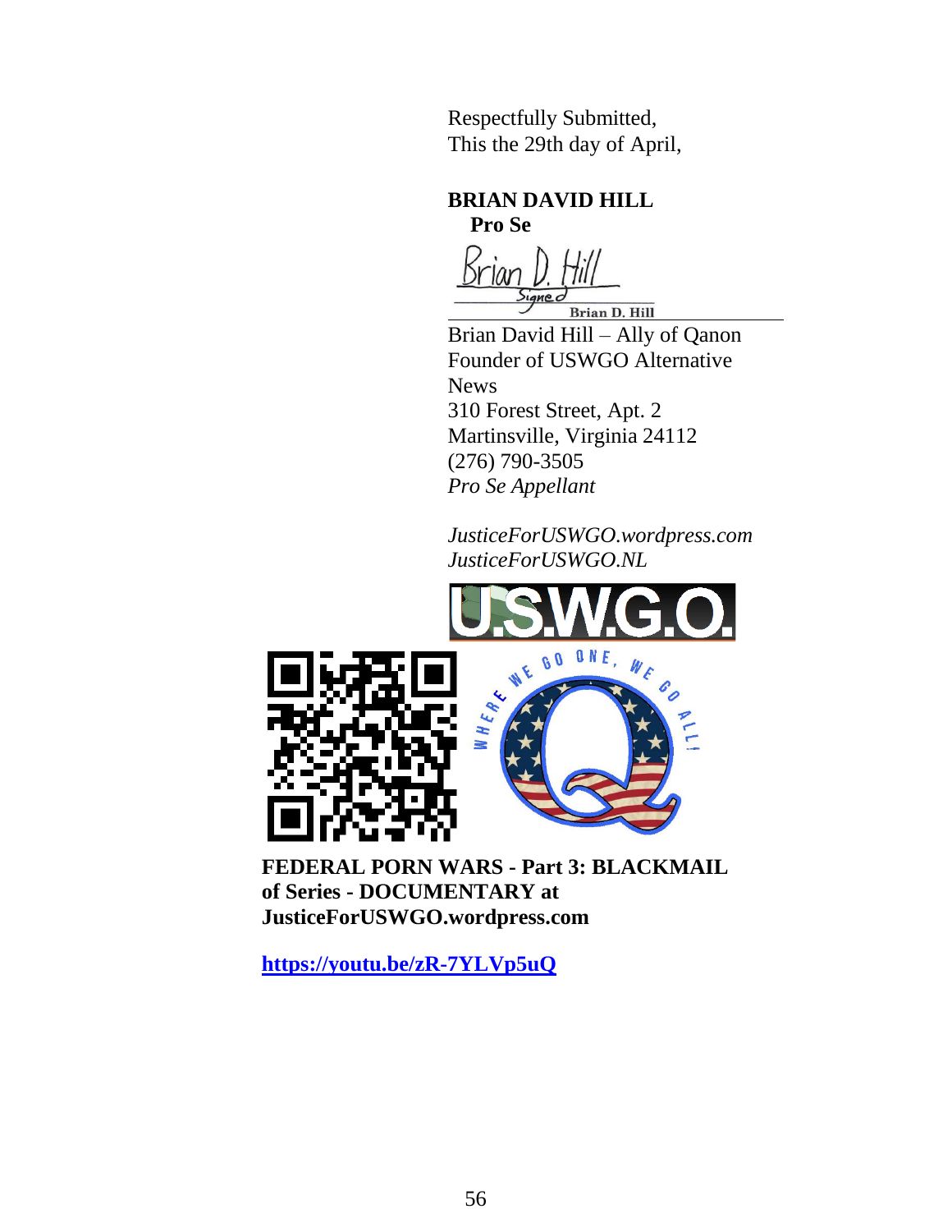Respectfully Submitted,
This the 29th day of April,

**BRIAN DAVID HILL**
**Pro Se**

Brian D. Hill
Signed
Brian D. Hill

Brian David Hill – Ally of Qanon
Founder of USWGO Alternative News
310 Forest Street, Apt. 2
Martinsville, Virginia 24112
(276) 790-3505
*Pro Se Appellant*

*JusticeForUSWGO.wordpress.com*
*JusticeForUSWGO.NL*

U.S.W.G.O.

WHERE WE GO ONE, WE GO ALL!

**FEDERAL PORN WARS - Part 3: BLACKMAIL of Series - DOCUMENTARY at JusticeForUSWGO.wordpress.com**

**https://youtu.be/zR-7YLVp5uQ**